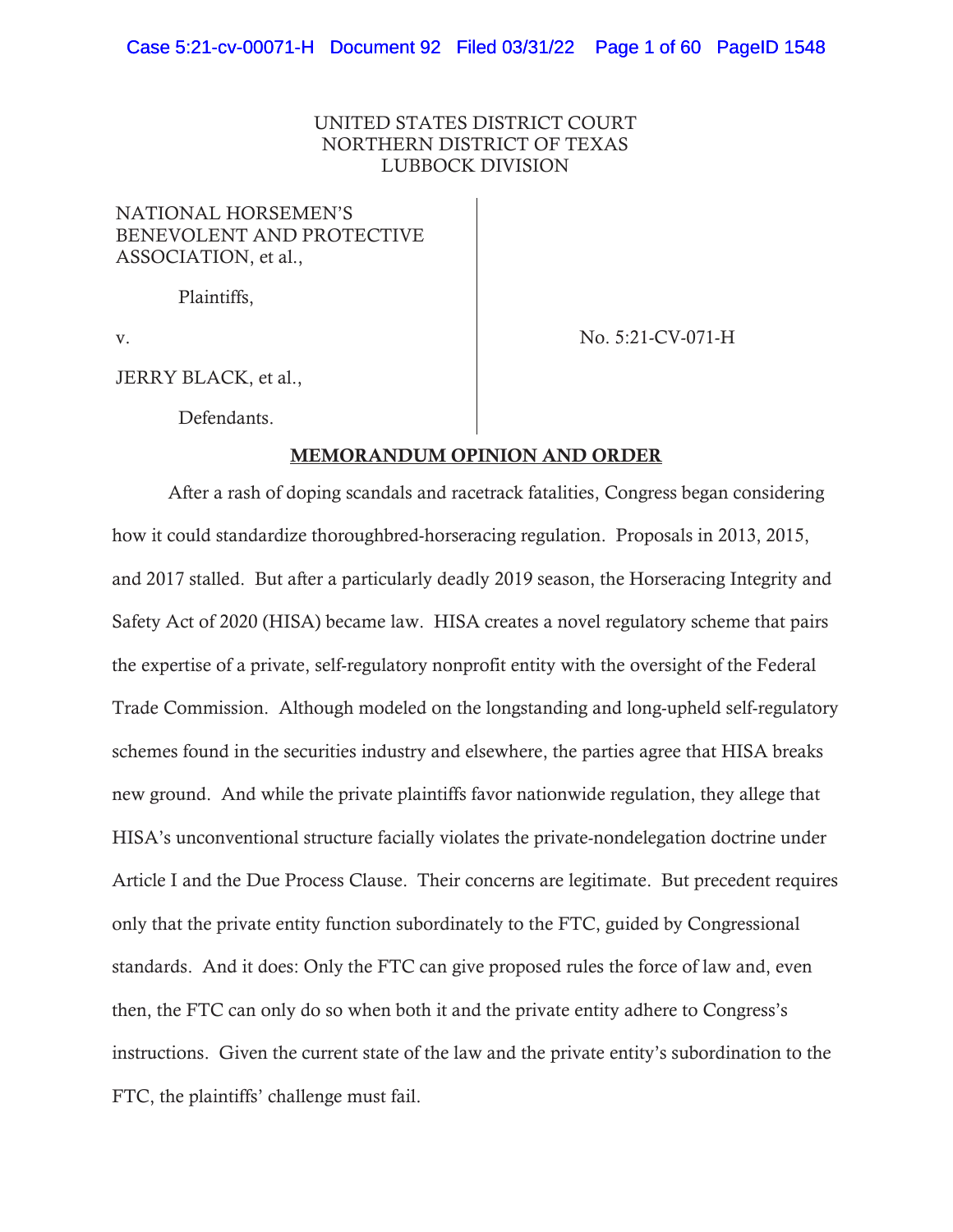UNITED STATES DISTRICT COURT
NORTHERN DISTRICT OF TEXAS
LUBBOCK DIVISION

NATIONAL HORSEMEN'S BENEVOLENT AND PROTECTIVE ASSOCIATION, et al.,

Plaintiffs,

v.

JERRY BLACK, et al.,

Defendants.

No. 5:21-CV-071-H

## MEMORANDUM OPINION AND ORDER

After a rash of doping scandals and racetrack fatalities, Congress began considering how it could standardize thoroughbred-horseracing regulation. Proposals in 2013, 2015, and 2017 stalled. But after a particularly deadly 2019 season, the Horseracing Integrity and Safety Act of 2020 (HISA) became law. HISA creates a novel regulatory scheme that pairs the expertise of a private, self-regulatory nonprofit entity with the oversight of the Federal Trade Commission. Although modeled on the longstanding and long-upheld self-regulatory schemes found in the securities industry and elsewhere, the parties agree that HISA breaks new ground. And while the private plaintiffs favor nationwide regulation, they allege that HISA's unconventional structure facially violates the private-nondelegation doctrine under Article I and the Due Process Clause. Their concerns are legitimate. But precedent requires only that the private entity function subordinately to the FTC, guided by Congressional standards. And it does: Only the FTC can give proposed rules the force of law and, even then, the FTC can only do so when both it and the private entity adhere to Congress's instructions. Given the current state of the law and the private entity's subordination to the FTC, the plaintiffs' challenge must fail.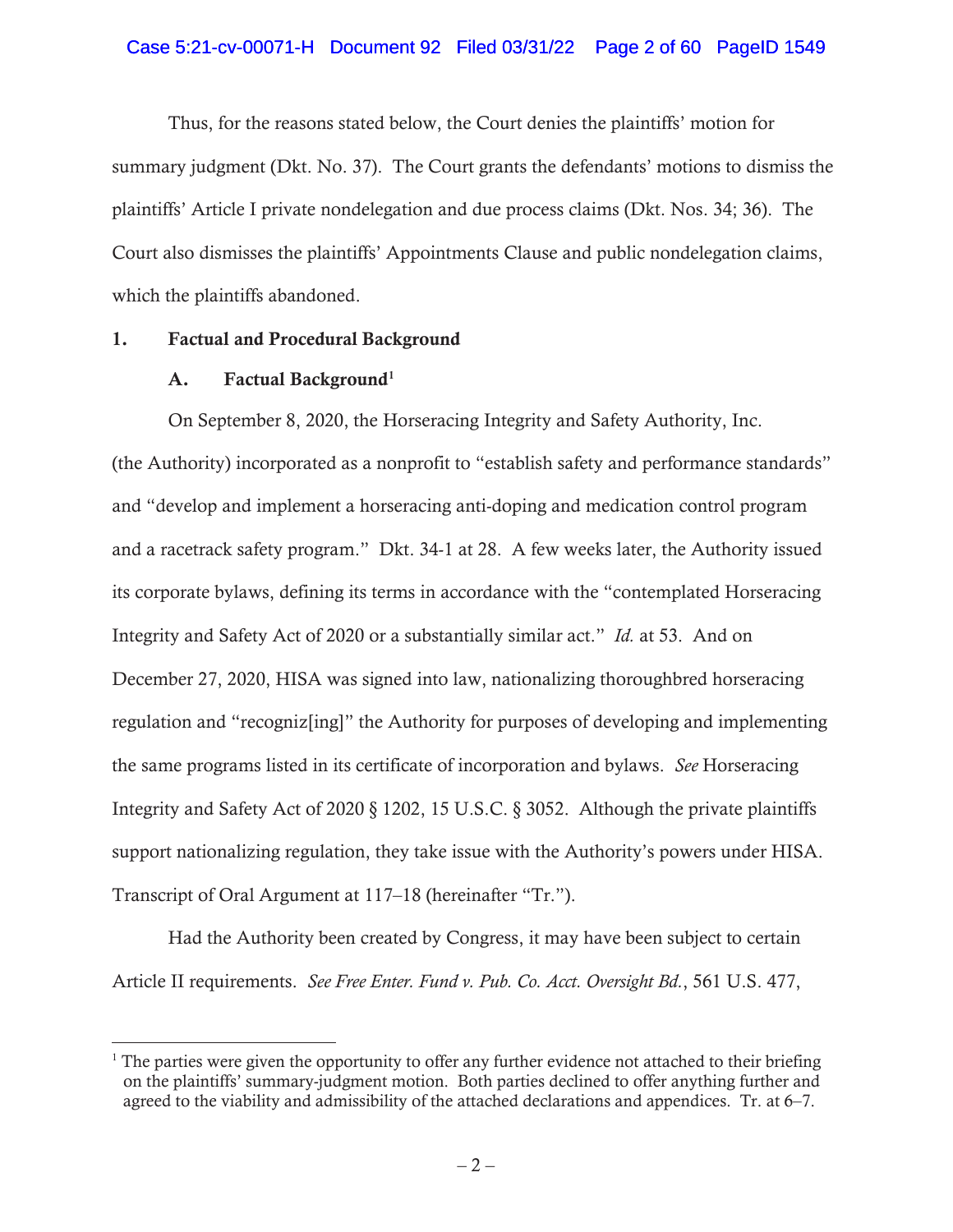Thus, for the reasons stated below, the Court denies the plaintiffs' motion for summary judgment (Dkt. No. 37). The Court grants the defendants' motions to dismiss the plaintiffs' Article I private nondelegation and due process claims (Dkt. Nos. 34; 36). The Court also dismisses the plaintiffs' Appointments Clause and public nondelegation claims, which the plaintiffs abandoned.

## 1. Factual and Procedural Background

### A. Factual Background[1]

On September 8, 2020, the Horseracing Integrity and Safety Authority, Inc. (the Authority) incorporated as a nonprofit to "establish safety and performance standards" and "develop and implement a horseracing anti-doping and medication control program and a racetrack safety program." Dkt. 34-1 at 28. A few weeks later, the Authority issued its corporate bylaws, defining its terms in accordance with the "contemplated Horseracing Integrity and Safety Act of 2020 or a substantially similar act." *Id.* at 53. And on December 27, 2020, HISA was signed into law, nationalizing thoroughbred horseracing regulation and "recogniz[ing]" the Authority for purposes of developing and implementing the same programs listed in its certificate of incorporation and bylaws. *See* Horseracing Integrity and Safety Act of 2020 § 1202, 15 U.S.C. § 3052. Although the private plaintiffs support nationalizing regulation, they take issue with the Authority's powers under HISA. Transcript of Oral Argument at 117–18 (hereinafter "Tr.").

Had the Authority been created by Congress, it may have been subject to certain Article II requirements. *See Free Enter. Fund v. Pub. Co. Acct. Oversight Bd.*, 561 U.S. 477,

---

[1] The parties were given the opportunity to offer any further evidence not attached to their briefing on the plaintiffs' summary-judgment motion. Both parties declined to offer anything further and agreed to the viability and admissibility of the attached declarations and appendices. Tr. at 6–7.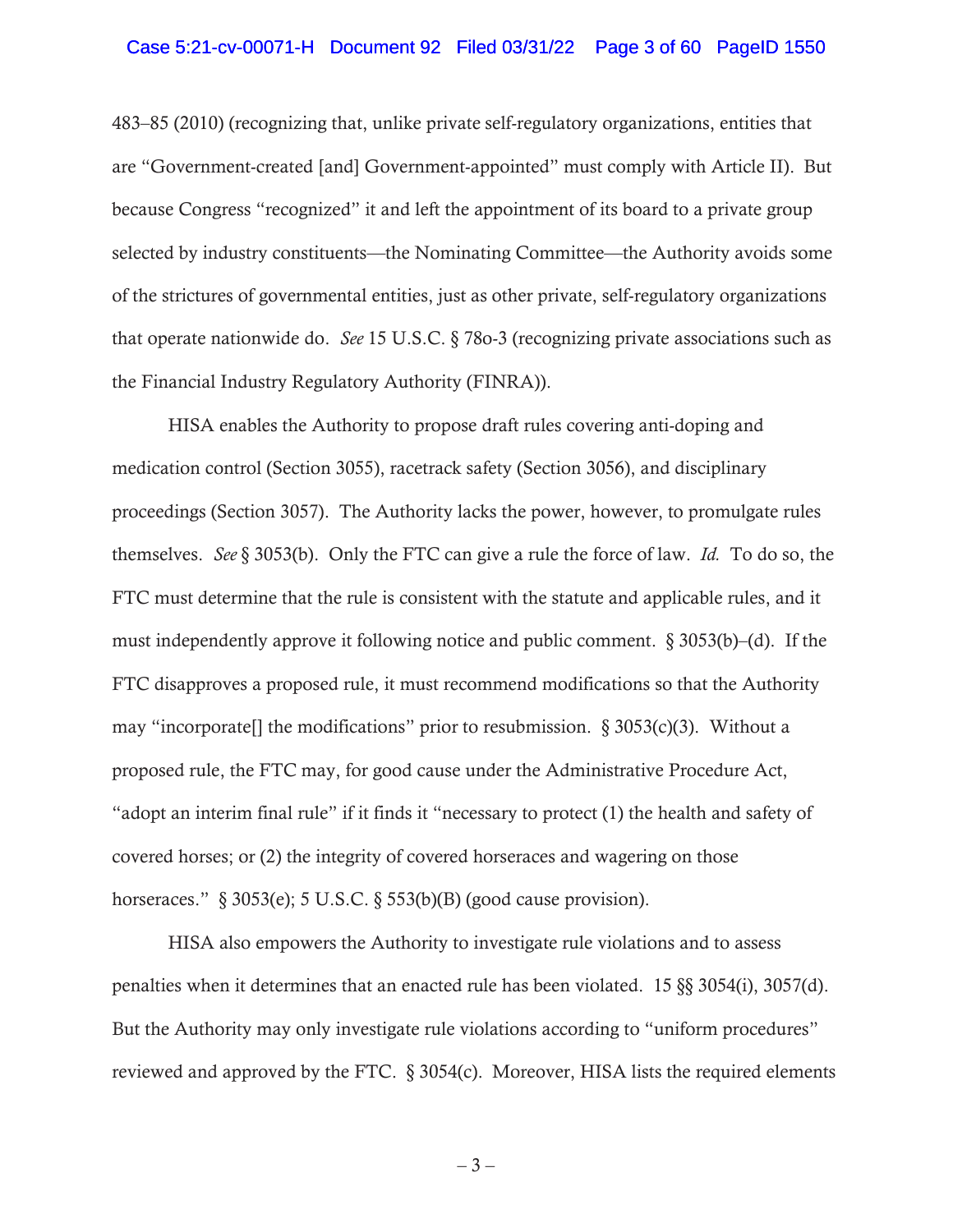483–85 (2010) (recognizing that, unlike private self-regulatory organizations, entities that are "Government-created [and] Government-appointed" must comply with Article II). But because Congress "recognized" it and left the appointment of its board to a private group selected by industry constituents—the Nominating Committee—the Authority avoids some of the strictures of governmental entities, just as other private, self-regulatory organizations that operate nationwide do. *See* 15 U.S.C. § 78o-3 (recognizing private associations such as the Financial Industry Regulatory Authority (FINRA)).

HISA enables the Authority to propose draft rules covering anti-doping and medication control (Section 3055), racetrack safety (Section 3056), and disciplinary proceedings (Section 3057). The Authority lacks the power, however, to promulgate rules themselves. *See* § 3053(b). Only the FTC can give a rule the force of law. *Id.* To do so, the FTC must determine that the rule is consistent with the statute and applicable rules, and it must independently approve it following notice and public comment. § 3053(b)–(d). If the FTC disapproves a proposed rule, it must recommend modifications so that the Authority may "incorporate[] the modifications" prior to resubmission. § 3053(c)(3). Without a proposed rule, the FTC may, for good cause under the Administrative Procedure Act, "adopt an interim final rule" if it finds it "necessary to protect (1) the health and safety of covered horses; or (2) the integrity of covered horseraces and wagering on those horseraces." § 3053(e); 5 U.S.C. § 553(b)(B) (good cause provision).

HISA also empowers the Authority to investigate rule violations and to assess penalties when it determines that an enacted rule has been violated. 15 §§ 3054(i), 3057(d). But the Authority may only investigate rule violations according to "uniform procedures" reviewed and approved by the FTC. § 3054(c). Moreover, HISA lists the required elements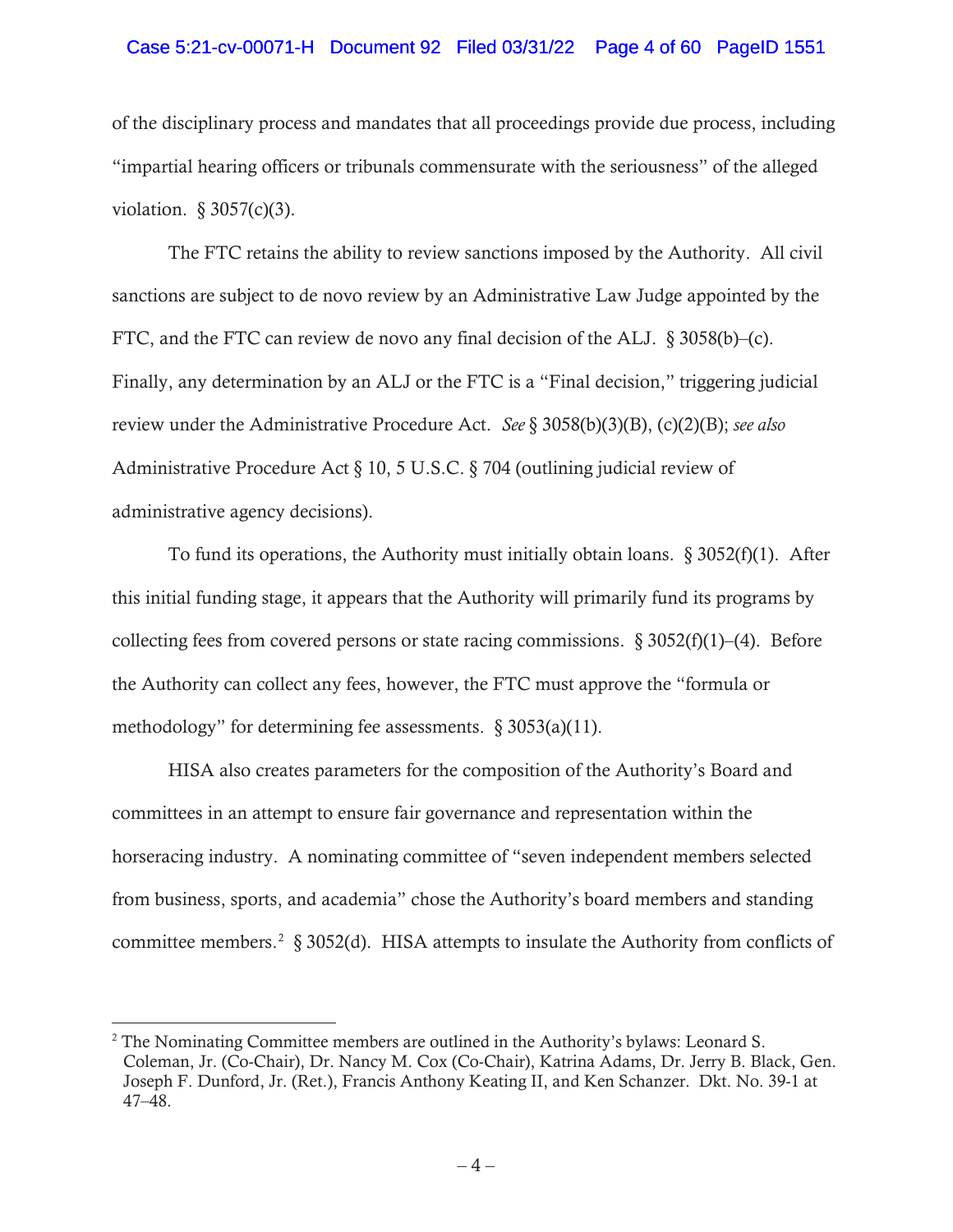of the disciplinary process and mandates that all proceedings provide due process, including "impartial hearing officers or tribunals commensurate with the seriousness" of the alleged violation. § 3057(c)(3).

The FTC retains the ability to review sanctions imposed by the Authority. All civil sanctions are subject to de novo review by an Administrative Law Judge appointed by the FTC, and the FTC can review de novo any final decision of the ALJ. § 3058(b)–(c). Finally, any determination by an ALJ or the FTC is a "Final decision," triggering judicial review under the Administrative Procedure Act. *See* § 3058(b)(3)(B), (c)(2)(B); *see also* Administrative Procedure Act § 10, 5 U.S.C. § 704 (outlining judicial review of administrative agency decisions).

To fund its operations, the Authority must initially obtain loans. § 3052(f)(1). After this initial funding stage, it appears that the Authority will primarily fund its programs by collecting fees from covered persons or state racing commissions. § 3052(f)(1)–(4). Before the Authority can collect any fees, however, the FTC must approve the "formula or methodology" for determining fee assessments. § 3053(a)(11).

HISA also creates parameters for the composition of the Authority's Board and committees in an attempt to ensure fair governance and representation within the horseracing industry. A nominating committee of "seven independent members selected from business, sports, and academia" chose the Authority's board members and standing committee members.[2] § 3052(d). HISA attempts to insulate the Authority from conflicts of

[2] The Nominating Committee members are outlined in the Authority's bylaws: Leonard S. Coleman, Jr. (Co-Chair), Dr. Nancy M. Cox (Co-Chair), Katrina Adams, Dr. Jerry B. Black, Gen. Joseph F. Dunford, Jr. (Ret.), Francis Anthony Keating II, and Ken Schanzer. Dkt. No. 39-1 at 47–48.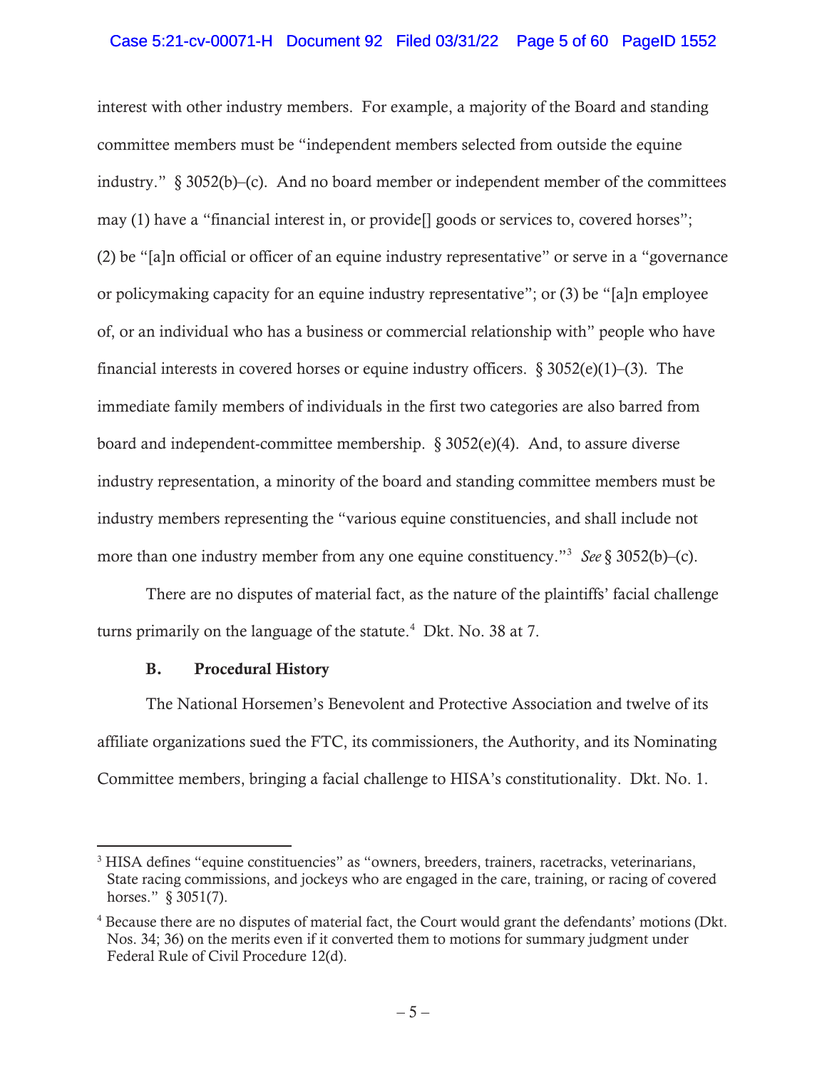interest with other industry members. For example, a majority of the Board and standing committee members must be "independent members selected from outside the equine industry." § 3052(b)–(c). And no board member or independent member of the committees may (1) have a "financial interest in, or provide[] goods or services to, covered horses"; (2) be "[a]n official or officer of an equine industry representative" or serve in a "governance or policymaking capacity for an equine industry representative"; or (3) be "[a]n employee of, or an individual who has a business or commercial relationship with" people who have financial interests in covered horses or equine industry officers. § 3052(e)(1)–(3). The immediate family members of individuals in the first two categories are also barred from board and independent-committee membership. § 3052(e)(4). And, to assure diverse industry representation, a minority of the board and standing committee members must be industry members representing the "various equine constituencies, and shall include not more than one industry member from any one equine constituency."[3] *See* § 3052(b)–(c).

There are no disputes of material fact, as the nature of the plaintiffs' facial challenge turns primarily on the language of the statute.[4] Dkt. No. 38 at 7.

### B. Procedural History

The National Horsemen's Benevolent and Protective Association and twelve of its affiliate organizations sued the FTC, its commissioners, the Authority, and its Nominating Committee members, bringing a facial challenge to HISA's constitutionality. Dkt. No. 1.

---

[3] HISA defines "equine constituencies" as "owners, breeders, trainers, racetracks, veterinarians, State racing commissions, and jockeys who are engaged in the care, training, or racing of covered horses." § 3051(7).

[4] Because there are no disputes of material fact, the Court would grant the defendants' motions (Dkt. Nos. 34; 36) on the merits even if it converted them to motions for summary judgment under Federal Rule of Civil Procedure 12(d).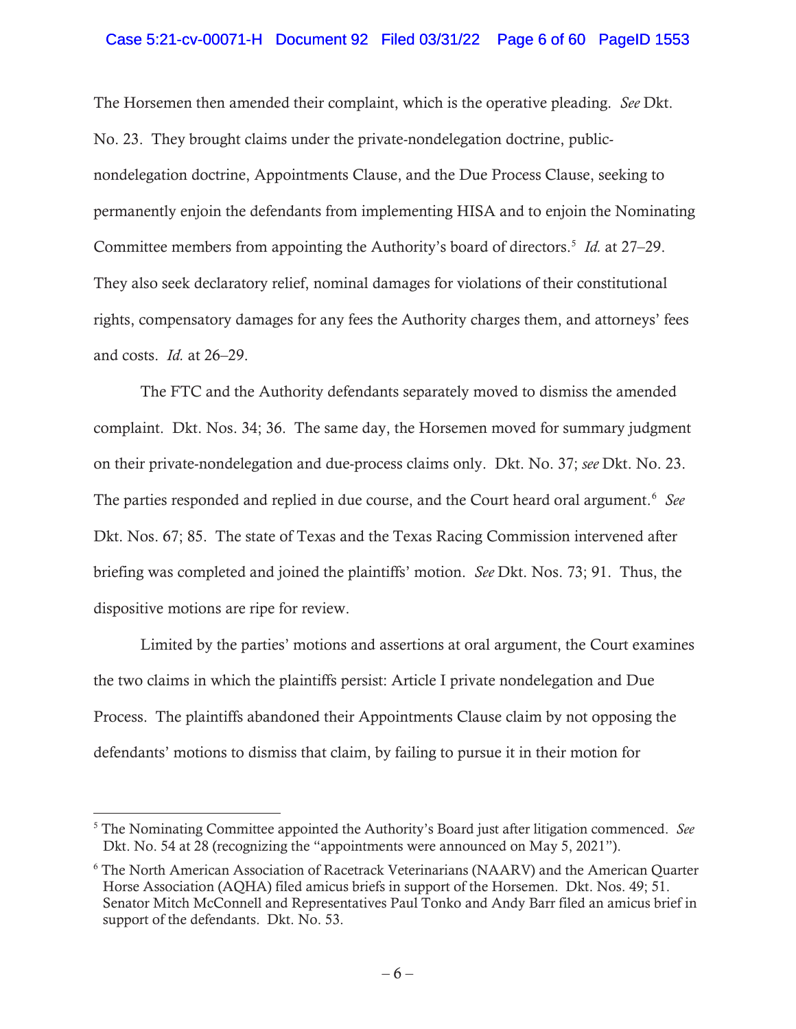The Horsemen then amended their complaint, which is the operative pleading. *See* Dkt. No. 23. They brought claims under the private-nondelegation doctrine, public-nondelegation doctrine, Appointments Clause, and the Due Process Clause, seeking to permanently enjoin the defendants from implementing HISA and to enjoin the Nominating Committee members from appointing the Authority's board of directors.[5] *Id.* at 27–29. They also seek declaratory relief, nominal damages for violations of their constitutional rights, compensatory damages for any fees the Authority charges them, and attorneys' fees and costs. *Id.* at 26–29.

The FTC and the Authority defendants separately moved to dismiss the amended complaint. Dkt. Nos. 34; 36. The same day, the Horsemen moved for summary judgment on their private-nondelegation and due-process claims only. Dkt. No. 37; *see* Dkt. No. 23. The parties responded and replied in due course, and the Court heard oral argument.[6] *See* Dkt. Nos. 67; 85. The state of Texas and the Texas Racing Commission intervened after briefing was completed and joined the plaintiffs' motion. *See* Dkt. Nos. 73; 91. Thus, the dispositive motions are ripe for review.

Limited by the parties' motions and assertions at oral argument, the Court examines the two claims in which the plaintiffs persist: Article I private nondelegation and Due Process. The plaintiffs abandoned their Appointments Clause claim by not opposing the defendants' motions to dismiss that claim, by failing to pursue it in their motion for

---

[5] The Nominating Committee appointed the Authority's Board just after litigation commenced. *See* Dkt. No. 54 at 28 (recognizing the "appointments were announced on May 5, 2021").

[6] The North American Association of Racetrack Veterinarians (NAARV) and the American Quarter Horse Association (AQHA) filed amicus briefs in support of the Horsemen. Dkt. Nos. 49; 51. Senator Mitch McConnell and Representatives Paul Tonko and Andy Barr filed an amicus brief in support of the defendants. Dkt. No. 53.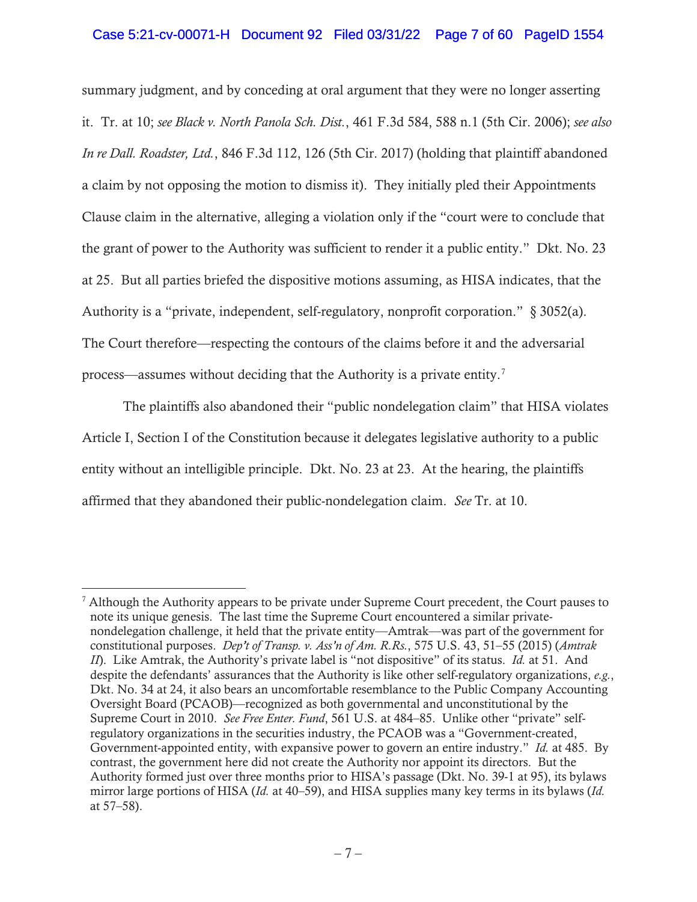summary judgment, and by conceding at oral argument that they were no longer asserting it. Tr. at 10; *see Black v. North Panola Sch. Dist.*, 461 F.3d 584, 588 n.1 (5th Cir. 2006); *see also In re Dall. Roadster, Ltd.*, 846 F.3d 112, 126 (5th Cir. 2017) (holding that plaintiff abandoned a claim by not opposing the motion to dismiss it). They initially pled their Appointments Clause claim in the alternative, alleging a violation only if the "court were to conclude that the grant of power to the Authority was sufficient to render it a public entity." Dkt. No. 23 at 25. But all parties briefed the dispositive motions assuming, as HISA indicates, that the Authority is a "private, independent, self-regulatory, nonprofit corporation." § 3052(a). The Court therefore—respecting the contours of the claims before it and the adversarial process—assumes without deciding that the Authority is a private entity.[7]

The plaintiffs also abandoned their "public nondelegation claim" that HISA violates Article I, Section I of the Constitution because it delegates legislative authority to a public entity without an intelligible principle. Dkt. No. 23 at 23. At the hearing, the plaintiffs affirmed that they abandoned their public-nondelegation claim. *See* Tr. at 10.

---

[7] Although the Authority appears to be private under Supreme Court precedent, the Court pauses to note its unique genesis. The last time the Supreme Court encountered a similar private-nondelegation challenge, it held that the private entity—Amtrak—was part of the government for constitutional purposes. *Dep't of Transp. v. Ass'n of Am. R.Rs.*, 575 U.S. 43, 51–55 (2015) (*Amtrak II*). Like Amtrak, the Authority's private label is "not dispositive" of its status. *Id.* at 51. And despite the defendants' assurances that the Authority is like other self-regulatory organizations, *e.g.*, Dkt. No. 34 at 24, it also bears an uncomfortable resemblance to the Public Company Accounting Oversight Board (PCAOB)—recognized as both governmental and unconstitutional by the Supreme Court in 2010. *See Free Enter. Fund*, 561 U.S. at 484–85. Unlike other "private" self-regulatory organizations in the securities industry, the PCAOB was a "Government-created, Government-appointed entity, with expansive power to govern an entire industry." *Id.* at 485. By contrast, the government here did not create the Authority nor appoint its directors. But the Authority formed just over three months prior to HISA's passage (Dkt. No. 39-1 at 95), its bylaws mirror large portions of HISA (*Id.* at 40–59), and HISA supplies many key terms in its bylaws (*Id.* at 57–58).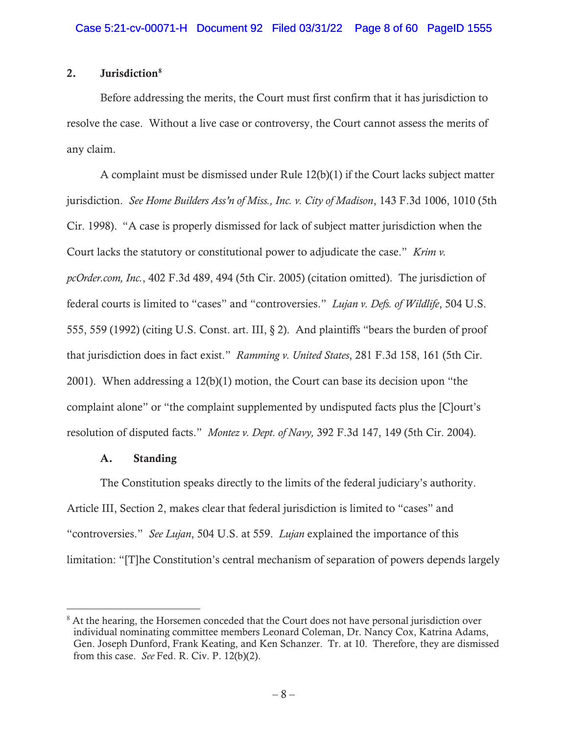## 2. Jurisdiction[8]

Before addressing the merits, the Court must first confirm that it has jurisdiction to resolve the case. Without a live case or controversy, the Court cannot assess the merits of any claim.

A complaint must be dismissed under Rule 12(b)(1) if the Court lacks subject matter jurisdiction. *See Home Builders Ass'n of Miss., Inc. v. City of Madison*, 143 F.3d 1006, 1010 (5th Cir. 1998). "A case is properly dismissed for lack of subject matter jurisdiction when the Court lacks the statutory or constitutional power to adjudicate the case." *Krim v. pcOrder.com, Inc.*, 402 F.3d 489, 494 (5th Cir. 2005) (citation omitted). The jurisdiction of federal courts is limited to "cases" and "controversies." *Lujan v. Defs. of Wildlife*, 504 U.S. 555, 559 (1992) (citing U.S. Const. art. III, § 2). And plaintiffs "bears the burden of proof that jurisdiction does in fact exist." *Ramming v. United States*, 281 F.3d 158, 161 (5th Cir. 2001). When addressing a 12(b)(1) motion, the Court can base its decision upon "the complaint alone" or "the complaint supplemented by undisputed facts plus the [C]ourt's resolution of disputed facts." *Montez v. Dept. of Navy,* 392 F.3d 147, 149 (5th Cir. 2004).

### A. Standing

The Constitution speaks directly to the limits of the federal judiciary's authority. Article III, Section 2, makes clear that federal jurisdiction is limited to "cases" and "controversies." *See Lujan*, 504 U.S. at 559. *Lujan* explained the importance of this limitation: "[T]he Constitution's central mechanism of separation of powers depends largely

---

[8] At the hearing, the Horsemen conceded that the Court does not have personal jurisdiction over individual nominating committee members Leonard Coleman, Dr. Nancy Cox, Katrina Adams, Gen. Joseph Dunford, Frank Keating, and Ken Schanzer. Tr. at 10. Therefore, they are dismissed from this case. *See* Fed. R. Civ. P. 12(b)(2).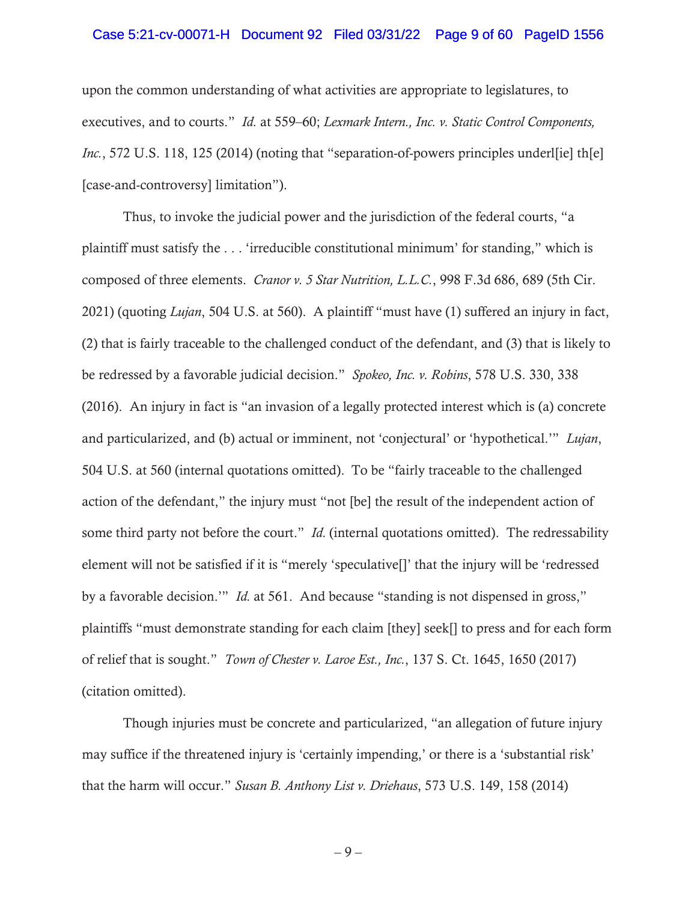upon the common understanding of what activities are appropriate to legislatures, to executives, and to courts." *Id.* at 559–60; *Lexmark Intern., Inc. v. Static Control Components, Inc.*, 572 U.S. 118, 125 (2014) (noting that "separation-of-powers principles underl[ie] th[e] [case-and-controversy] limitation").

Thus, to invoke the judicial power and the jurisdiction of the federal courts, "a plaintiff must satisfy the . . . 'irreducible constitutional minimum' for standing," which is composed of three elements. *Cranor v. 5 Star Nutrition, L.L.C.*, 998 F.3d 686, 689 (5th Cir. 2021) (quoting *Lujan*, 504 U.S. at 560). A plaintiff "must have (1) suffered an injury in fact, (2) that is fairly traceable to the challenged conduct of the defendant, and (3) that is likely to be redressed by a favorable judicial decision." *Spokeo, Inc. v. Robins*, 578 U.S. 330, 338 (2016). An injury in fact is "an invasion of a legally protected interest which is (a) concrete and particularized, and (b) actual or imminent, not 'conjectural' or 'hypothetical.'" *Lujan*, 504 U.S. at 560 (internal quotations omitted). To be "fairly traceable to the challenged action of the defendant," the injury must "not [be] the result of the independent action of some third party not before the court." *Id.* (internal quotations omitted). The redressability element will not be satisfied if it is "merely 'speculative[]' that the injury will be 'redressed by a favorable decision.'" *Id.* at 561. And because "standing is not dispensed in gross," plaintiffs "must demonstrate standing for each claim [they] seek[] to press and for each form of relief that is sought." *Town of Chester v. Laroe Est., Inc.*, 137 S. Ct. 1645, 1650 (2017) (citation omitted).

Though injuries must be concrete and particularized, "an allegation of future injury may suffice if the threatened injury is 'certainly impending,' or there is a 'substantial risk' that the harm will occur." *Susan B. Anthony List v. Driehaus*, 573 U.S. 149, 158 (2014)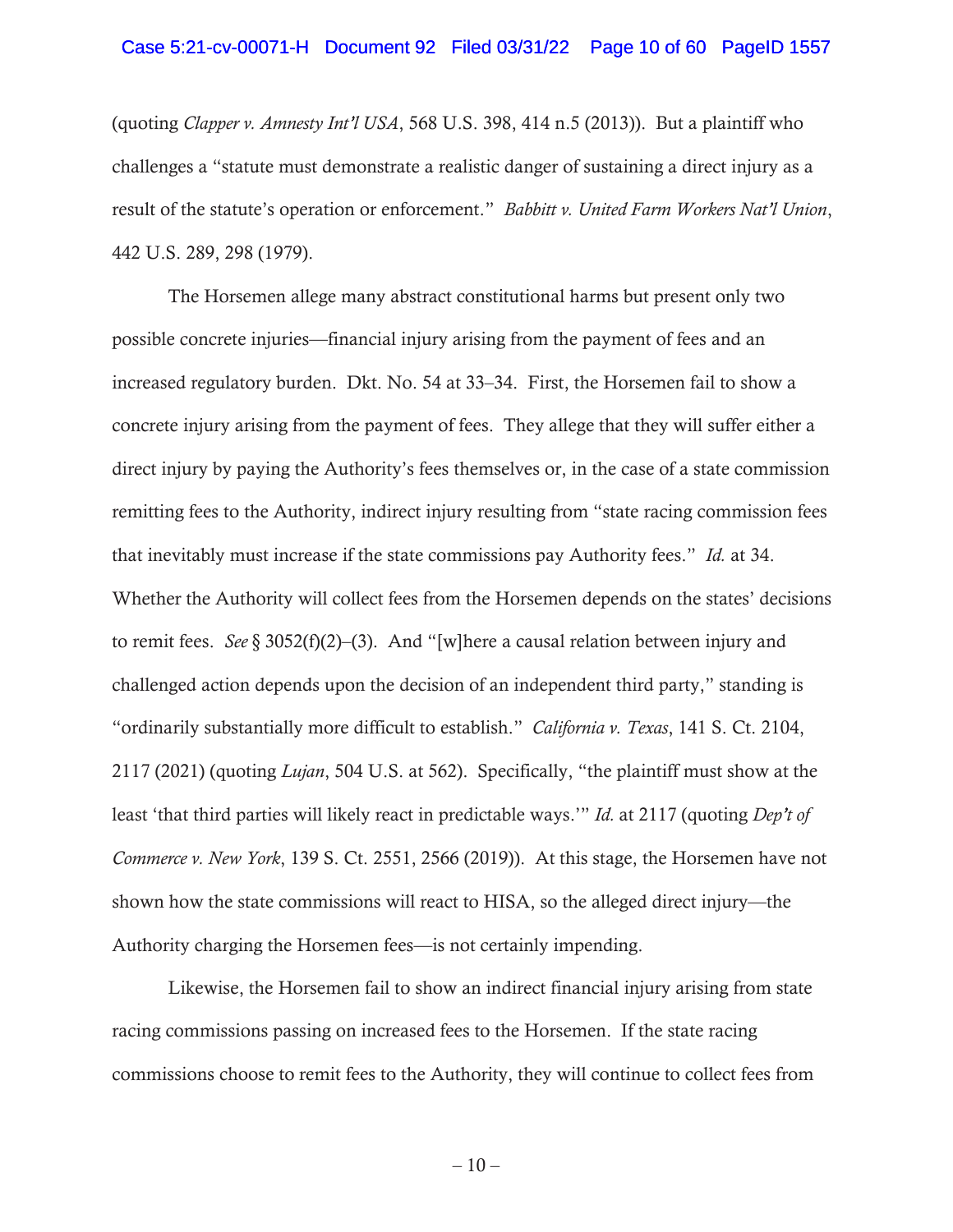(quoting *Clapper v. Amnesty Int'l USA*, 568 U.S. 398, 414 n.5 (2013)). But a plaintiff who challenges a "statute must demonstrate a realistic danger of sustaining a direct injury as a result of the statute's operation or enforcement." *Babbitt v. United Farm Workers Nat'l Union*, 442 U.S. 289, 298 (1979).

The Horsemen allege many abstract constitutional harms but present only two possible concrete injuries—financial injury arising from the payment of fees and an increased regulatory burden. Dkt. No. 54 at 33–34. First, the Horsemen fail to show a concrete injury arising from the payment of fees. They allege that they will suffer either a direct injury by paying the Authority's fees themselves or, in the case of a state commission remitting fees to the Authority, indirect injury resulting from "state racing commission fees that inevitably must increase if the state commissions pay Authority fees." *Id.* at 34. Whether the Authority will collect fees from the Horsemen depends on the states' decisions to remit fees. *See* § 3052(f)(2)–(3). And "[w]here a causal relation between injury and challenged action depends upon the decision of an independent third party," standing is "ordinarily substantially more difficult to establish." *California v. Texas*, 141 S. Ct. 2104, 2117 (2021) (quoting *Lujan*, 504 U.S. at 562). Specifically, "the plaintiff must show at the least 'that third parties will likely react in predictable ways.'" *Id.* at 2117 (quoting *Dep't of Commerce v. New York*, 139 S. Ct. 2551, 2566 (2019)). At this stage, the Horsemen have not shown how the state commissions will react to HISA, so the alleged direct injury—the Authority charging the Horsemen fees—is not certainly impending.

Likewise, the Horsemen fail to show an indirect financial injury arising from state racing commissions passing on increased fees to the Horsemen. If the state racing commissions choose to remit fees to the Authority, they will continue to collect fees from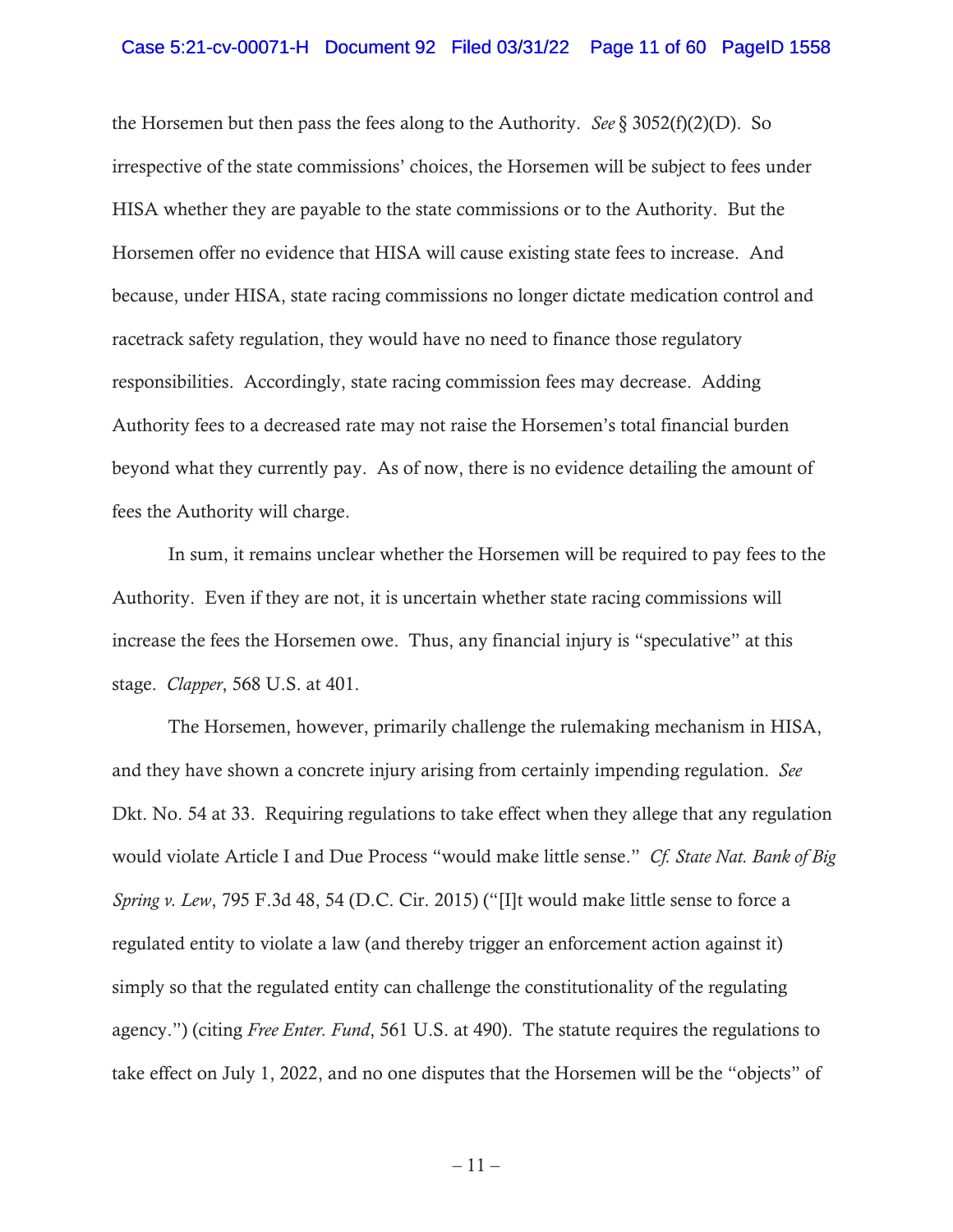the Horsemen but then pass the fees along to the Authority. *See* § 3052(f)(2)(D). So irrespective of the state commissions' choices, the Horsemen will be subject to fees under HISA whether they are payable to the state commissions or to the Authority. But the Horsemen offer no evidence that HISA will cause existing state fees to increase. And because, under HISA, state racing commissions no longer dictate medication control and racetrack safety regulation, they would have no need to finance those regulatory responsibilities. Accordingly, state racing commission fees may decrease. Adding Authority fees to a decreased rate may not raise the Horsemen's total financial burden beyond what they currently pay. As of now, there is no evidence detailing the amount of fees the Authority will charge.

In sum, it remains unclear whether the Horsemen will be required to pay fees to the Authority. Even if they are not, it is uncertain whether state racing commissions will increase the fees the Horsemen owe. Thus, any financial injury is "speculative" at this stage. *Clapper*, 568 U.S. at 401.

The Horsemen, however, primarily challenge the rulemaking mechanism in HISA, and they have shown a concrete injury arising from certainly impending regulation. *See* Dkt. No. 54 at 33. Requiring regulations to take effect when they allege that any regulation would violate Article I and Due Process "would make little sense." *Cf. State Nat. Bank of Big Spring v. Lew*, 795 F.3d 48, 54 (D.C. Cir. 2015) ("[I]t would make little sense to force a regulated entity to violate a law (and thereby trigger an enforcement action against it) simply so that the regulated entity can challenge the constitutionality of the regulating agency.") (citing *Free Enter. Fund*, 561 U.S. at 490). The statute requires the regulations to take effect on July 1, 2022, and no one disputes that the Horsemen will be the "objects" of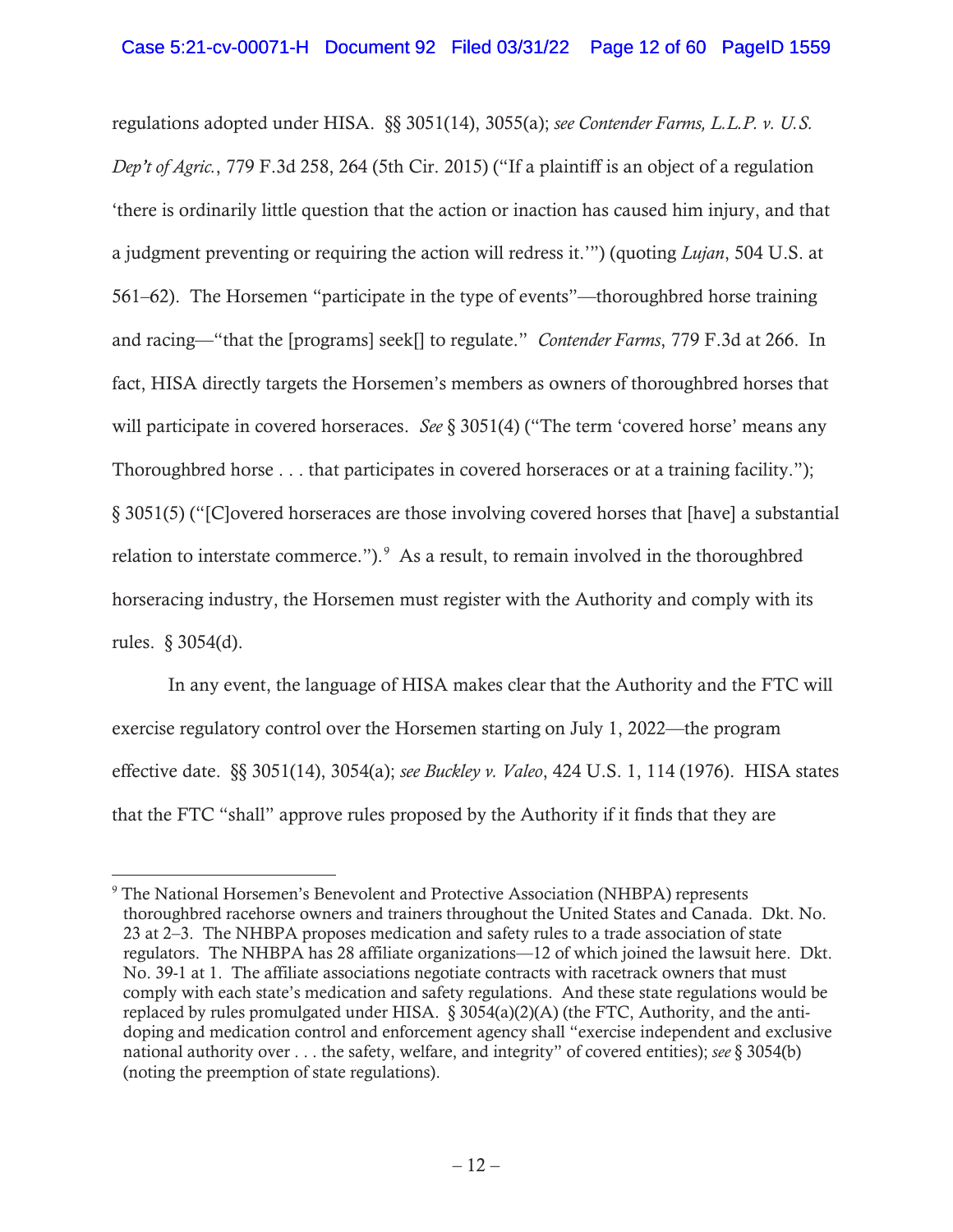regulations adopted under HISA. §§ 3051(14), 3055(a); *see Contender Farms, L.L.P. v. U.S. Dep't of Agric.*, 779 F.3d 258, 264 (5th Cir. 2015) ("If a plaintiff is an object of a regulation 'there is ordinarily little question that the action or inaction has caused him injury, and that a judgment preventing or requiring the action will redress it.'") (quoting *Lujan*, 504 U.S. at 561–62). The Horsemen "participate in the type of events"—thoroughbred horse training and racing—"that the [programs] seek[] to regulate." *Contender Farms*, 779 F.3d at 266. In fact, HISA directly targets the Horsemen's members as owners of thoroughbred horses that will participate in covered horseraces. *See* § 3051(4) ("The term 'covered horse' means any Thoroughbred horse . . . that participates in covered horseraces or at a training facility."); § 3051(5) ("[C]overed horseraces are those involving covered horses that [have] a substantial relation to interstate commerce.").[9] As a result, to remain involved in the thoroughbred horseracing industry, the Horsemen must register with the Authority and comply with its rules. § 3054(d).

In any event, the language of HISA makes clear that the Authority and the FTC will exercise regulatory control over the Horsemen starting on July 1, 2022—the program effective date. §§ 3051(14), 3054(a); *see Buckley v. Valeo*, 424 U.S. 1, 114 (1976). HISA states that the FTC "shall" approve rules proposed by the Authority if it finds that they are

---

[9] The National Horsemen's Benevolent and Protective Association (NHBPA) represents thoroughbred racehorse owners and trainers throughout the United States and Canada. Dkt. No. 23 at 2–3. The NHBPA proposes medication and safety rules to a trade association of state regulators. The NHBPA has 28 affiliate organizations—12 of which joined the lawsuit here. Dkt. No. 39-1 at 1. The affiliate associations negotiate contracts with racetrack owners that must comply with each state's medication and safety regulations. And these state regulations would be replaced by rules promulgated under HISA. § 3054(a)(2)(A) (the FTC, Authority, and the anti-doping and medication control and enforcement agency shall "exercise independent and exclusive national authority over . . . the safety, welfare, and integrity" of covered entities); *see* § 3054(b) (noting the preemption of state regulations).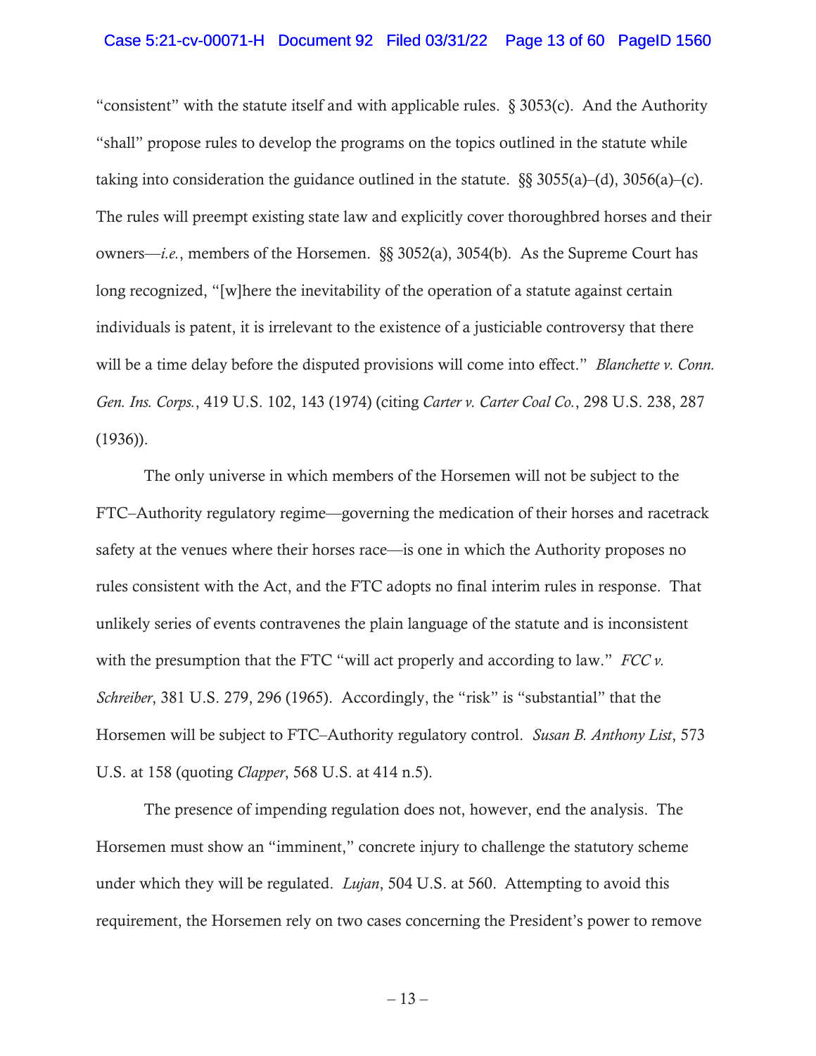"consistent" with the statute itself and with applicable rules. § 3053(c). And the Authority "shall" propose rules to develop the programs on the topics outlined in the statute while taking into consideration the guidance outlined in the statute. §§ 3055(a)–(d), 3056(a)–(c). The rules will preempt existing state law and explicitly cover thoroughbred horses and their owners—*i.e.*, members of the Horsemen. §§ 3052(a), 3054(b). As the Supreme Court has long recognized, "[w]here the inevitability of the operation of a statute against certain individuals is patent, it is irrelevant to the existence of a justiciable controversy that there will be a time delay before the disputed provisions will come into effect." *Blanchette v. Conn. Gen. Ins. Corps.*, 419 U.S. 102, 143 (1974) (citing *Carter v. Carter Coal Co.*, 298 U.S. 238, 287 (1936)).

The only universe in which members of the Horsemen will not be subject to the FTC–Authority regulatory regime—governing the medication of their horses and racetrack safety at the venues where their horses race—is one in which the Authority proposes no rules consistent with the Act, and the FTC adopts no final interim rules in response. That unlikely series of events contravenes the plain language of the statute and is inconsistent with the presumption that the FTC "will act properly and according to law." *FCC v. Schreiber*, 381 U.S. 279, 296 (1965). Accordingly, the "risk" is "substantial" that the Horsemen will be subject to FTC–Authority regulatory control. *Susan B. Anthony List*, 573 U.S. at 158 (quoting *Clapper*, 568 U.S. at 414 n.5).

The presence of impending regulation does not, however, end the analysis. The Horsemen must show an "imminent," concrete injury to challenge the statutory scheme under which they will be regulated. *Lujan*, 504 U.S. at 560. Attempting to avoid this requirement, the Horsemen rely on two cases concerning the President's power to remove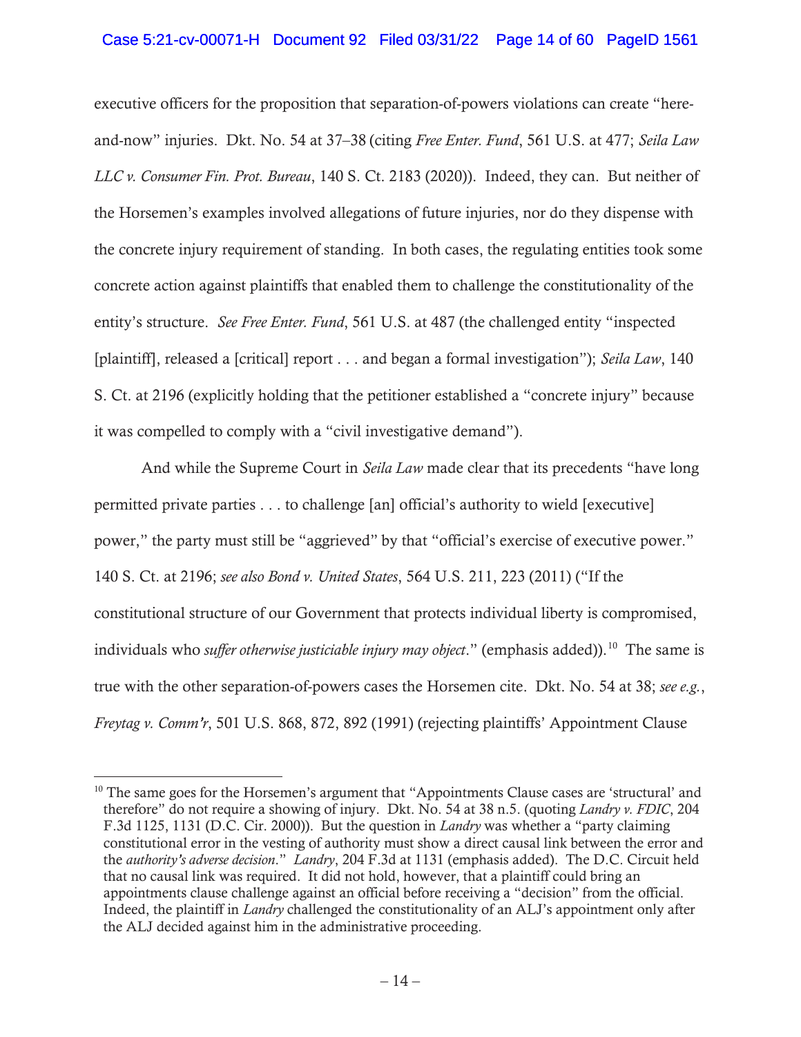executive officers for the proposition that separation-of-powers violations can create "here-and-now" injuries. Dkt. No. 54 at 37–38 (citing *Free Enter. Fund*, 561 U.S. at 477; *Seila Law LLC v. Consumer Fin. Prot. Bureau*, 140 S. Ct. 2183 (2020)). Indeed, they can. But neither of the Horsemen's examples involved allegations of future injuries, nor do they dispense with the concrete injury requirement of standing. In both cases, the regulating entities took some concrete action against plaintiffs that enabled them to challenge the constitutionality of the entity's structure. *See Free Enter. Fund*, 561 U.S. at 487 (the challenged entity "inspected [plaintiff], released a [critical] report . . . and began a formal investigation"); *Seila Law*, 140 S. Ct. at 2196 (explicitly holding that the petitioner established a "concrete injury" because it was compelled to comply with a "civil investigative demand").

And while the Supreme Court in *Seila Law* made clear that its precedents "have long permitted private parties . . . to challenge [an] official's authority to wield [executive] power," the party must still be "aggrieved" by that "official's exercise of executive power." 140 S. Ct. at 2196; *see also Bond v. United States*, 564 U.S. 211, 223 (2011) ("If the constitutional structure of our Government that protects individual liberty is compromised, individuals who *suffer otherwise justiciable injury may object*." (emphasis added)).[10] The same is true with the other separation-of-powers cases the Horsemen cite. Dkt. No. 54 at 38; *see e.g.*, *Freytag v. Comm'r*, 501 U.S. 868, 872, 892 (1991) (rejecting plaintiffs' Appointment Clause

---

[10] The same goes for the Horsemen's argument that "Appointments Clause cases are 'structural' and therefore" do not require a showing of injury. Dkt. No. 54 at 38 n.5. (quoting *Landry v. FDIC*, 204 F.3d 1125, 1131 (D.C. Cir. 2000)). But the question in *Landry* was whether a "party claiming constitutional error in the vesting of authority must show a direct causal link between the error and the *authority's adverse decision*." *Landry*, 204 F.3d at 1131 (emphasis added). The D.C. Circuit held that no causal link was required. It did not hold, however, that a plaintiff could bring an appointments clause challenge against an official before receiving a "decision" from the official. Indeed, the plaintiff in *Landry* challenged the constitutionality of an ALJ's appointment only after the ALJ decided against him in the administrative proceeding.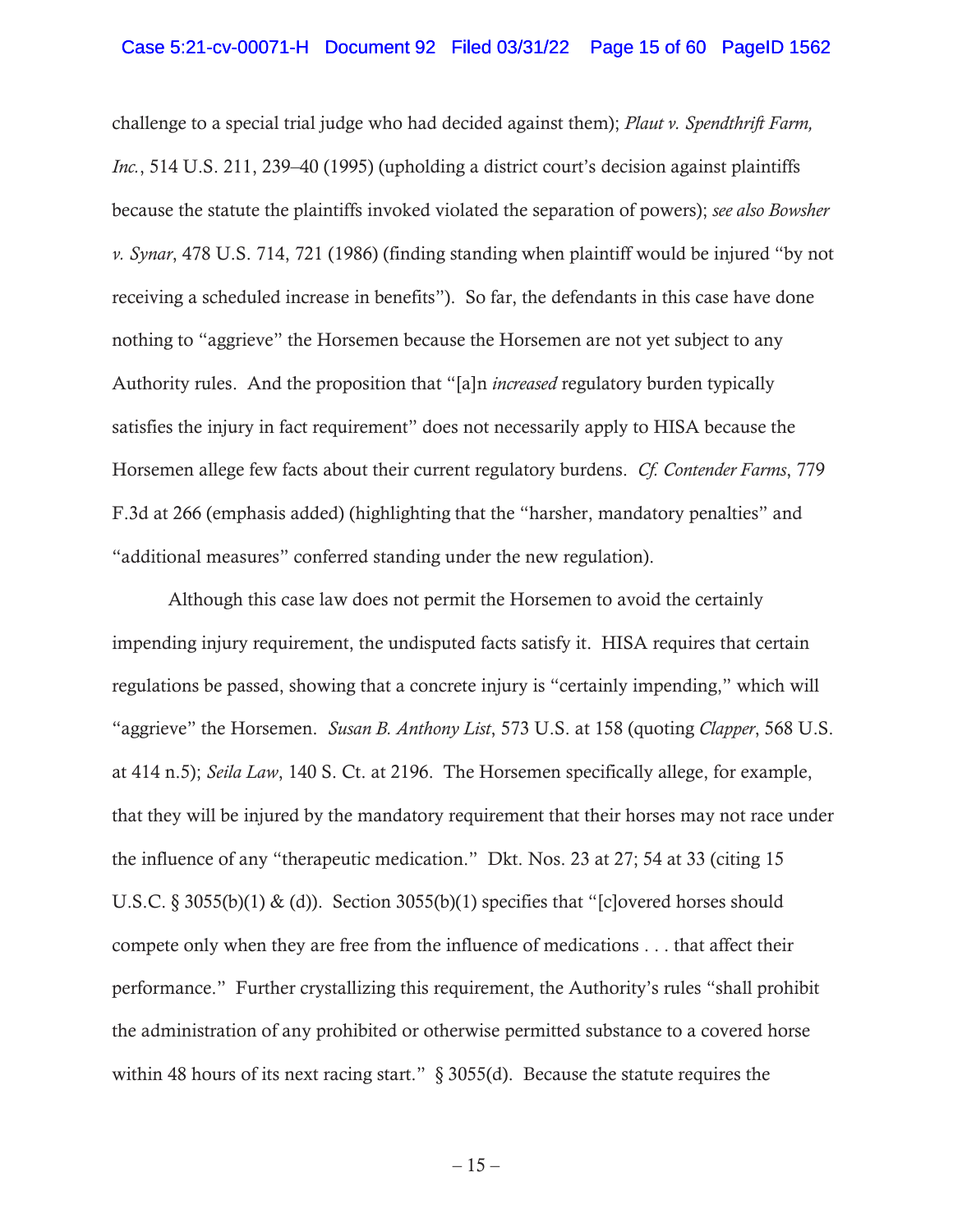challenge to a special trial judge who had decided against them); *Plaut v. Spendthrift Farm, Inc.*, 514 U.S. 211, 239–40 (1995) (upholding a district court's decision against plaintiffs because the statute the plaintiffs invoked violated the separation of powers); *see also Bowsher v. Synar*, 478 U.S. 714, 721 (1986) (finding standing when plaintiff would be injured "by not receiving a scheduled increase in benefits"). So far, the defendants in this case have done nothing to "aggrieve" the Horsemen because the Horsemen are not yet subject to any Authority rules. And the proposition that "[a]n *increased* regulatory burden typically satisfies the injury in fact requirement" does not necessarily apply to HISA because the Horsemen allege few facts about their current regulatory burdens. *Cf. Contender Farms*, 779 F.3d at 266 (emphasis added) (highlighting that the "harsher, mandatory penalties" and "additional measures" conferred standing under the new regulation).

Although this case law does not permit the Horsemen to avoid the certainly impending injury requirement, the undisputed facts satisfy it. HISA requires that certain regulations be passed, showing that a concrete injury is "certainly impending," which will "aggrieve" the Horsemen. *Susan B. Anthony List*, 573 U.S. at 158 (quoting *Clapper*, 568 U.S. at 414 n.5); *Seila Law*, 140 S. Ct. at 2196. The Horsemen specifically allege, for example, that they will be injured by the mandatory requirement that their horses may not race under the influence of any "therapeutic medication." Dkt. Nos. 23 at 27; 54 at 33 (citing 15 U.S.C. § 3055(b)(1) & (d)). Section 3055(b)(1) specifies that "[c]overed horses should compete only when they are free from the influence of medications . . . that affect their performance." Further crystallizing this requirement, the Authority's rules "shall prohibit the administration of any prohibited or otherwise permitted substance to a covered horse within 48 hours of its next racing start." § 3055(d). Because the statute requires the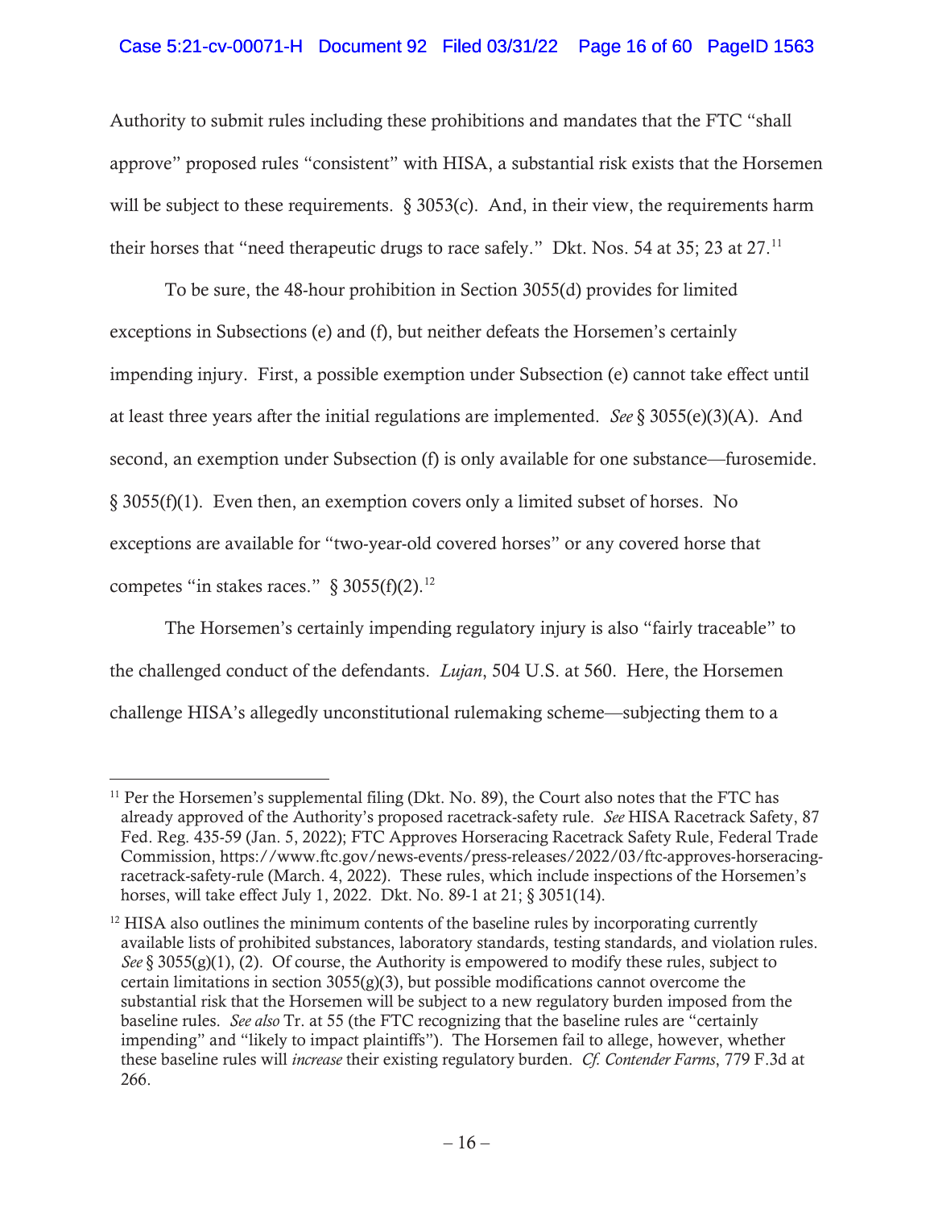Authority to submit rules including these prohibitions and mandates that the FTC "shall approve" proposed rules "consistent" with HISA, a substantial risk exists that the Horsemen will be subject to these requirements. § 3053(c). And, in their view, the requirements harm their horses that "need therapeutic drugs to race safely." Dkt. Nos. 54 at 35; 23 at 27.[11]

To be sure, the 48-hour prohibition in Section 3055(d) provides for limited exceptions in Subsections (e) and (f), but neither defeats the Horsemen's certainly impending injury. First, a possible exemption under Subsection (e) cannot take effect until at least three years after the initial regulations are implemented. *See* § 3055(e)(3)(A). And second, an exemption under Subsection (f) is only available for one substance—furosemide. § 3055(f)(1). Even then, an exemption covers only a limited subset of horses. No exceptions are available for "two-year-old covered horses" or any covered horse that competes "in stakes races." § 3055(f)(2).[12]

The Horsemen's certainly impending regulatory injury is also "fairly traceable" to the challenged conduct of the defendants. *Lujan*, 504 U.S. at 560. Here, the Horsemen challenge HISA's allegedly unconstitutional rulemaking scheme—subjecting them to a

---

[11] Per the Horsemen's supplemental filing (Dkt. No. 89), the Court also notes that the FTC has already approved of the Authority's proposed racetrack-safety rule. *See* HISA Racetrack Safety, 87 Fed. Reg. 435-59 (Jan. 5, 2022); FTC Approves Horseracing Racetrack Safety Rule, Federal Trade Commission, https://www.ftc.gov/news-events/press-releases/2022/03/ftc-approves-horseracing-racetrack-safety-rule (March. 4, 2022). These rules, which include inspections of the Horsemen's horses, will take effect July 1, 2022. Dkt. No. 89-1 at 21; § 3051(14).

[12] HISA also outlines the minimum contents of the baseline rules by incorporating currently available lists of prohibited substances, laboratory standards, testing standards, and violation rules. *See* § 3055(g)(1), (2). Of course, the Authority is empowered to modify these rules, subject to certain limitations in section 3055(g)(3), but possible modifications cannot overcome the substantial risk that the Horsemen will be subject to a new regulatory burden imposed from the baseline rules. *See also* Tr. at 55 (the FTC recognizing that the baseline rules are "certainly impending" and "likely to impact plaintiffs"). The Horsemen fail to allege, however, whether these baseline rules will *increase* their existing regulatory burden. *Cf. Contender Farms*, 779 F.3d at 266.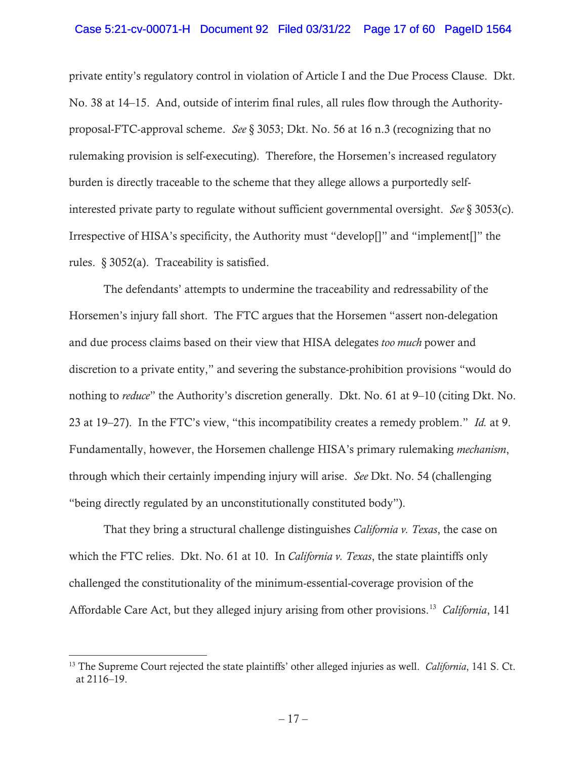private entity's regulatory control in violation of Article I and the Due Process Clause. Dkt. No. 38 at 14–15. And, outside of interim final rules, all rules flow through the Authority-proposal-FTC-approval scheme. *See* § 3053; Dkt. No. 56 at 16 n.3 (recognizing that no rulemaking provision is self-executing). Therefore, the Horsemen's increased regulatory burden is directly traceable to the scheme that they allege allows a purportedly self-interested private party to regulate without sufficient governmental oversight. *See* § 3053(c). Irrespective of HISA's specificity, the Authority must "develop[]" and "implement[]" the rules. § 3052(a). Traceability is satisfied.

The defendants' attempts to undermine the traceability and redressability of the Horsemen's injury fall short. The FTC argues that the Horsemen "assert non-delegation and due process claims based on their view that HISA delegates *too much* power and discretion to a private entity," and severing the substance-prohibition provisions "would do nothing to *reduce*" the Authority's discretion generally. Dkt. No. 61 at 9–10 (citing Dkt. No. 23 at 19–27). In the FTC's view, "this incompatibility creates a remedy problem." *Id.* at 9. Fundamentally, however, the Horsemen challenge HISA's primary rulemaking *mechanism*, through which their certainly impending injury will arise. *See* Dkt. No. 54 (challenging "being directly regulated by an unconstitutionally constituted body").

That they bring a structural challenge distinguishes *California v. Texas*, the case on which the FTC relies. Dkt. No. 61 at 10. In *California v. Texas*, the state plaintiffs only challenged the constitutionality of the minimum-essential-coverage provision of the Affordable Care Act, but they alleged injury arising from other provisions.[13] *California*, 141

[13] The Supreme Court rejected the state plaintiffs' other alleged injuries as well. *California*, 141 S. Ct. at 2116–19.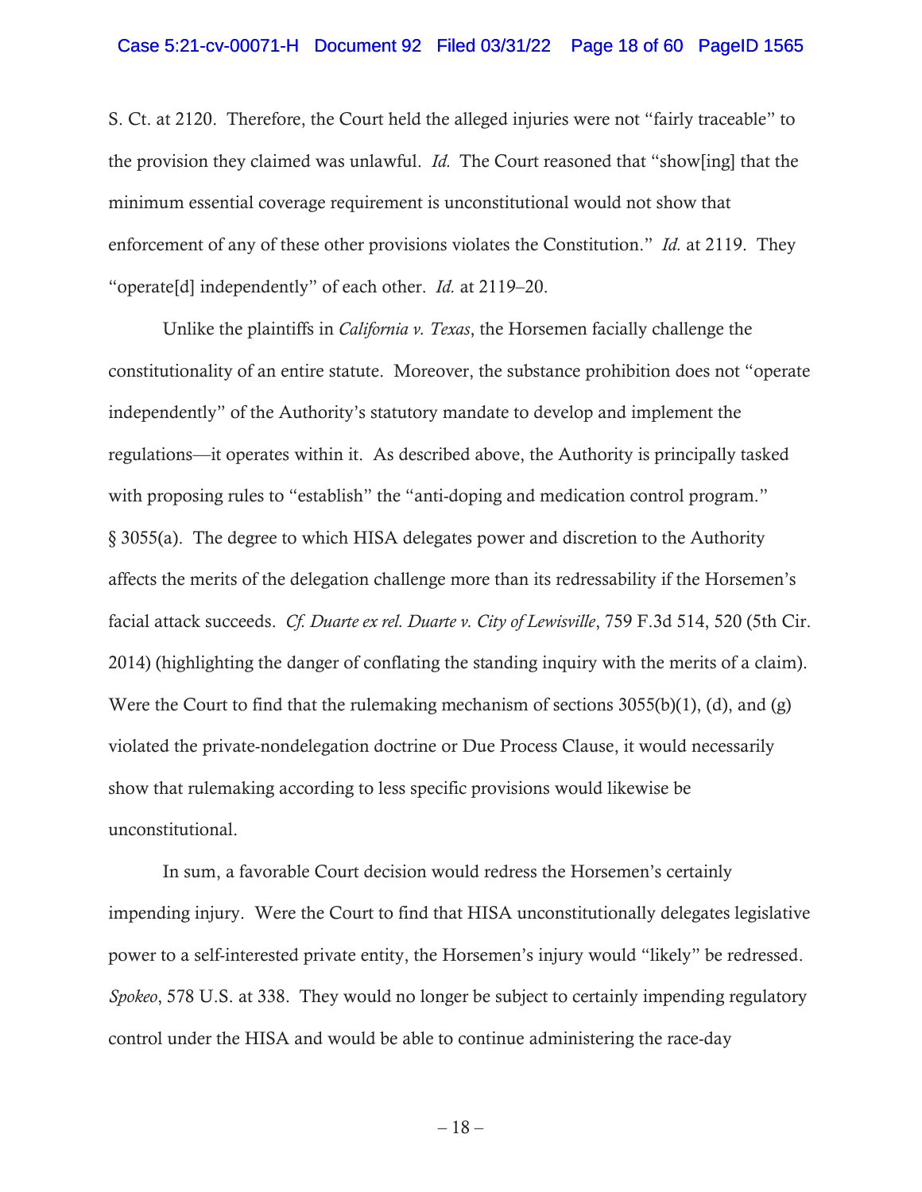S. Ct. at 2120. Therefore, the Court held the alleged injuries were not "fairly traceable" to the provision they claimed was unlawful. *Id.* The Court reasoned that "show[ing] that the minimum essential coverage requirement is unconstitutional would not show that enforcement of any of these other provisions violates the Constitution." *Id.* at 2119. They "operate[d] independently" of each other. *Id.* at 2119–20.

Unlike the plaintiffs in *California v. Texas*, the Horsemen facially challenge the constitutionality of an entire statute. Moreover, the substance prohibition does not "operate independently" of the Authority's statutory mandate to develop and implement the regulations—it operates within it. As described above, the Authority is principally tasked with proposing rules to "establish" the "anti-doping and medication control program." § 3055(a). The degree to which HISA delegates power and discretion to the Authority affects the merits of the delegation challenge more than its redressability if the Horsemen's facial attack succeeds. *Cf. Duarte ex rel. Duarte v. City of Lewisville*, 759 F.3d 514, 520 (5th Cir. 2014) (highlighting the danger of conflating the standing inquiry with the merits of a claim). Were the Court to find that the rulemaking mechanism of sections 3055(b)(1), (d), and (g) violated the private-nondelegation doctrine or Due Process Clause, it would necessarily show that rulemaking according to less specific provisions would likewise be unconstitutional.

In sum, a favorable Court decision would redress the Horsemen's certainly impending injury. Were the Court to find that HISA unconstitutionally delegates legislative power to a self-interested private entity, the Horsemen's injury would "likely" be redressed. *Spokeo*, 578 U.S. at 338. They would no longer be subject to certainly impending regulatory control under the HISA and would be able to continue administering the race-day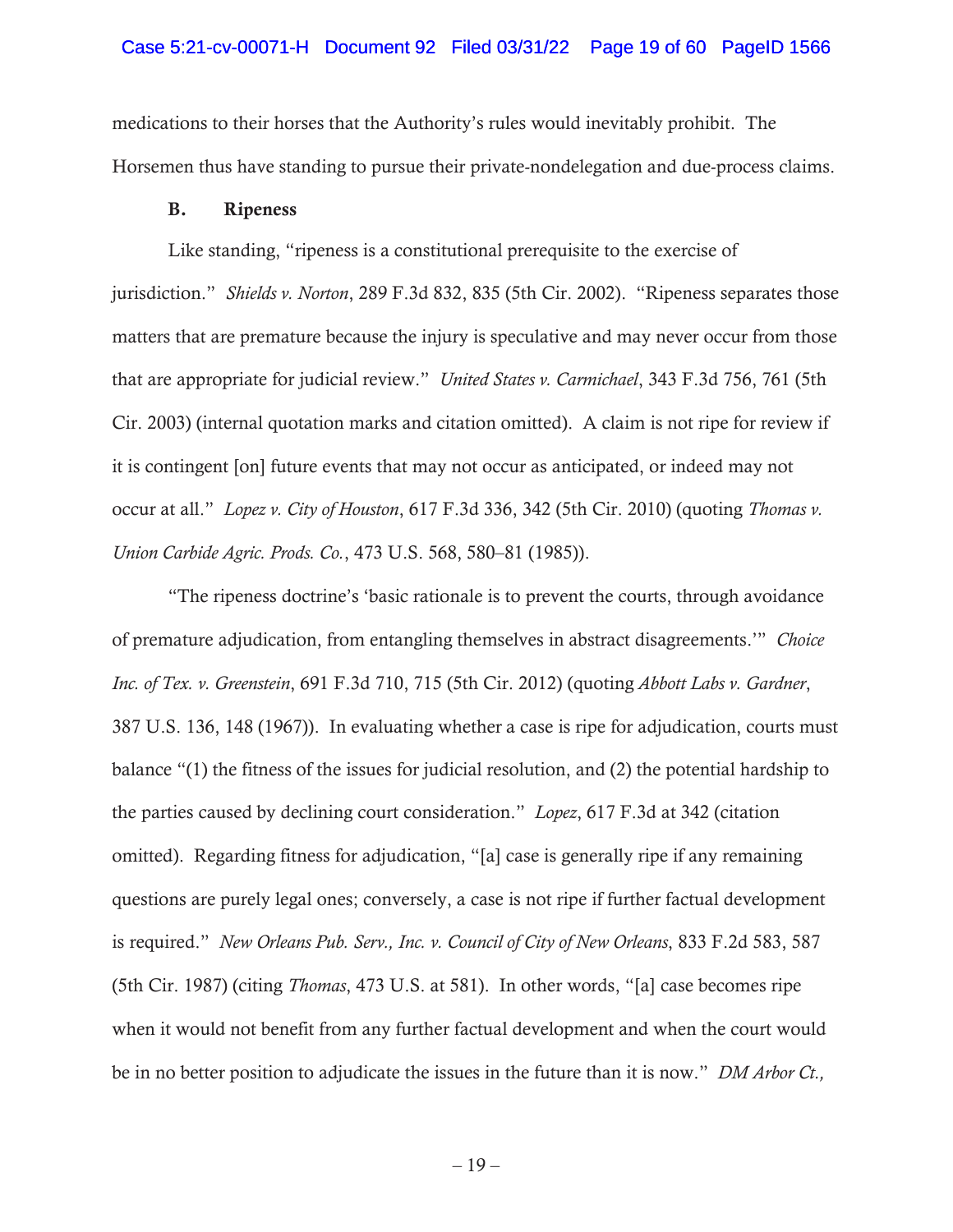medications to their horses that the Authority's rules would inevitably prohibit. The Horsemen thus have standing to pursue their private-nondelegation and due-process claims.

### B. Ripeness

Like standing, "ripeness is a constitutional prerequisite to the exercise of jurisdiction." *Shields v. Norton*, 289 F.3d 832, 835 (5th Cir. 2002). "Ripeness separates those matters that are premature because the injury is speculative and may never occur from those that are appropriate for judicial review." *United States v. Carmichael*, 343 F.3d 756, 761 (5th Cir. 2003) (internal quotation marks and citation omitted). A claim is not ripe for review if it is contingent [on] future events that may not occur as anticipated, or indeed may not occur at all." *Lopez v. City of Houston*, 617 F.3d 336, 342 (5th Cir. 2010) (quoting *Thomas v. Union Carbide Agric. Prods. Co.*, 473 U.S. 568, 580–81 (1985)).

"The ripeness doctrine's 'basic rationale is to prevent the courts, through avoidance of premature adjudication, from entangling themselves in abstract disagreements.'" *Choice Inc. of Tex. v. Greenstein*, 691 F.3d 710, 715 (5th Cir. 2012) (quoting *Abbott Labs v. Gardner*, 387 U.S. 136, 148 (1967)). In evaluating whether a case is ripe for adjudication, courts must balance "(1) the fitness of the issues for judicial resolution, and (2) the potential hardship to the parties caused by declining court consideration." *Lopez*, 617 F.3d at 342 (citation omitted). Regarding fitness for adjudication, "[a] case is generally ripe if any remaining questions are purely legal ones; conversely, a case is not ripe if further factual development is required." *New Orleans Pub. Serv., Inc. v. Council of City of New Orleans*, 833 F.2d 583, 587 (5th Cir. 1987) (citing *Thomas*, 473 U.S. at 581). In other words, "[a] case becomes ripe when it would not benefit from any further factual development and when the court would be in no better position to adjudicate the issues in the future than it is now." *DM Arbor Ct.,*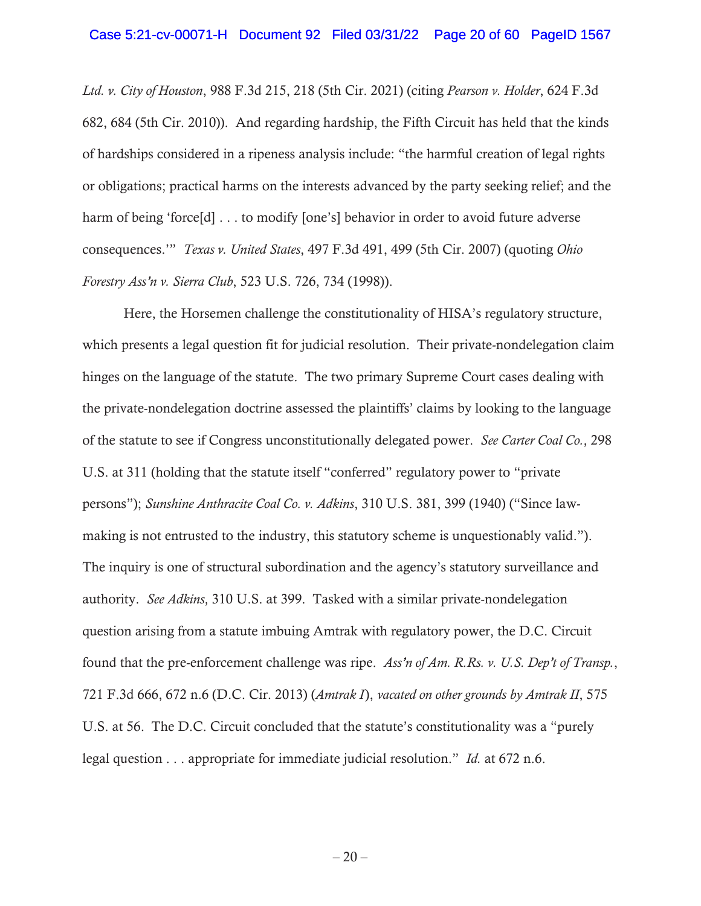*Ltd. v. City of Houston*, 988 F.3d 215, 218 (5th Cir. 2021) (citing *Pearson v. Holder*, 624 F.3d 682, 684 (5th Cir. 2010)). And regarding hardship, the Fifth Circuit has held that the kinds of hardships considered in a ripeness analysis include: "the harmful creation of legal rights or obligations; practical harms on the interests advanced by the party seeking relief; and the harm of being 'force[d] . . . to modify [one's] behavior in order to avoid future adverse consequences.'" *Texas v. United States*, 497 F.3d 491, 499 (5th Cir. 2007) (quoting *Ohio Forestry Ass'n v. Sierra Club*, 523 U.S. 726, 734 (1998)).

Here, the Horsemen challenge the constitutionality of HISA's regulatory structure, which presents a legal question fit for judicial resolution. Their private-nondelegation claim hinges on the language of the statute. The two primary Supreme Court cases dealing with the private-nondelegation doctrine assessed the plaintiffs' claims by looking to the language of the statute to see if Congress unconstitutionally delegated power. *See Carter Coal Co.*, 298 U.S. at 311 (holding that the statute itself "conferred" regulatory power to "private persons"); *Sunshine Anthracite Coal Co. v. Adkins*, 310 U.S. 381, 399 (1940) ("Since law-making is not entrusted to the industry, this statutory scheme is unquestionably valid."). The inquiry is one of structural subordination and the agency's statutory surveillance and authority. *See Adkins*, 310 U.S. at 399. Tasked with a similar private-nondelegation question arising from a statute imbuing Amtrak with regulatory power, the D.C. Circuit found that the pre-enforcement challenge was ripe. *Ass'n of Am. R.Rs. v. U.S. Dep't of Transp.*, 721 F.3d 666, 672 n.6 (D.C. Cir. 2013) (*Amtrak I*), *vacated on other grounds by Amtrak II*, 575 U.S. at 56. The D.C. Circuit concluded that the statute's constitutionality was a "purely legal question . . . appropriate for immediate judicial resolution." *Id.* at 672 n.6.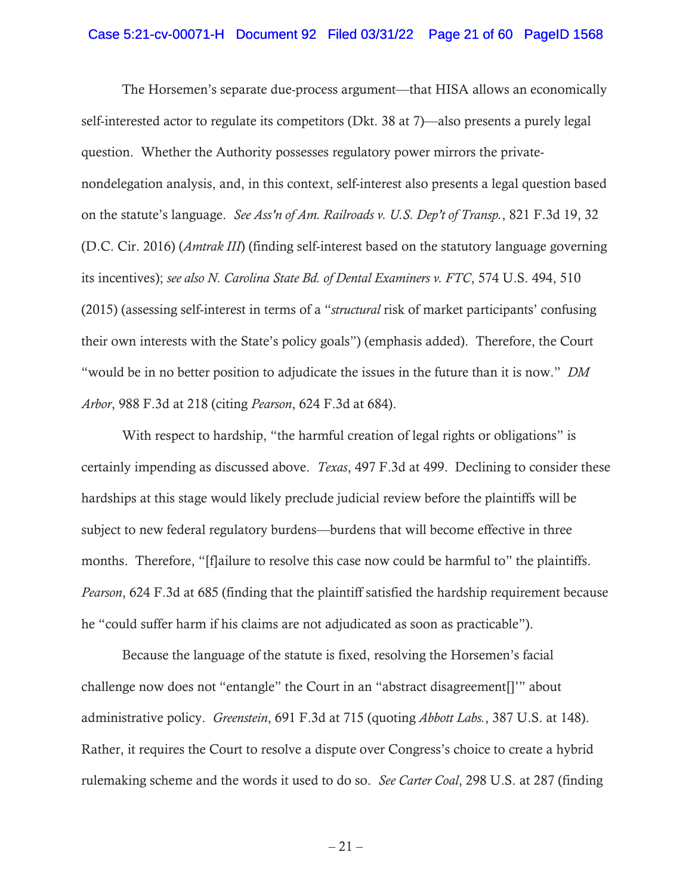The Horsemen's separate due-process argument—that HISA allows an economically self-interested actor to regulate its competitors (Dkt. 38 at 7)—also presents a purely legal question. Whether the Authority possesses regulatory power mirrors the private-nondelegation analysis, and, in this context, self-interest also presents a legal question based on the statute's language. *See Ass'n of Am. Railroads v. U.S. Dep't of Transp.*, 821 F.3d 19, 32 (D.C. Cir. 2016) (*Amtrak III*) (finding self-interest based on the statutory language governing its incentives); *see also N. Carolina State Bd. of Dental Examiners v. FTC*, 574 U.S. 494, 510 (2015) (assessing self-interest in terms of a "*structural* risk of market participants' confusing their own interests with the State's policy goals") (emphasis added). Therefore, the Court "would be in no better position to adjudicate the issues in the future than it is now." *DM Arbor*, 988 F.3d at 218 (citing *Pearson*, 624 F.3d at 684).

With respect to hardship, "the harmful creation of legal rights or obligations" is certainly impending as discussed above. *Texas*, 497 F.3d at 499. Declining to consider these hardships at this stage would likely preclude judicial review before the plaintiffs will be subject to new federal regulatory burdens—burdens that will become effective in three months. Therefore, "[f]ailure to resolve this case now could be harmful to" the plaintiffs. *Pearson*, 624 F.3d at 685 (finding that the plaintiff satisfied the hardship requirement because he "could suffer harm if his claims are not adjudicated as soon as practicable").

Because the language of the statute is fixed, resolving the Horsemen's facial challenge now does not "entangle" the Court in an "abstract disagreement[]'" about administrative policy. *Greenstein*, 691 F.3d at 715 (quoting *Abbott Labs.*, 387 U.S. at 148). Rather, it requires the Court to resolve a dispute over Congress's choice to create a hybrid rulemaking scheme and the words it used to do so. *See Carter Coal*, 298 U.S. at 287 (finding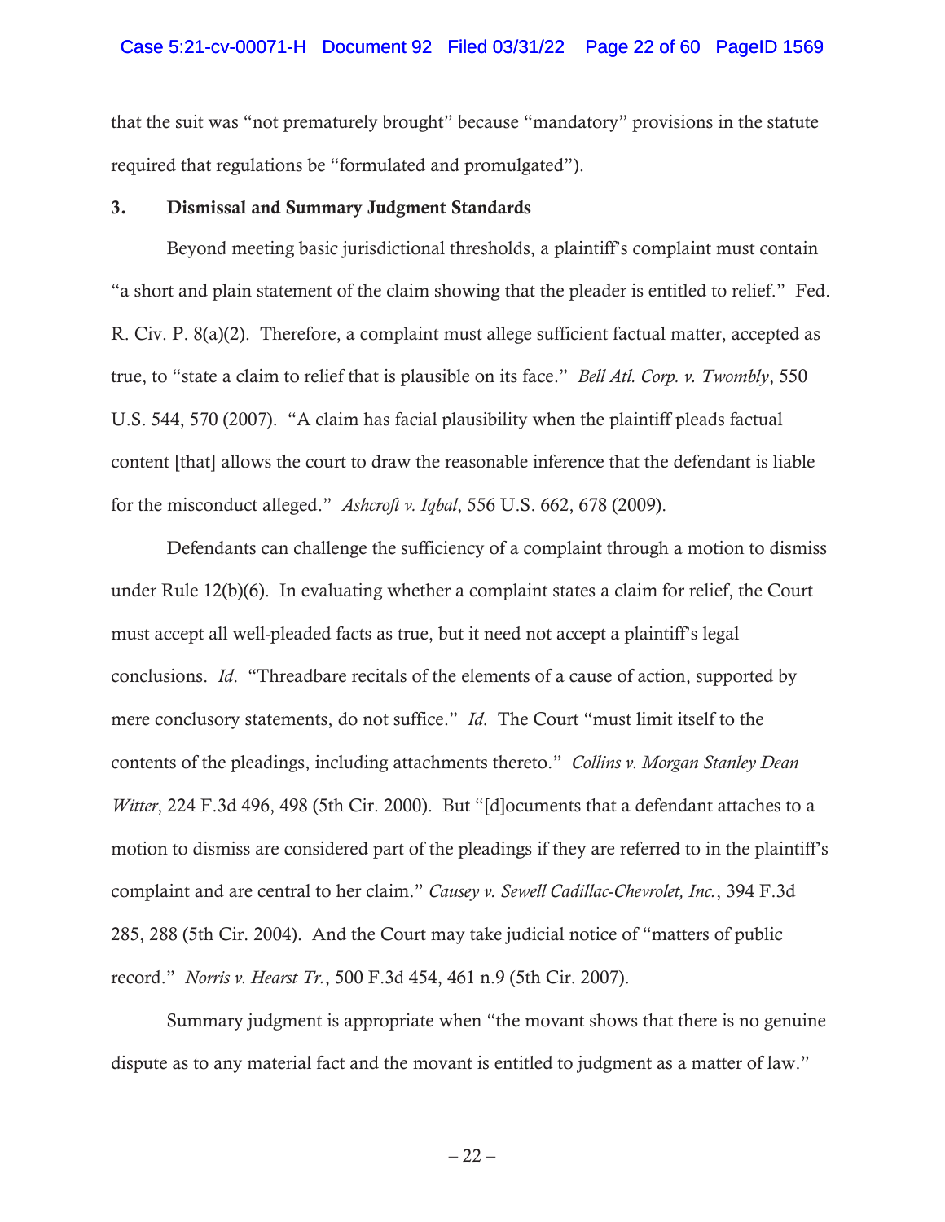that the suit was "not prematurely brought" because "mandatory" provisions in the statute required that regulations be "formulated and promulgated").

### 3. Dismissal and Summary Judgment Standards

Beyond meeting basic jurisdictional thresholds, a plaintiff's complaint must contain "a short and plain statement of the claim showing that the pleader is entitled to relief." Fed. R. Civ. P. 8(a)(2). Therefore, a complaint must allege sufficient factual matter, accepted as true, to "state a claim to relief that is plausible on its face." *Bell Atl. Corp. v. Twombly*, 550 U.S. 544, 570 (2007). "A claim has facial plausibility when the plaintiff pleads factual content [that] allows the court to draw the reasonable inference that the defendant is liable for the misconduct alleged." *Ashcroft v. Iqbal*, 556 U.S. 662, 678 (2009).

Defendants can challenge the sufficiency of a complaint through a motion to dismiss under Rule 12(b)(6). In evaluating whether a complaint states a claim for relief, the Court must accept all well-pleaded facts as true, but it need not accept a plaintiff's legal conclusions. *Id*. "Threadbare recitals of the elements of a cause of action, supported by mere conclusory statements, do not suffice." *Id.* The Court "must limit itself to the contents of the pleadings, including attachments thereto." *Collins v. Morgan Stanley Dean Witter*, 224 F.3d 496, 498 (5th Cir. 2000). But "[d]ocuments that a defendant attaches to a motion to dismiss are considered part of the pleadings if they are referred to in the plaintiff's complaint and are central to her claim." *Causey v. Sewell Cadillac-Chevrolet, Inc.*, 394 F.3d 285, 288 (5th Cir. 2004). And the Court may take judicial notice of "matters of public record." *Norris v. Hearst Tr.*, 500 F.3d 454, 461 n.9 (5th Cir. 2007).

Summary judgment is appropriate when "the movant shows that there is no genuine dispute as to any material fact and the movant is entitled to judgment as a matter of law."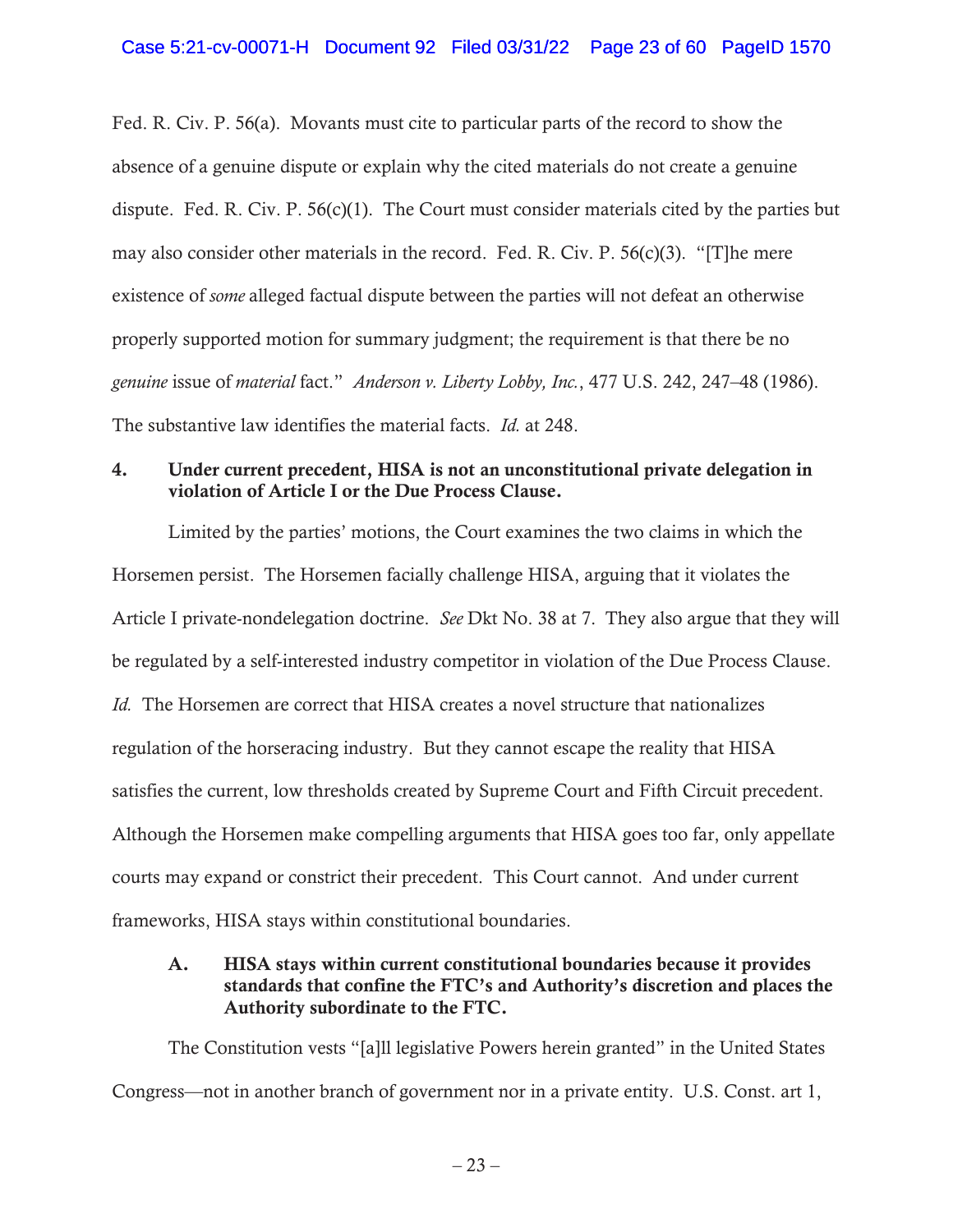Fed. R. Civ. P. 56(a). Movants must cite to particular parts of the record to show the absence of a genuine dispute or explain why the cited materials do not create a genuine dispute. Fed. R. Civ. P. 56(c)(1). The Court must consider materials cited by the parties but may also consider other materials in the record. Fed. R. Civ. P. 56(c)(3). "[T]he mere existence of *some* alleged factual dispute between the parties will not defeat an otherwise properly supported motion for summary judgment; the requirement is that there be no *genuine* issue of *material* fact." *Anderson v. Liberty Lobby, Inc.*, 477 U.S. 242, 247–48 (1986). The substantive law identifies the material facts. *Id.* at 248.

### 4. Under current precedent, HISA is not an unconstitutional private delegation in violation of Article I or the Due Process Clause.

Limited by the parties' motions, the Court examines the two claims in which the Horsemen persist. The Horsemen facially challenge HISA, arguing that it violates the Article I private-nondelegation doctrine. *See* Dkt No. 38 at 7. They also argue that they will be regulated by a self-interested industry competitor in violation of the Due Process Clause. *Id.* The Horsemen are correct that HISA creates a novel structure that nationalizes regulation of the horseracing industry. But they cannot escape the reality that HISA satisfies the current, low thresholds created by Supreme Court and Fifth Circuit precedent. Although the Horsemen make compelling arguments that HISA goes too far, only appellate courts may expand or constrict their precedent. This Court cannot. And under current frameworks, HISA stays within constitutional boundaries.

#### A. HISA stays within current constitutional boundaries because it provides standards that confine the FTC's and Authority's discretion and places the Authority subordinate to the FTC.

The Constitution vests "[a]ll legislative Powers herein granted" in the United States Congress—not in another branch of government nor in a private entity. U.S. Const. art 1,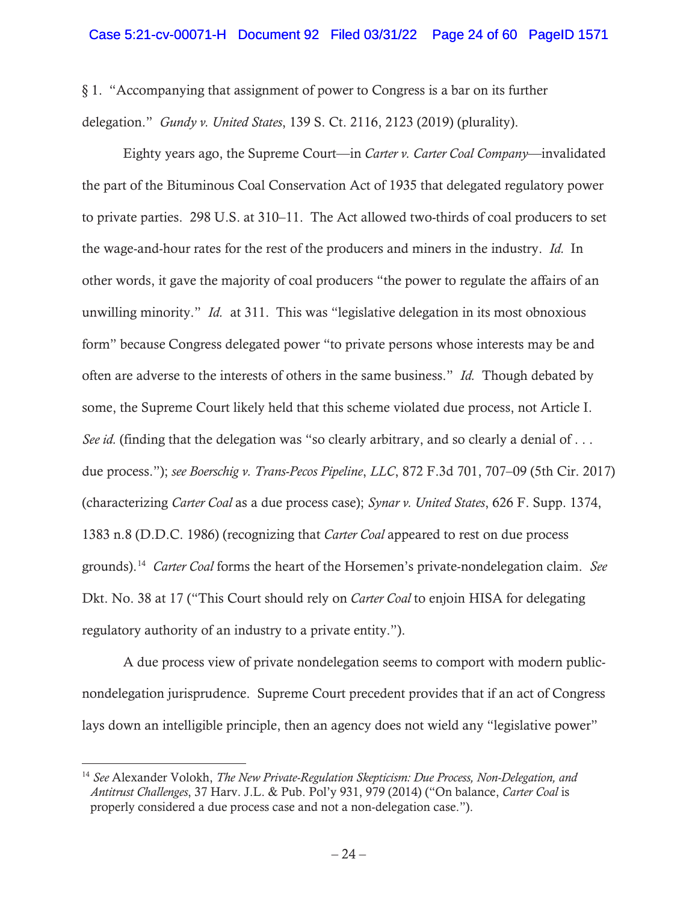§ 1. "Accompanying that assignment of power to Congress is a bar on its further delegation." *Gundy v. United States*, 139 S. Ct. 2116, 2123 (2019) (plurality).

Eighty years ago, the Supreme Court—in *Carter v. Carter Coal Company*—invalidated the part of the Bituminous Coal Conservation Act of 1935 that delegated regulatory power to private parties. 298 U.S. at 310–11. The Act allowed two-thirds of coal producers to set the wage-and-hour rates for the rest of the producers and miners in the industry. *Id.* In other words, it gave the majority of coal producers "the power to regulate the affairs of an unwilling minority." *Id.* at 311. This was "legislative delegation in its most obnoxious form" because Congress delegated power "to private persons whose interests may be and often are adverse to the interests of others in the same business." *Id.* Though debated by some, the Supreme Court likely held that this scheme violated due process, not Article I. *See id.* (finding that the delegation was "so clearly arbitrary, and so clearly a denial of . . . due process."); *see Boerschig v. Trans-Pecos Pipeline, LLC*, 872 F.3d 701, 707–09 (5th Cir. 2017) (characterizing *Carter Coal* as a due process case); *Synar v. United States*, 626 F. Supp. 1374, 1383 n.8 (D.D.C. 1986) (recognizing that *Carter Coal* appeared to rest on due process grounds).[14] *Carter Coal* forms the heart of the Horsemen's private-nondelegation claim. *See* Dkt. No. 38 at 17 ("This Court should rely on *Carter Coal* to enjoin HISA for delegating regulatory authority of an industry to a private entity.").

A due process view of private nondelegation seems to comport with modern public-nondelegation jurisprudence. Supreme Court precedent provides that if an act of Congress lays down an intelligible principle, then an agency does not wield any "legislative power"

[14] *See* Alexander Volokh, *The New Private-Regulation Skepticism: Due Process, Non-Delegation, and Antitrust Challenges*, 37 Harv. J.L. & Pub. Pol'y 931, 979 (2014) ("On balance, *Carter Coal* is properly considered a due process case and not a non-delegation case.").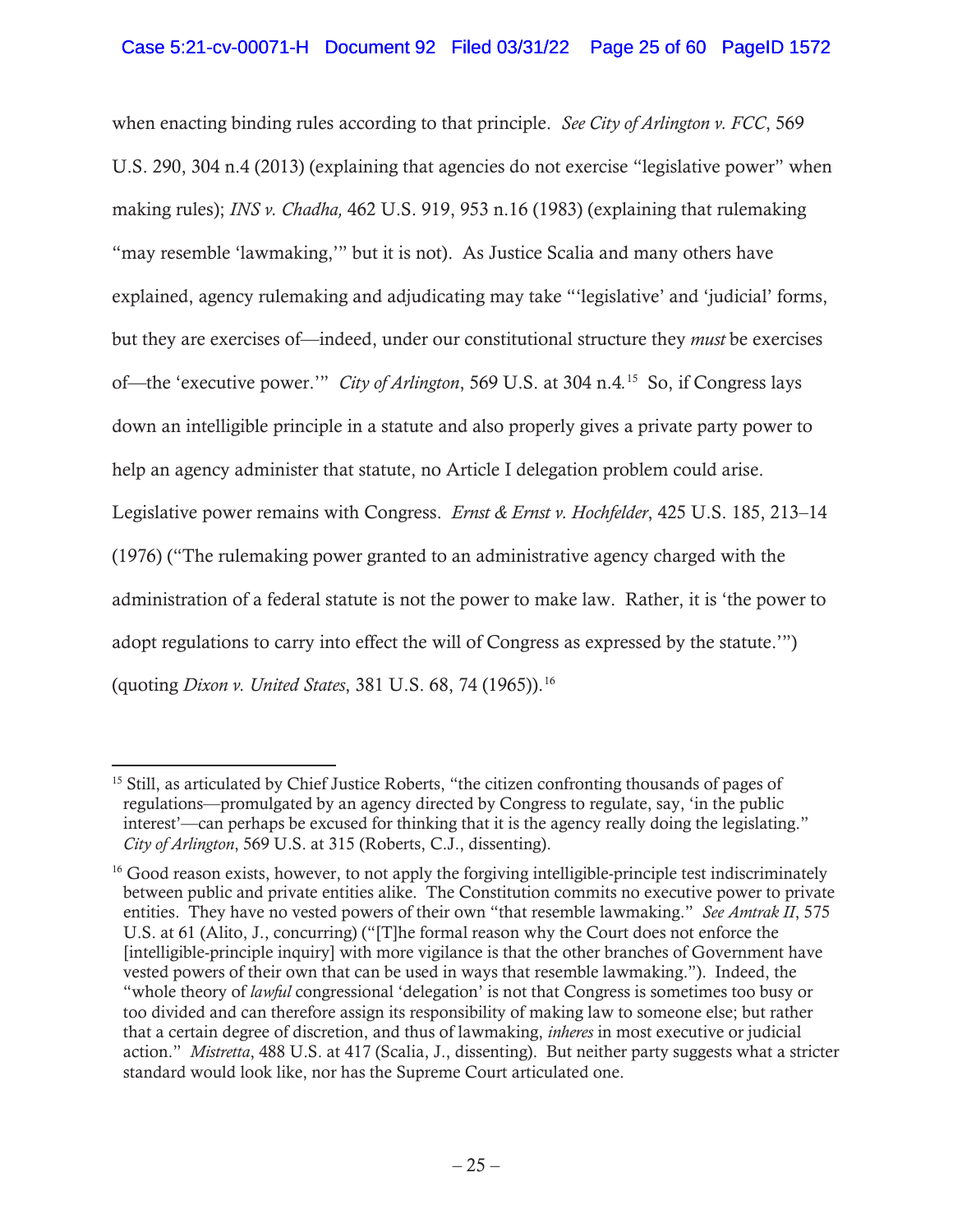when enacting binding rules according to that principle. *See City of Arlington v. FCC*, 569 U.S. 290, 304 n.4 (2013) (explaining that agencies do not exercise "legislative power" when making rules); *INS v. Chadha,* 462 U.S. 919, 953 n.16 (1983) (explaining that rulemaking "may resemble 'lawmaking,'" but it is not). As Justice Scalia and many others have explained, agency rulemaking and adjudicating may take "'legislative' and 'judicial' forms, but they are exercises of—indeed, under our constitutional structure they *must* be exercises of—the 'executive power.'" *City of Arlington*, 569 U.S. at 304 n.4.[15] So, if Congress lays down an intelligible principle in a statute and also properly gives a private party power to help an agency administer that statute, no Article I delegation problem could arise. Legislative power remains with Congress. *Ernst & Ernst v. Hochfelder*, 425 U.S. 185, 213–14 (1976) ("The rulemaking power granted to an administrative agency charged with the administration of a federal statute is not the power to make law. Rather, it is 'the power to adopt regulations to carry into effect the will of Congress as expressed by the statute.'") (quoting *Dixon v. United States*, 381 U.S. 68, 74 (1965)).[16]

---

[15] Still, as articulated by Chief Justice Roberts, "the citizen confronting thousands of pages of regulations—promulgated by an agency directed by Congress to regulate, say, 'in the public interest'—can perhaps be excused for thinking that it is the agency really doing the legislating." *City of Arlington*, 569 U.S. at 315 (Roberts, C.J., dissenting).

[16] Good reason exists, however, to not apply the forgiving intelligible-principle test indiscriminately between public and private entities alike. The Constitution commits no executive power to private entities. They have no vested powers of their own "that resemble lawmaking." *See Amtrak II*, 575 U.S. at 61 (Alito, J., concurring) ("[T]he formal reason why the Court does not enforce the [intelligible-principle inquiry] with more vigilance is that the other branches of Government have vested powers of their own that can be used in ways that resemble lawmaking."). Indeed, the "whole theory of *lawful* congressional 'delegation' is not that Congress is sometimes too busy or too divided and can therefore assign its responsibility of making law to someone else; but rather that a certain degree of discretion, and thus of lawmaking, *inheres* in most executive or judicial action." *Mistretta*, 488 U.S. at 417 (Scalia, J., dissenting). But neither party suggests what a stricter standard would look like, nor has the Supreme Court articulated one.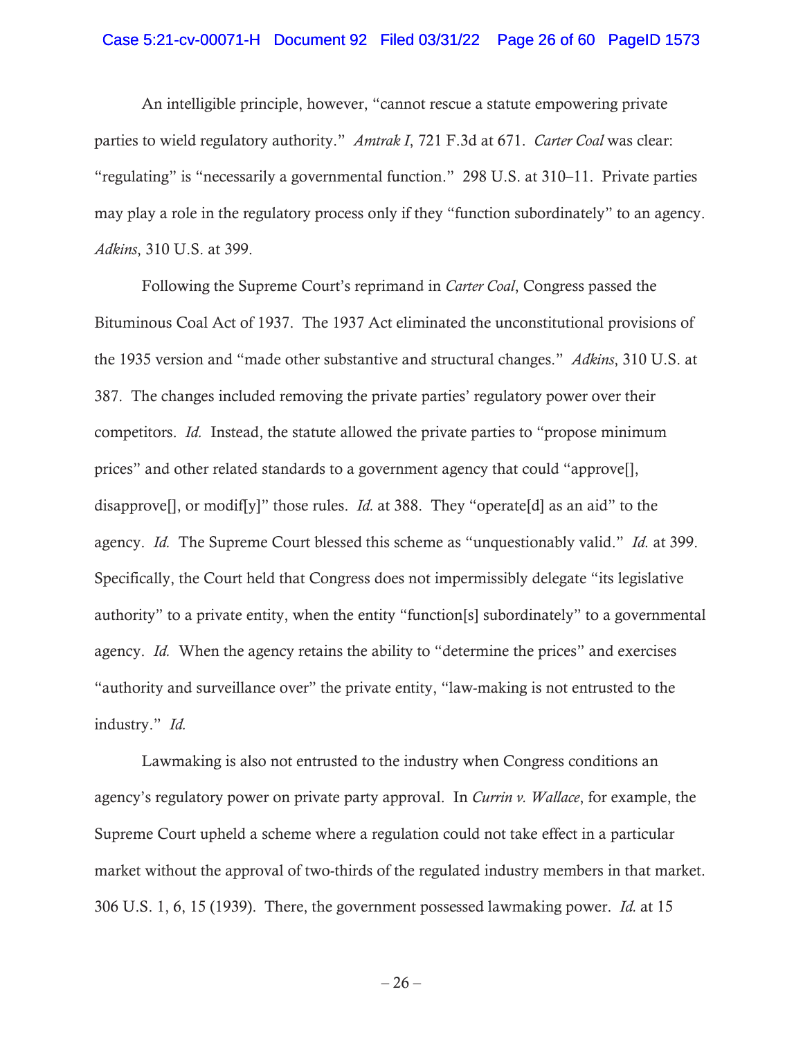An intelligible principle, however, "cannot rescue a statute empowering private parties to wield regulatory authority." *Amtrak I*, 721 F.3d at 671. *Carter Coal* was clear: "regulating" is "necessarily a governmental function." 298 U.S. at 310–11. Private parties may play a role in the regulatory process only if they "function subordinately" to an agency. *Adkins*, 310 U.S. at 399.

Following the Supreme Court's reprimand in *Carter Coal*, Congress passed the Bituminous Coal Act of 1937. The 1937 Act eliminated the unconstitutional provisions of the 1935 version and "made other substantive and structural changes." *Adkins*, 310 U.S. at 387. The changes included removing the private parties' regulatory power over their competitors. *Id.* Instead, the statute allowed the private parties to "propose minimum prices" and other related standards to a government agency that could "approve[], disapprove[], or modif[y]" those rules. *Id.* at 388. They "operate[d] as an aid" to the agency. *Id.* The Supreme Court blessed this scheme as "unquestionably valid." *Id.* at 399. Specifically, the Court held that Congress does not impermissibly delegate "its legislative authority" to a private entity, when the entity "function[s] subordinately" to a governmental agency. *Id.* When the agency retains the ability to "determine the prices" and exercises "authority and surveillance over" the private entity, "law-making is not entrusted to the industry." *Id.*

Lawmaking is also not entrusted to the industry when Congress conditions an agency's regulatory power on private party approval. In *Currin v. Wallace*, for example, the Supreme Court upheld a scheme where a regulation could not take effect in a particular market without the approval of two-thirds of the regulated industry members in that market. 306 U.S. 1, 6, 15 (1939). There, the government possessed lawmaking power. *Id.* at 15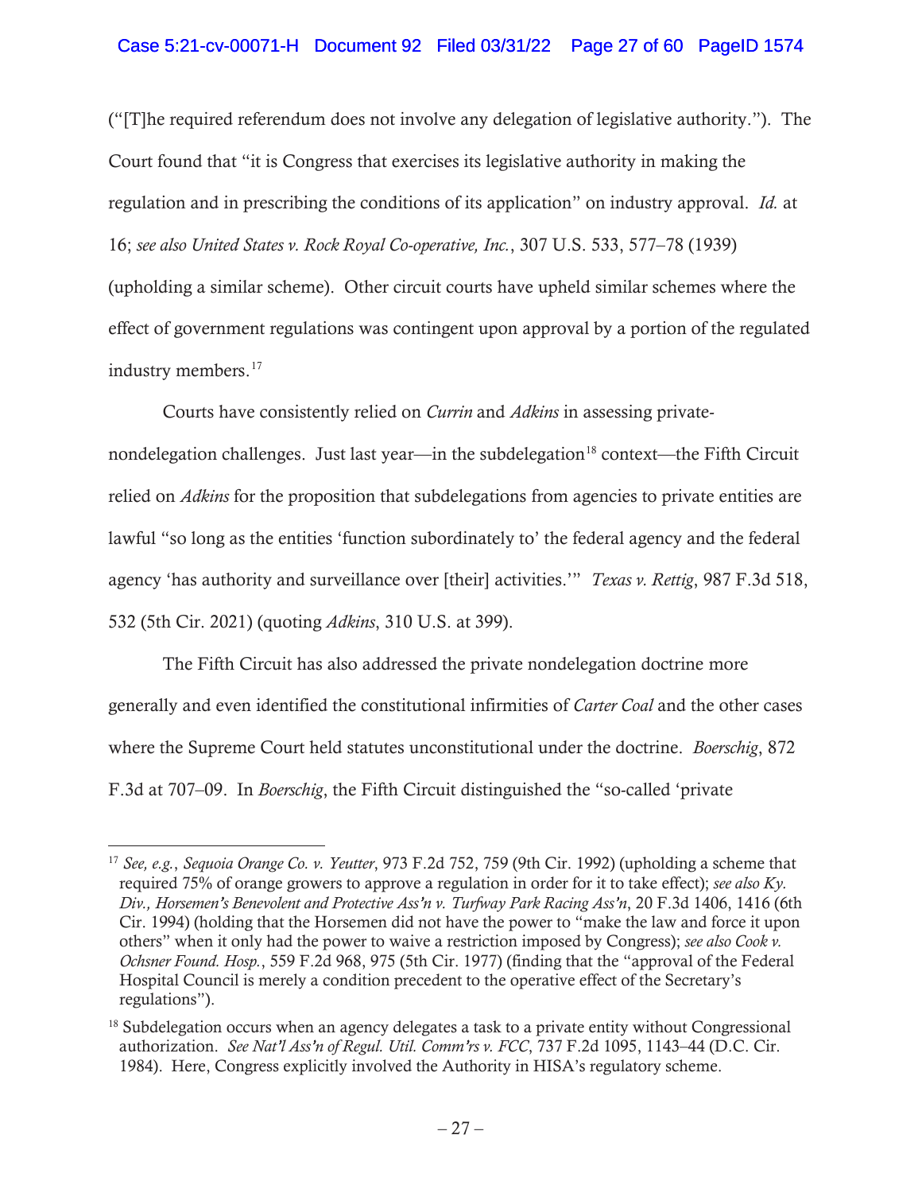("[T]he required referendum does not involve any delegation of legislative authority."). The Court found that "it is Congress that exercises its legislative authority in making the regulation and in prescribing the conditions of its application" on industry approval. *Id.* at 16; *see also United States v. Rock Royal Co-operative, Inc.*, 307 U.S. 533, 577–78 (1939) (upholding a similar scheme). Other circuit courts have upheld similar schemes where the effect of government regulations was contingent upon approval by a portion of the regulated industry members.[17]

Courts have consistently relied on *Currin* and *Adkins* in assessing private-nondelegation challenges. Just last year—in the subdelegation[18] context—the Fifth Circuit relied on *Adkins* for the proposition that subdelegations from agencies to private entities are lawful "so long as the entities 'function subordinately to' the federal agency and the federal agency 'has authority and surveillance over [their] activities.'" *Texas v. Rettig*, 987 F.3d 518, 532 (5th Cir. 2021) (quoting *Adkins*, 310 U.S. at 399).

The Fifth Circuit has also addressed the private nondelegation doctrine more generally and even identified the constitutional infirmities of *Carter Coal* and the other cases where the Supreme Court held statutes unconstitutional under the doctrine. *Boerschig*, 872 F.3d at 707–09. In *Boerschig*, the Fifth Circuit distinguished the "so-called 'private

---

[17] *See, e.g.*, *Sequoia Orange Co. v. Yeutter*, 973 F.2d 752, 759 (9th Cir. 1992) (upholding a scheme that required 75% of orange growers to approve a regulation in order for it to take effect); *see also Ky. Div., Horsemen's Benevolent and Protective Ass'n v. Turfway Park Racing Ass'n*, 20 F.3d 1406, 1416 (6th Cir. 1994) (holding that the Horsemen did not have the power to "make the law and force it upon others" when it only had the power to waive a restriction imposed by Congress); *see also Cook v. Ochsner Found. Hosp.*, 559 F.2d 968, 975 (5th Cir. 1977) (finding that the "approval of the Federal Hospital Council is merely a condition precedent to the operative effect of the Secretary's regulations").

[18] Subdelegation occurs when an agency delegates a task to a private entity without Congressional authorization. *See Nat'l Ass'n of Regul. Util. Comm'rs v. FCC*, 737 F.2d 1095, 1143–44 (D.C. Cir. 1984). Here, Congress explicitly involved the Authority in HISA's regulatory scheme.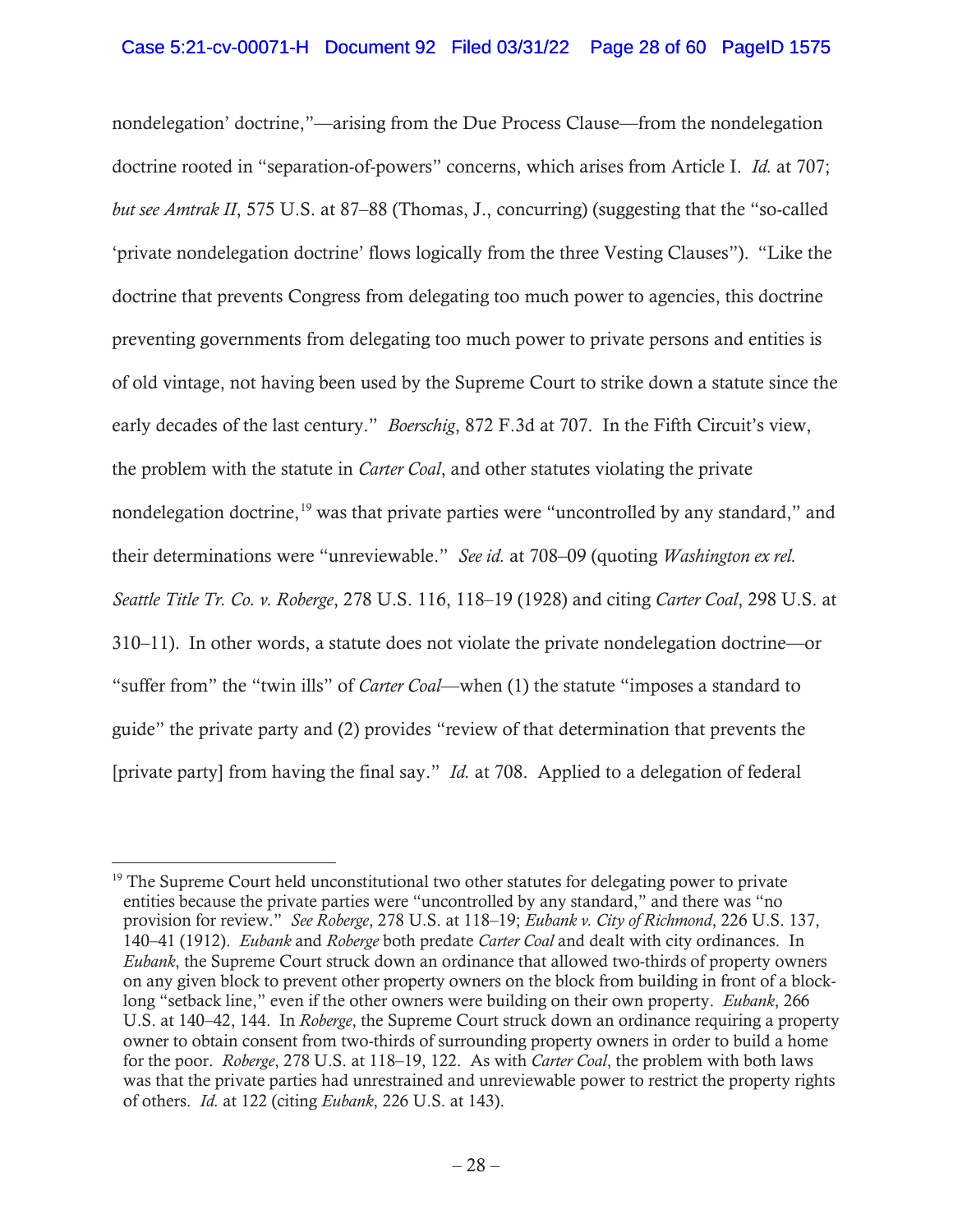nondelegation' doctrine,"—arising from the Due Process Clause—from the nondelegation doctrine rooted in "separation-of-powers" concerns, which arises from Article I. *Id.* at 707; *but see Amtrak II*, 575 U.S. at 87–88 (Thomas, J., concurring) (suggesting that the "so-called 'private nondelegation doctrine' flows logically from the three Vesting Clauses"). "Like the doctrine that prevents Congress from delegating too much power to agencies, this doctrine preventing governments from delegating too much power to private persons and entities is of old vintage, not having been used by the Supreme Court to strike down a statute since the early decades of the last century." *Boerschig*, 872 F.3d at 707. In the Fifth Circuit's view, the problem with the statute in *Carter Coal*, and other statutes violating the private nondelegation doctrine,[19] was that private parties were "uncontrolled by any standard," and their determinations were "unreviewable." *See id.* at 708–09 (quoting *Washington ex rel. Seattle Title Tr. Co. v. Roberge*, 278 U.S. 116, 118–19 (1928) and citing *Carter Coal*, 298 U.S. at 310–11). In other words, a statute does not violate the private nondelegation doctrine—or "suffer from" the "twin ills" of *Carter Coal*—when (1) the statute "imposes a standard to guide" the private party and (2) provides "review of that determination that prevents the [private party] from having the final say." *Id.* at 708. Applied to a delegation of federal

---

[19] The Supreme Court held unconstitutional two other statutes for delegating power to private entities because the private parties were "uncontrolled by any standard," and there was "no provision for review." *See Roberge*, 278 U.S. at 118–19; *Eubank v. City of Richmond*, 226 U.S. 137, 140–41 (1912). *Eubank* and *Roberge* both predate *Carter Coal* and dealt with city ordinances. In *Eubank*, the Supreme Court struck down an ordinance that allowed two-thirds of property owners on any given block to prevent other property owners on the block from building in front of a block-long "setback line," even if the other owners were building on their own property. *Eubank*, 266 U.S. at 140–42, 144. In *Roberge*, the Supreme Court struck down an ordinance requiring a property owner to obtain consent from two-thirds of surrounding property owners in order to build a home for the poor. *Roberge*, 278 U.S. at 118–19, 122. As with *Carter Coal*, the problem with both laws was that the private parties had unrestrained and unreviewable power to restrict the property rights of others. *Id.* at 122 (citing *Eubank*, 226 U.S. at 143).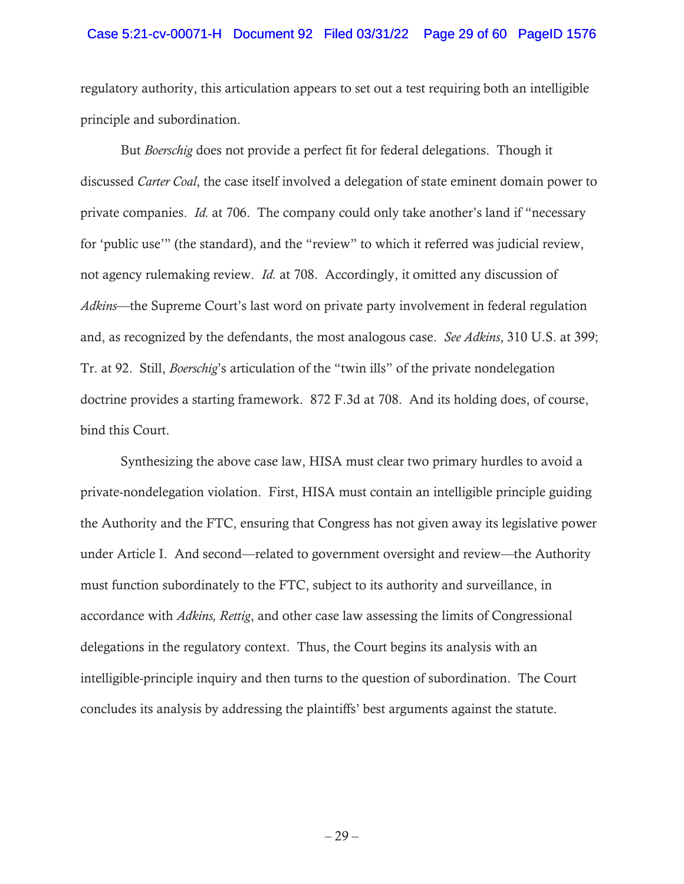regulatory authority, this articulation appears to set out a test requiring both an intelligible principle and subordination.

But *Boerschig* does not provide a perfect fit for federal delegations. Though it discussed *Carter Coal*, the case itself involved a delegation of state eminent domain power to private companies. *Id.* at 706. The company could only take another's land if "necessary for 'public use'" (the standard), and the "review" to which it referred was judicial review, not agency rulemaking review. *Id.* at 708. Accordingly, it omitted any discussion of *Adkins*—the Supreme Court's last word on private party involvement in federal regulation and, as recognized by the defendants, the most analogous case. *See Adkins*, 310 U.S. at 399; Tr. at 92. Still, *Boerschig*'s articulation of the "twin ills" of the private nondelegation doctrine provides a starting framework. 872 F.3d at 708. And its holding does, of course, bind this Court.

Synthesizing the above case law, HISA must clear two primary hurdles to avoid a private-nondelegation violation. First, HISA must contain an intelligible principle guiding the Authority and the FTC, ensuring that Congress has not given away its legislative power under Article I. And second—related to government oversight and review—the Authority must function subordinately to the FTC, subject to its authority and surveillance, in accordance with *Adkins, Rettig*, and other case law assessing the limits of Congressional delegations in the regulatory context. Thus, the Court begins its analysis with an intelligible-principle inquiry and then turns to the question of subordination. The Court concludes its analysis by addressing the plaintiffs' best arguments against the statute.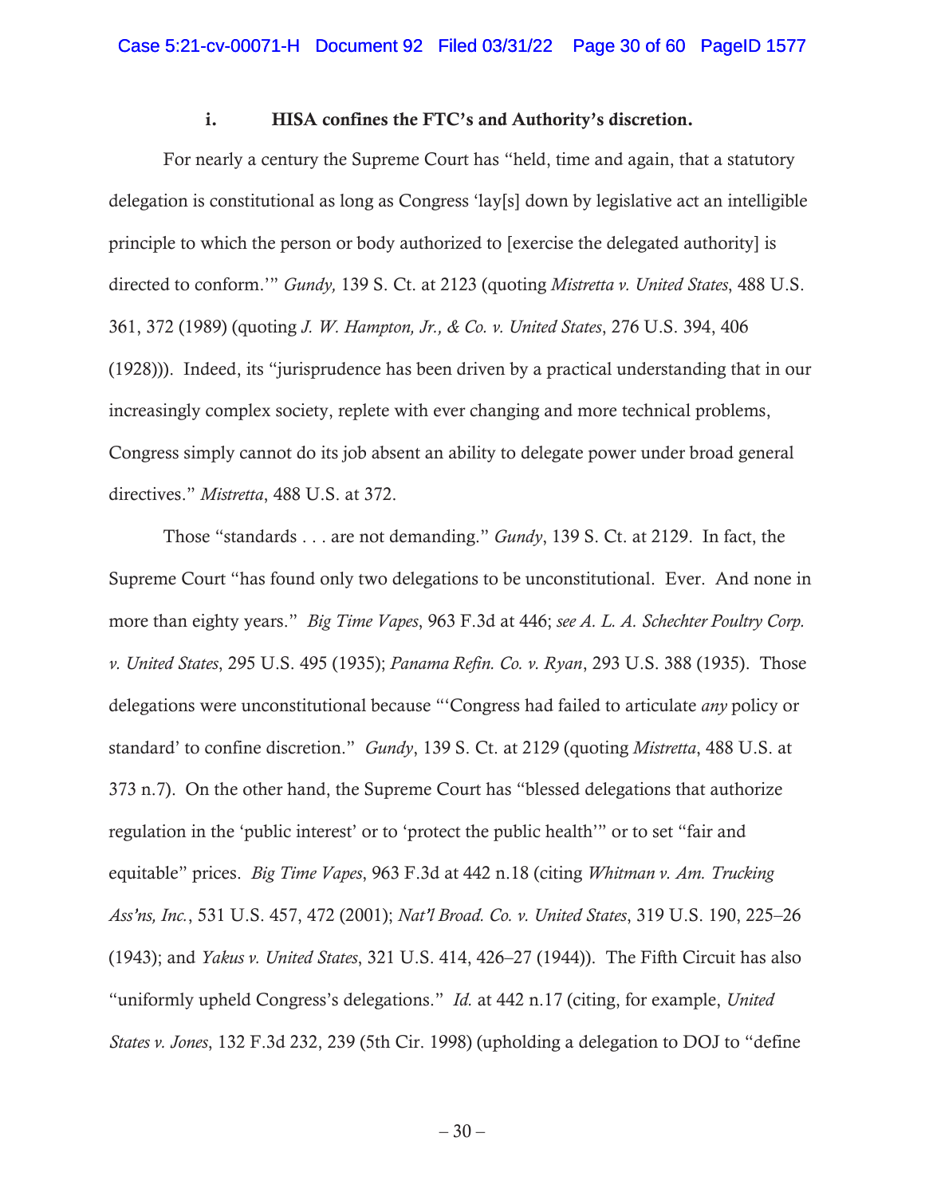### i. HISA confines the FTC's and Authority's discretion.

For nearly a century the Supreme Court has "held, time and again, that a statutory delegation is constitutional as long as Congress 'lay[s] down by legislative act an intelligible principle to which the person or body authorized to [exercise the delegated authority] is directed to conform.'" *Gundy,* 139 S. Ct. at 2123 (quoting *Mistretta v. United States*, 488 U.S. 361, 372 (1989) (quoting *J. W. Hampton, Jr., & Co. v. United States*, 276 U.S. 394, 406 (1928))). Indeed, its "jurisprudence has been driven by a practical understanding that in our increasingly complex society, replete with ever changing and more technical problems, Congress simply cannot do its job absent an ability to delegate power under broad general directives." *Mistretta*, 488 U.S. at 372.

Those "standards . . . are not demanding." *Gundy*, 139 S. Ct. at 2129. In fact, the Supreme Court "has found only two delegations to be unconstitutional. Ever. And none in more than eighty years." *Big Time Vapes*, 963 F.3d at 446; *see A. L. A. Schechter Poultry Corp. v. United States*, 295 U.S. 495 (1935); *Panama Refin. Co. v. Ryan*, 293 U.S. 388 (1935). Those delegations were unconstitutional because "'Congress had failed to articulate *any* policy or standard' to confine discretion." *Gundy*, 139 S. Ct. at 2129 (quoting *Mistretta*, 488 U.S. at 373 n.7). On the other hand, the Supreme Court has "blessed delegations that authorize regulation in the 'public interest' or to 'protect the public health'" or to set "fair and equitable" prices. *Big Time Vapes*, 963 F.3d at 442 n.18 (citing *Whitman v. Am. Trucking Ass'ns, Inc.*, 531 U.S. 457, 472 (2001); *Nat'l Broad. Co. v. United States*, 319 U.S. 190, 225–26 (1943); and *Yakus v. United States*, 321 U.S. 414, 426–27 (1944)). The Fifth Circuit has also "uniformly upheld Congress's delegations." *Id.* at 442 n.17 (citing, for example, *United States v. Jones*, 132 F.3d 232, 239 (5th Cir. 1998) (upholding a delegation to DOJ to "define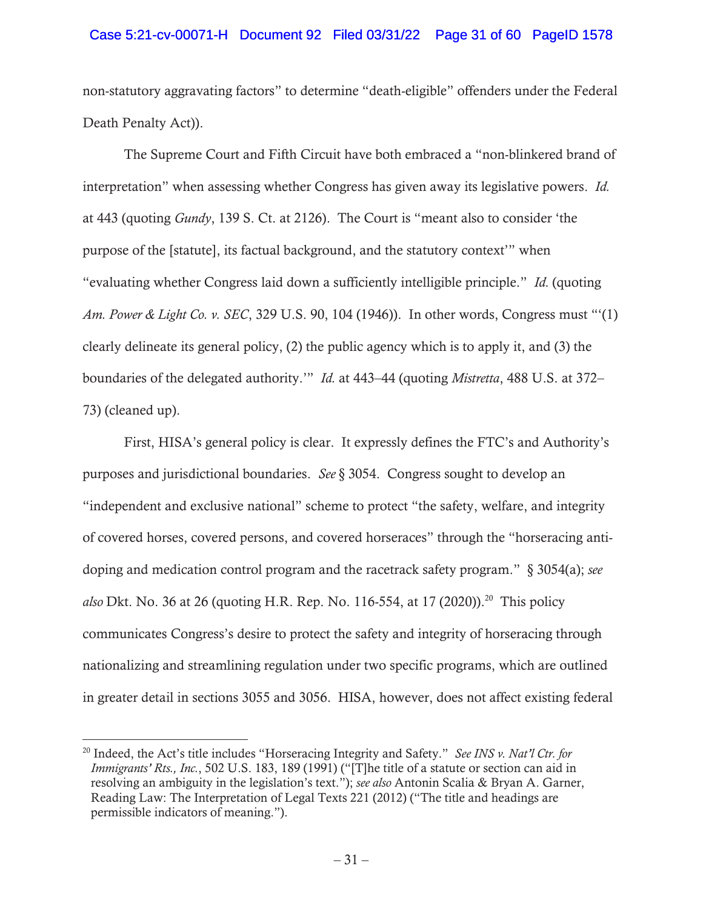non-statutory aggravating factors" to determine "death-eligible" offenders under the Federal Death Penalty Act)).

The Supreme Court and Fifth Circuit have both embraced a "non-blinkered brand of interpretation" when assessing whether Congress has given away its legislative powers. *Id.* at 443 (quoting *Gundy*, 139 S. Ct. at 2126). The Court is "meant also to consider 'the purpose of the [statute], its factual background, and the statutory context'" when "evaluating whether Congress laid down a sufficiently intelligible principle." *Id.* (quoting *Am. Power & Light Co. v. SEC*, 329 U.S. 90, 104 (1946)). In other words, Congress must "'(1) clearly delineate its general policy, (2) the public agency which is to apply it, and (3) the boundaries of the delegated authority.'" *Id.* at 443–44 (quoting *Mistretta*, 488 U.S. at 372–73) (cleaned up).

First, HISA's general policy is clear. It expressly defines the FTC's and Authority's purposes and jurisdictional boundaries. *See* § 3054. Congress sought to develop an "independent and exclusive national" scheme to protect "the safety, welfare, and integrity of covered horses, covered persons, and covered horseraces" through the "horseracing anti-doping and medication control program and the racetrack safety program." § 3054(a); *see also* Dkt. No. 36 at 26 (quoting H.R. Rep. No. 116-554, at 17 (2020)).[20] This policy communicates Congress's desire to protect the safety and integrity of horseracing through nationalizing and streamlining regulation under two specific programs, which are outlined in greater detail in sections 3055 and 3056. HISA, however, does not affect existing federal

---

[20] Indeed, the Act's title includes "Horseracing Integrity and Safety." *See INS v. Nat'l Ctr. for Immigrants' Rts., Inc.*, 502 U.S. 183, 189 (1991) ("[T]he title of a statute or section can aid in resolving an ambiguity in the legislation's text."); *see also* Antonin Scalia & Bryan A. Garner, Reading Law: The Interpretation of Legal Texts 221 (2012) ("The title and headings are permissible indicators of meaning.").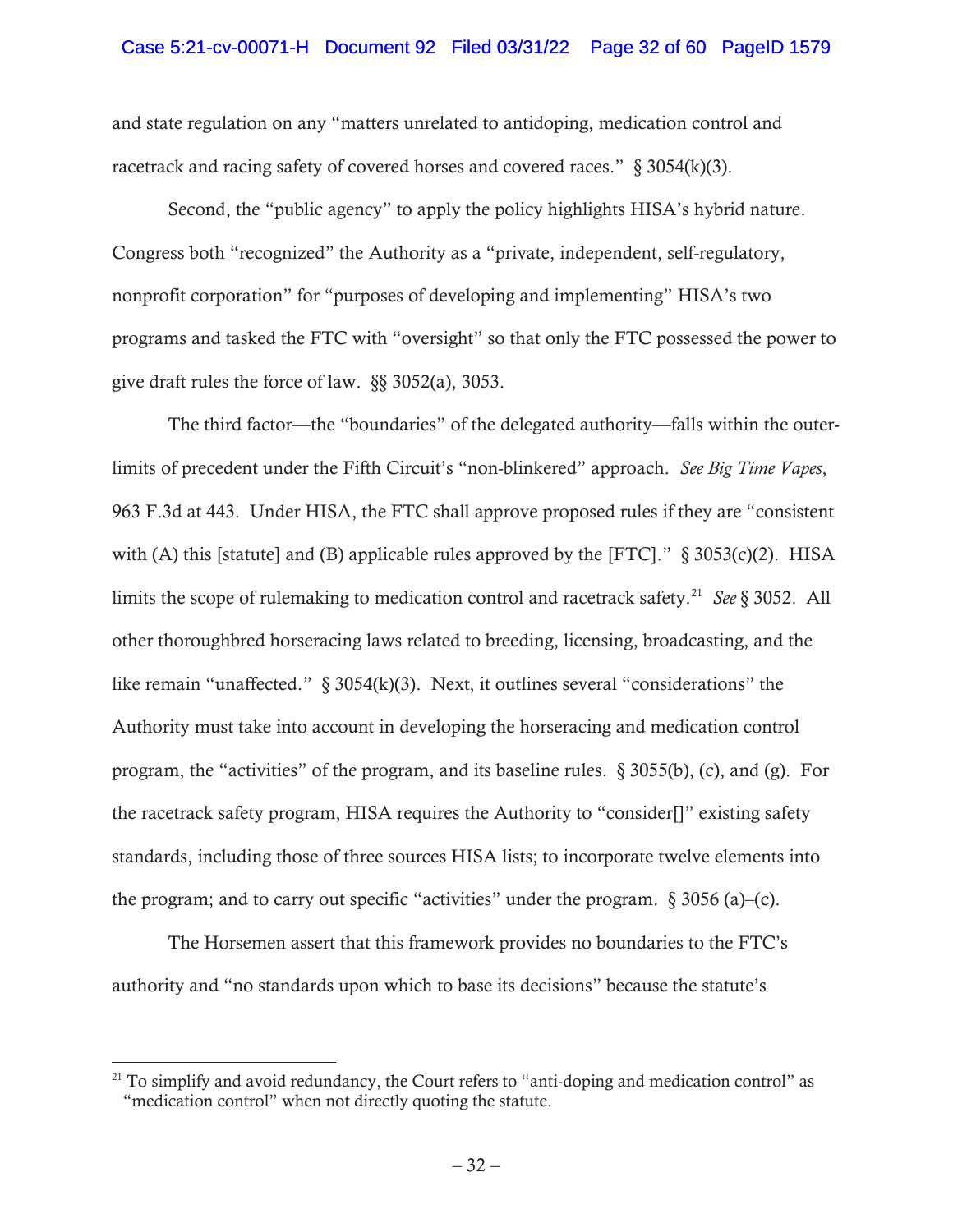and state regulation on any "matters unrelated to antidoping, medication control and racetrack and racing safety of covered horses and covered races." § 3054(k)(3).

Second, the "public agency" to apply the policy highlights HISA's hybrid nature. Congress both "recognized" the Authority as a "private, independent, self-regulatory, nonprofit corporation" for "purposes of developing and implementing" HISA's two programs and tasked the FTC with "oversight" so that only the FTC possessed the power to give draft rules the force of law. §§ 3052(a), 3053.

The third factor—the "boundaries" of the delegated authority—falls within the outer-limits of precedent under the Fifth Circuit's "non-blinkered" approach. *See Big Time Vapes*, 963 F.3d at 443. Under HISA, the FTC shall approve proposed rules if they are "consistent with (A) this [statute] and (B) applicable rules approved by the [FTC]." § 3053(c)(2). HISA limits the scope of rulemaking to medication control and racetrack safety.[21] *See* § 3052. All other thoroughbred horseracing laws related to breeding, licensing, broadcasting, and the like remain "unaffected." § 3054(k)(3). Next, it outlines several "considerations" the Authority must take into account in developing the horseracing and medication control program, the "activities" of the program, and its baseline rules. § 3055(b), (c), and (g). For the racetrack safety program, HISA requires the Authority to "consider[]" existing safety standards, including those of three sources HISA lists; to incorporate twelve elements into the program; and to carry out specific "activities" under the program. § 3056 (a)–(c).

The Horsemen assert that this framework provides no boundaries to the FTC's authority and "no standards upon which to base its decisions" because the statute's

---

[21] To simplify and avoid redundancy, the Court refers to "anti-doping and medication control" as "medication control" when not directly quoting the statute.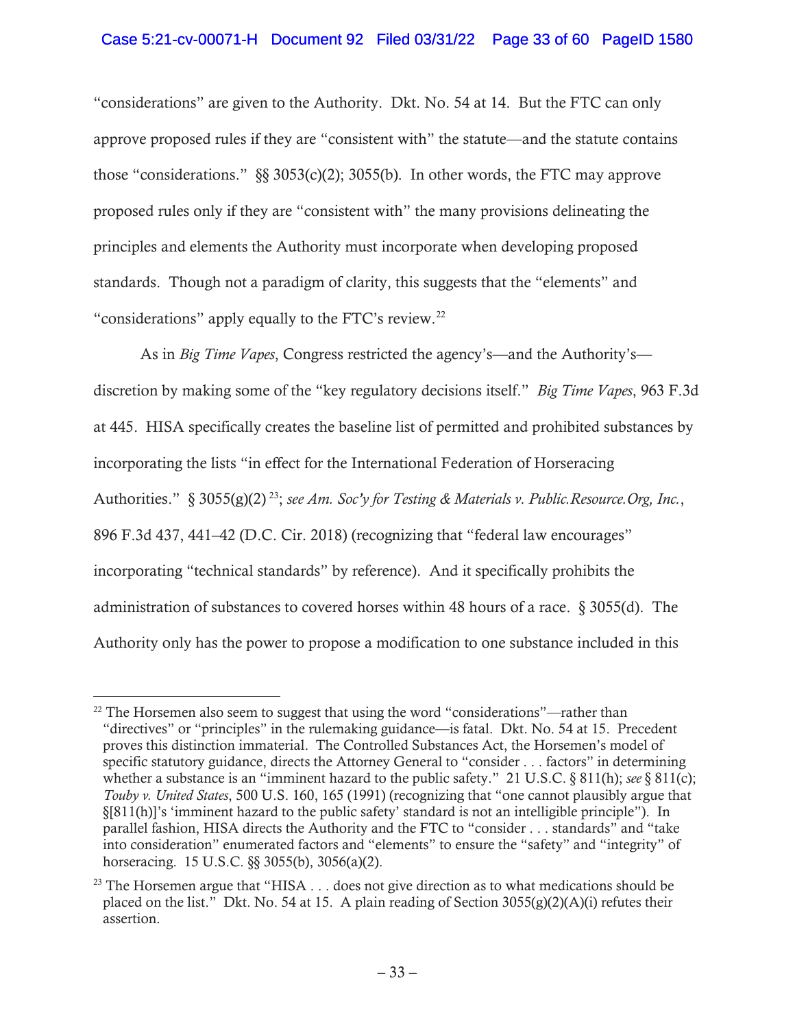"considerations" are given to the Authority. Dkt. No. 54 at 14. But the FTC can only approve proposed rules if they are "consistent with" the statute—and the statute contains those "considerations." §§ 3053(c)(2); 3055(b). In other words, the FTC may approve proposed rules only if they are "consistent with" the many provisions delineating the principles and elements the Authority must incorporate when developing proposed standards. Though not a paradigm of clarity, this suggests that the "elements" and "considerations" apply equally to the FTC's review.[22]

As in *Big Time Vapes*, Congress restricted the agency's—and the Authority's—discretion by making some of the "key regulatory decisions itself." *Big Time Vapes*, 963 F.3d at 445. HISA specifically creates the baseline list of permitted and prohibited substances by incorporating the lists "in effect for the International Federation of Horseracing Authorities." § 3055(g)(2)[23]; *see Am. Soc'y for Testing & Materials v. Public.Resource.Org, Inc.*, 896 F.3d 437, 441–42 (D.C. Cir. 2018) (recognizing that "federal law encourages" incorporating "technical standards" by reference). And it specifically prohibits the administration of substances to covered horses within 48 hours of a race. § 3055(d). The Authority only has the power to propose a modification to one substance included in this

---

[22] The Horsemen also seem to suggest that using the word "considerations"—rather than "directives" or "principles" in the rulemaking guidance—is fatal. Dkt. No. 54 at 15. Precedent proves this distinction immaterial. The Controlled Substances Act, the Horsemen's model of specific statutory guidance, directs the Attorney General to "consider . . . factors" in determining whether a substance is an "imminent hazard to the public safety." 21 U.S.C. § 811(h); *see* § 811(c); *Touby v. United States*, 500 U.S. 160, 165 (1991) (recognizing that "one cannot plausibly argue that §[811(h)]'s 'imminent hazard to the public safety' standard is not an intelligible principle"). In parallel fashion, HISA directs the Authority and the FTC to "consider . . . standards" and "take into consideration" enumerated factors and "elements" to ensure the "safety" and "integrity" of horseracing. 15 U.S.C. §§ 3055(b), 3056(a)(2).

[23] The Horsemen argue that "HISA . . . does not give direction as to what medications should be placed on the list." Dkt. No. 54 at 15. A plain reading of Section 3055(g)(2)(A)(i) refutes their assertion.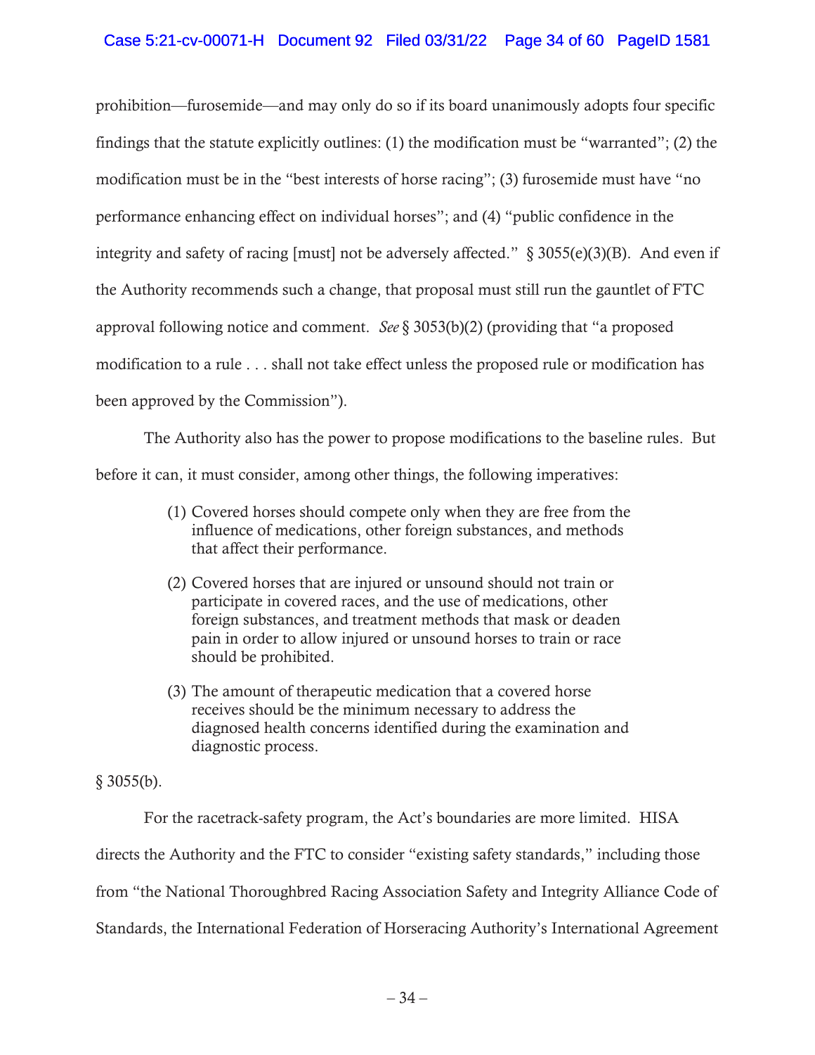prohibition—furosemide—and may only do so if its board unanimously adopts four specific findings that the statute explicitly outlines: (1) the modification must be "warranted"; (2) the modification must be in the "best interests of horse racing"; (3) furosemide must have "no performance enhancing effect on individual horses"; and (4) "public confidence in the integrity and safety of racing [must] not be adversely affected." § 3055(e)(3)(B). And even if the Authority recommends such a change, that proposal must still run the gauntlet of FTC approval following notice and comment. *See* § 3053(b)(2) (providing that "a proposed modification to a rule . . . shall not take effect unless the proposed rule or modification has been approved by the Commission").

The Authority also has the power to propose modifications to the baseline rules. But before it can, it must consider, among other things, the following imperatives:

> (1) Covered horses should compete only when they are free from the influence of medications, other foreign substances, and methods that affect their performance.
>
> (2) Covered horses that are injured or unsound should not train or participate in covered races, and the use of medications, other foreign substances, and treatment methods that mask or deaden pain in order to allow injured or unsound horses to train or race should be prohibited.
>
> (3) The amount of therapeutic medication that a covered horse receives should be the minimum necessary to address the diagnosed health concerns identified during the examination and diagnostic process.

§ 3055(b).

For the racetrack-safety program, the Act's boundaries are more limited. HISA directs the Authority and the FTC to consider "existing safety standards," including those from "the National Thoroughbred Racing Association Safety and Integrity Alliance Code of Standards, the International Federation of Horseracing Authority's International Agreement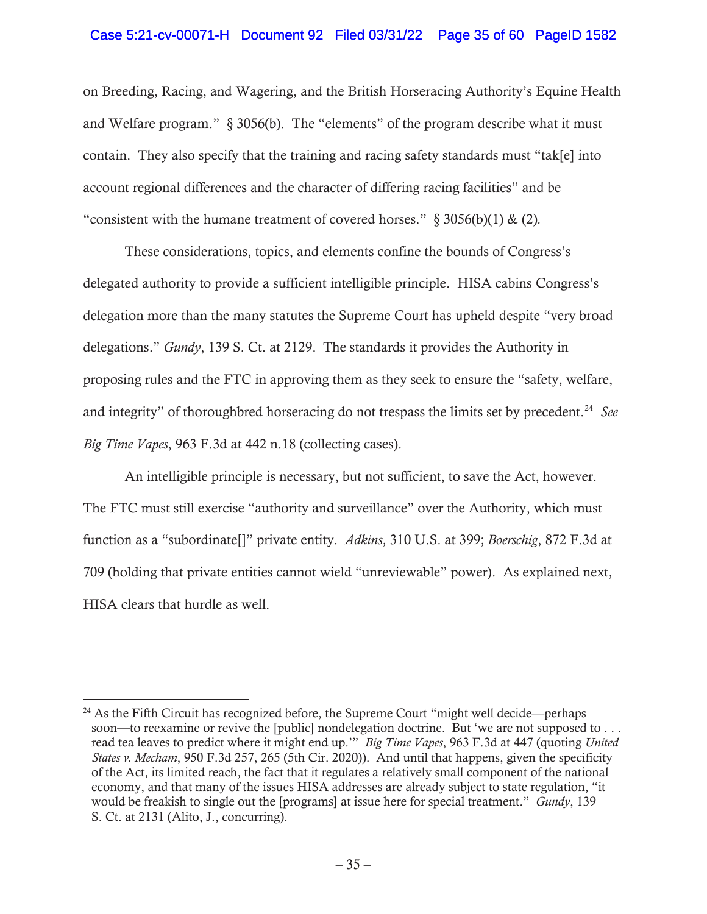on Breeding, Racing, and Wagering, and the British Horseracing Authority's Equine Health and Welfare program." § 3056(b). The "elements" of the program describe what it must contain. They also specify that the training and racing safety standards must "tak[e] into account regional differences and the character of differing racing facilities" and be "consistent with the humane treatment of covered horses." § 3056(b)(1) & (2).

These considerations, topics, and elements confine the bounds of Congress's delegated authority to provide a sufficient intelligible principle. HISA cabins Congress's delegation more than the many statutes the Supreme Court has upheld despite "very broad delegations." *Gundy*, 139 S. Ct. at 2129. The standards it provides the Authority in proposing rules and the FTC in approving them as they seek to ensure the "safety, welfare, and integrity" of thoroughbred horseracing do not trespass the limits set by precedent.[24] *See Big Time Vapes*, 963 F.3d at 442 n.18 (collecting cases).

An intelligible principle is necessary, but not sufficient, to save the Act, however. The FTC must still exercise "authority and surveillance" over the Authority, which must function as a "subordinate[]" private entity. *Adkins*, 310 U.S. at 399; *Boerschig*, 872 F.3d at 709 (holding that private entities cannot wield "unreviewable" power). As explained next, HISA clears that hurdle as well.

---

[24] As the Fifth Circuit has recognized before, the Supreme Court "might well decide—perhaps soon—to reexamine or revive the [public] nondelegation doctrine. But 'we are not supposed to . . . read tea leaves to predict where it might end up.'" *Big Time Vapes*, 963 F.3d at 447 (quoting *United States v. Mecham*, 950 F.3d 257, 265 (5th Cir. 2020)). And until that happens, given the specificity of the Act, its limited reach, the fact that it regulates a relatively small component of the national economy, and that many of the issues HISA addresses are already subject to state regulation, "it would be freakish to single out the [programs] at issue here for special treatment." *Gundy*, 139 S. Ct. at 2131 (Alito, J., concurring).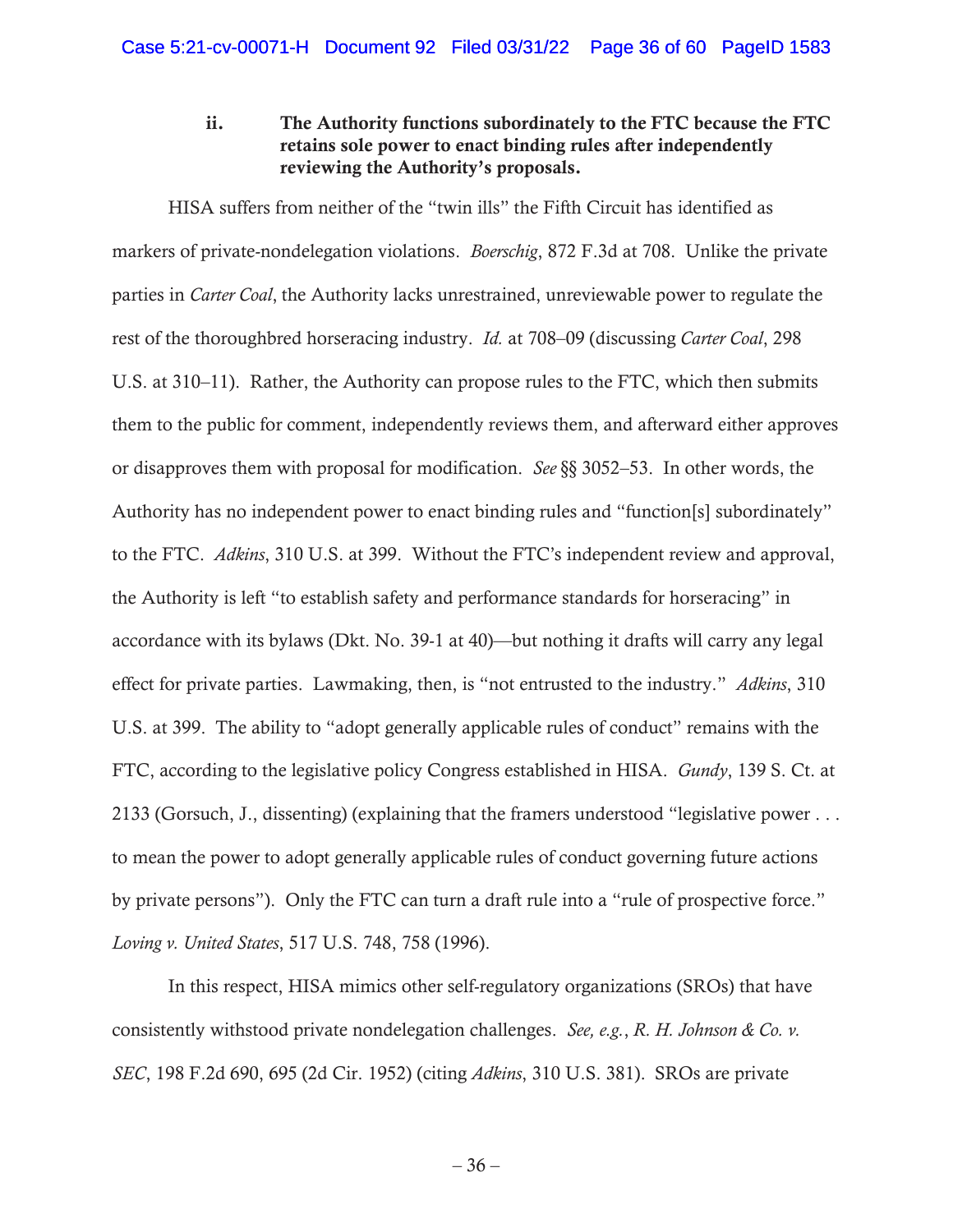#### ii. The Authority functions subordinately to the FTC because the FTC retains sole power to enact binding rules after independently reviewing the Authority's proposals.

HISA suffers from neither of the "twin ills" the Fifth Circuit has identified as markers of private-nondelegation violations. *Boerschig*, 872 F.3d at 708. Unlike the private parties in *Carter Coal*, the Authority lacks unrestrained, unreviewable power to regulate the rest of the thoroughbred horseracing industry. *Id.* at 708–09 (discussing *Carter Coal*, 298 U.S. at 310–11). Rather, the Authority can propose rules to the FTC, which then submits them to the public for comment, independently reviews them, and afterward either approves or disapproves them with proposal for modification. *See* §§ 3052–53. In other words, the Authority has no independent power to enact binding rules and "function[s] subordinately" to the FTC. *Adkins*, 310 U.S. at 399. Without the FTC's independent review and approval, the Authority is left "to establish safety and performance standards for horseracing" in accordance with its bylaws (Dkt. No. 39-1 at 40)—but nothing it drafts will carry any legal effect for private parties. Lawmaking, then, is "not entrusted to the industry." *Adkins*, 310 U.S. at 399. The ability to "adopt generally applicable rules of conduct" remains with the FTC, according to the legislative policy Congress established in HISA. *Gundy*, 139 S. Ct. at 2133 (Gorsuch, J., dissenting) (explaining that the framers understood "legislative power . . . to mean the power to adopt generally applicable rules of conduct governing future actions by private persons"). Only the FTC can turn a draft rule into a "rule of prospective force." *Loving v. United States*, 517 U.S. 748, 758 (1996).

In this respect, HISA mimics other self-regulatory organizations (SROs) that have consistently withstood private nondelegation challenges. *See, e.g.*, *R. H. Johnson & Co. v. SEC*, 198 F.2d 690, 695 (2d Cir. 1952) (citing *Adkins*, 310 U.S. 381). SROs are private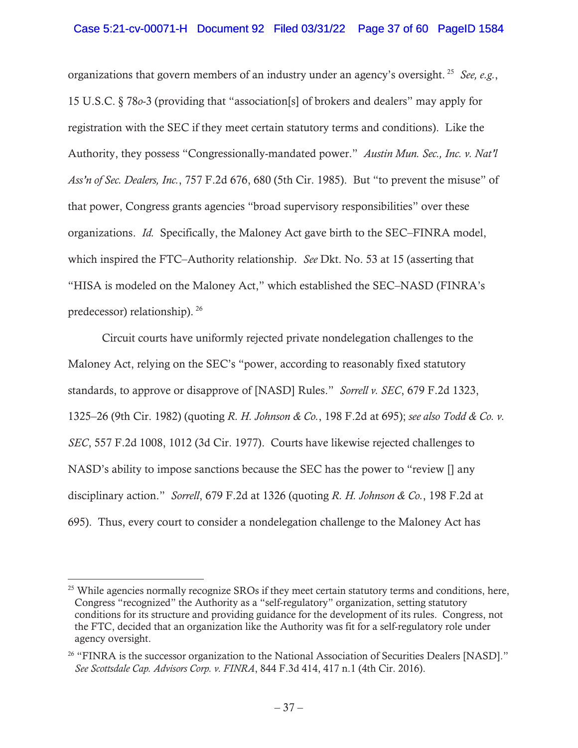organizations that govern members of an industry under an agency's oversight.[25] *See, e.g.*, 15 U.S.C. § 78*o*-3 (providing that "association[s] of brokers and dealers" may apply for registration with the SEC if they meet certain statutory terms and conditions). Like the Authority, they possess "Congressionally-mandated power." *Austin Mun. Sec., Inc. v. Nat'l Ass'n of Sec. Dealers, Inc.*, 757 F.2d 676, 680 (5th Cir. 1985). But "to prevent the misuse" of that power, Congress grants agencies "broad supervisory responsibilities" over these organizations. *Id.* Specifically, the Maloney Act gave birth to the SEC–FINRA model, which inspired the FTC–Authority relationship. *See* Dkt. No. 53 at 15 (asserting that "HISA is modeled on the Maloney Act," which established the SEC–NASD (FINRA's predecessor) relationship).[26]

Circuit courts have uniformly rejected private nondelegation challenges to the Maloney Act, relying on the SEC's "power, according to reasonably fixed statutory standards, to approve or disapprove of [NASD] Rules." *Sorrell v. SEC*, 679 F.2d 1323, 1325–26 (9th Cir. 1982) (quoting *R. H. Johnson & Co.*, 198 F.2d at 695); *see also Todd & Co. v. SEC*, 557 F.2d 1008, 1012 (3d Cir. 1977). Courts have likewise rejected challenges to NASD's ability to impose sanctions because the SEC has the power to "review [] any disciplinary action." *Sorrell*, 679 F.2d at 1326 (quoting *R. H. Johnson & Co.*, 198 F.2d at 695). Thus, every court to consider a nondelegation challenge to the Maloney Act has

[25] While agencies normally recognize SROs if they meet certain statutory terms and conditions, here, Congress "recognized" the Authority as a "self-regulatory" organization, setting statutory conditions for its structure and providing guidance for the development of its rules. Congress, not the FTC, decided that an organization like the Authority was fit for a self-regulatory role under agency oversight.

[26] "FINRA is the successor organization to the National Association of Securities Dealers [NASD]." *See Scottsdale Cap. Advisors Corp. v. FINRA*, 844 F.3d 414, 417 n.1 (4th Cir. 2016).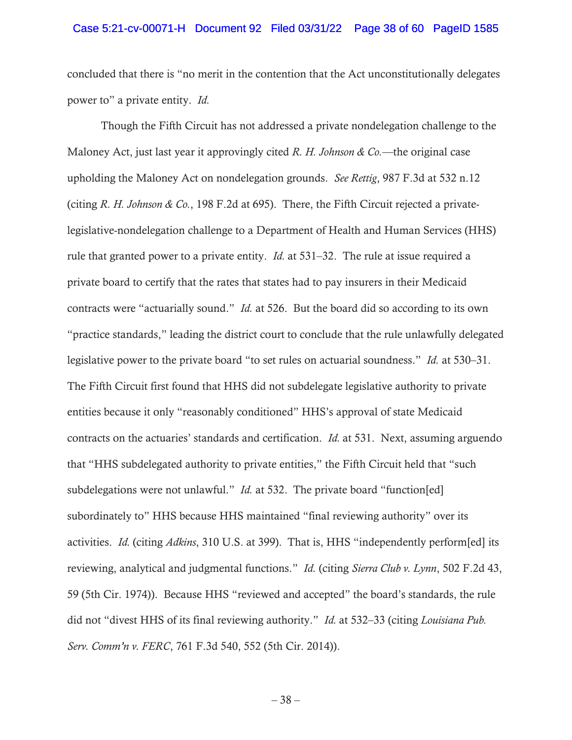concluded that there is "no merit in the contention that the Act unconstitutionally delegates power to" a private entity. *Id.*

Though the Fifth Circuit has not addressed a private nondelegation challenge to the Maloney Act, just last year it approvingly cited *R. H. Johnson & Co.*—the original case upholding the Maloney Act on nondelegation grounds. *See Rettig*, 987 F.3d at 532 n.12 (citing *R. H. Johnson & Co.*, 198 F.2d at 695). There, the Fifth Circuit rejected a private-legislative-nondelegation challenge to a Department of Health and Human Services (HHS) rule that granted power to a private entity. *Id.* at 531–32. The rule at issue required a private board to certify that the rates that states had to pay insurers in their Medicaid contracts were "actuarially sound." *Id.* at 526. But the board did so according to its own "practice standards," leading the district court to conclude that the rule unlawfully delegated legislative power to the private board "to set rules on actuarial soundness." *Id.* at 530–31. The Fifth Circuit first found that HHS did not subdelegate legislative authority to private entities because it only "reasonably conditioned" HHS's approval of state Medicaid contracts on the actuaries' standards and certification. *Id.* at 531. Next, assuming arguendo that "HHS subdelegated authority to private entities," the Fifth Circuit held that "such subdelegations were not unlawful." *Id.* at 532. The private board "function[ed] subordinately to" HHS because HHS maintained "final reviewing authority" over its activities. *Id.* (citing *Adkins*, 310 U.S. at 399). That is, HHS "independently perform[ed] its reviewing, analytical and judgmental functions." *Id.* (citing *Sierra Club v. Lynn*, 502 F.2d 43, 59 (5th Cir. 1974)). Because HHS "reviewed and accepted" the board's standards, the rule did not "divest HHS of its final reviewing authority." *Id.* at 532–33 (citing *Louisiana Pub. Serv. Comm'n v. FERC*, 761 F.3d 540, 552 (5th Cir. 2014)).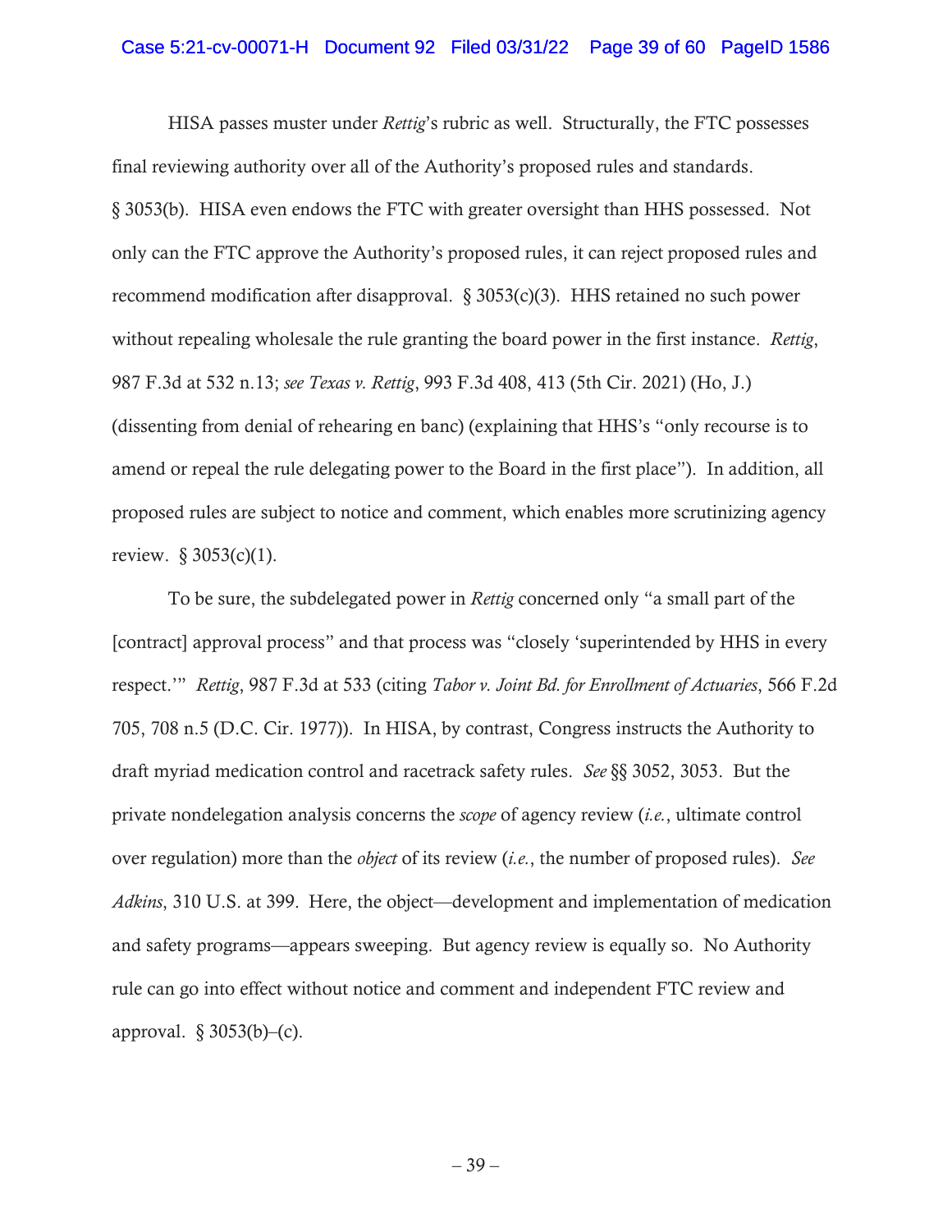HISA passes muster under *Rettig*'s rubric as well. Structurally, the FTC possesses final reviewing authority over all of the Authority's proposed rules and standards. § 3053(b). HISA even endows the FTC with greater oversight than HHS possessed. Not only can the FTC approve the Authority's proposed rules, it can reject proposed rules and recommend modification after disapproval. § 3053(c)(3). HHS retained no such power without repealing wholesale the rule granting the board power in the first instance. *Rettig*, 987 F.3d at 532 n.13; *see Texas v. Rettig*, 993 F.3d 408, 413 (5th Cir. 2021) (Ho, J.) (dissenting from denial of rehearing en banc) (explaining that HHS's "only recourse is to amend or repeal the rule delegating power to the Board in the first place"). In addition, all proposed rules are subject to notice and comment, which enables more scrutinizing agency review. § 3053(c)(1).

To be sure, the subdelegated power in *Rettig* concerned only "a small part of the [contract] approval process" and that process was "closely 'superintended by HHS in every respect.'" *Rettig*, 987 F.3d at 533 (citing *Tabor v. Joint Bd. for Enrollment of Actuaries*, 566 F.2d 705, 708 n.5 (D.C. Cir. 1977)). In HISA, by contrast, Congress instructs the Authority to draft myriad medication control and racetrack safety rules. *See* §§ 3052, 3053. But the private nondelegation analysis concerns the *scope* of agency review (*i.e.*, ultimate control over regulation) more than the *object* of its review (*i.e.*, the number of proposed rules). *See Adkins*, 310 U.S. at 399. Here, the object—development and implementation of medication and safety programs—appears sweeping. But agency review is equally so. No Authority rule can go into effect without notice and comment and independent FTC review and approval. § 3053(b)–(c).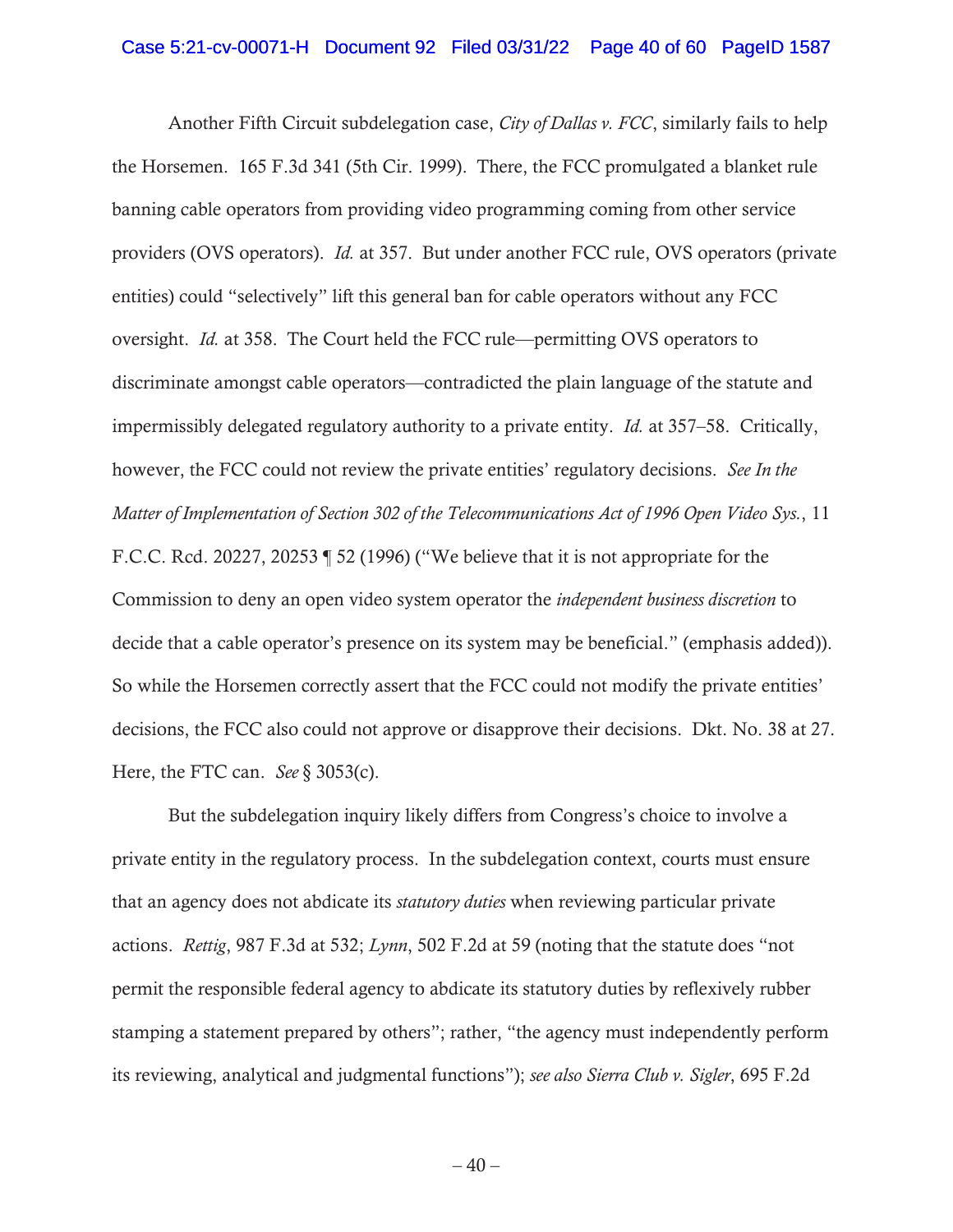Another Fifth Circuit subdelegation case, *City of Dallas v. FCC*, similarly fails to help the Horsemen. 165 F.3d 341 (5th Cir. 1999). There, the FCC promulgated a blanket rule banning cable operators from providing video programming coming from other service providers (OVS operators). *Id.* at 357. But under another FCC rule, OVS operators (private entities) could "selectively" lift this general ban for cable operators without any FCC oversight. *Id.* at 358. The Court held the FCC rule—permitting OVS operators to discriminate amongst cable operators—contradicted the plain language of the statute and impermissibly delegated regulatory authority to a private entity. *Id.* at 357–58. Critically, however, the FCC could not review the private entities' regulatory decisions. *See In the Matter of Implementation of Section 302 of the Telecommunications Act of 1996 Open Video Sys.*, 11 F.C.C. Rcd. 20227, 20253 ¶ 52 (1996) ("We believe that it is not appropriate for the Commission to deny an open video system operator the *independent business discretion* to decide that a cable operator's presence on its system may be beneficial." (emphasis added)). So while the Horsemen correctly assert that the FCC could not modify the private entities' decisions, the FCC also could not approve or disapprove their decisions. Dkt. No. 38 at 27. Here, the FTC can. *See* § 3053(c).

But the subdelegation inquiry likely differs from Congress's choice to involve a private entity in the regulatory process. In the subdelegation context, courts must ensure that an agency does not abdicate its *statutory duties* when reviewing particular private actions. *Rettig*, 987 F.3d at 532; *Lynn*, 502 F.2d at 59 (noting that the statute does "not permit the responsible federal agency to abdicate its statutory duties by reflexively rubber stamping a statement prepared by others"; rather, "the agency must independently perform its reviewing, analytical and judgmental functions"); *see also Sierra Club v. Sigler*, 695 F.2d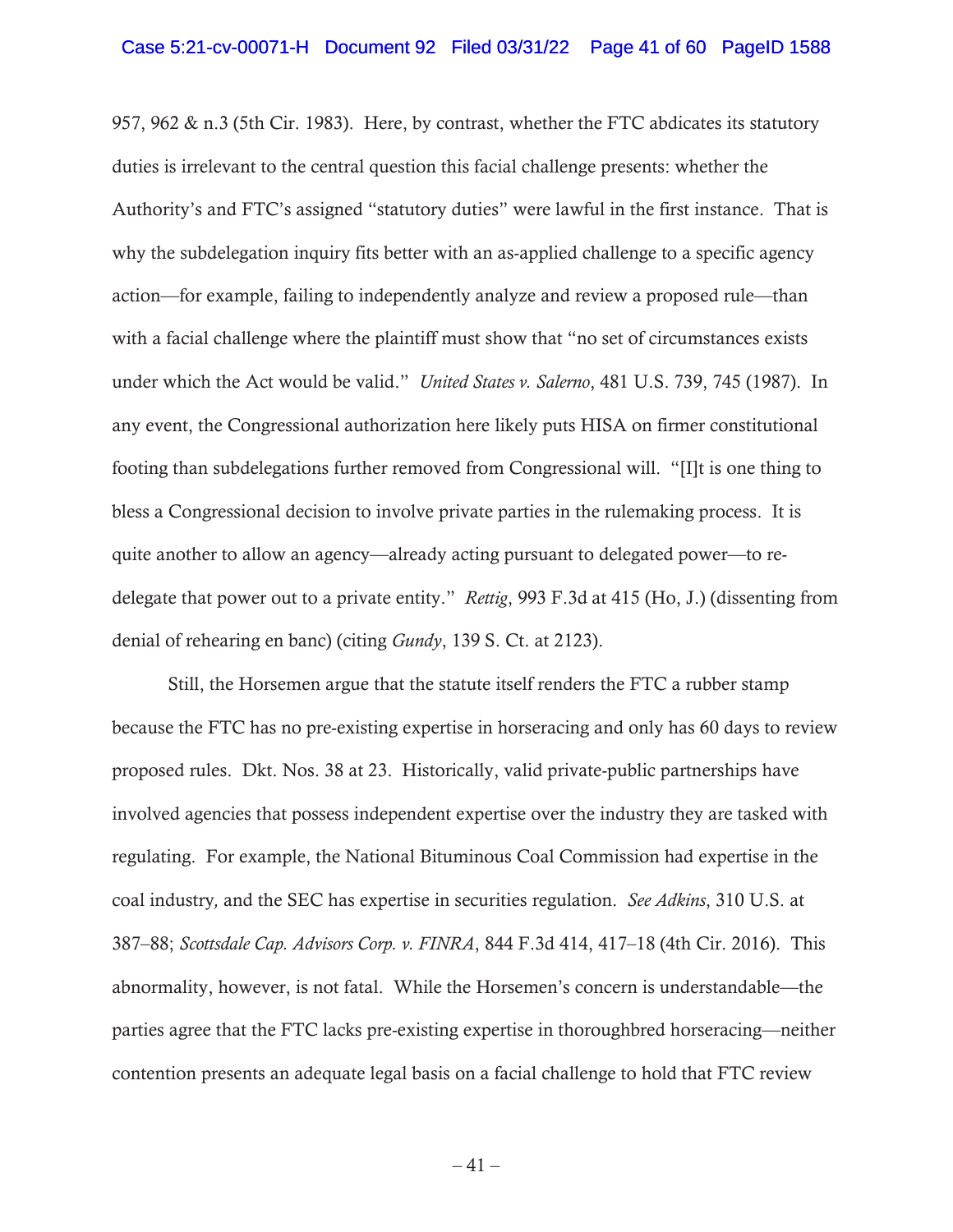957, 962 & n.3 (5th Cir. 1983). Here, by contrast, whether the FTC abdicates its statutory duties is irrelevant to the central question this facial challenge presents: whether the Authority's and FTC's assigned "statutory duties" were lawful in the first instance. That is why the subdelegation inquiry fits better with an as-applied challenge to a specific agency action—for example, failing to independently analyze and review a proposed rule—than with a facial challenge where the plaintiff must show that "no set of circumstances exists under which the Act would be valid." *United States v. Salerno*, 481 U.S. 739, 745 (1987). In any event, the Congressional authorization here likely puts HISA on firmer constitutional footing than subdelegations further removed from Congressional will. "[I]t is one thing to bless a Congressional decision to involve private parties in the rulemaking process. It is quite another to allow an agency—already acting pursuant to delegated power—to re-delegate that power out to a private entity." *Rettig*, 993 F.3d at 415 (Ho, J.) (dissenting from denial of rehearing en banc) (citing *Gundy*, 139 S. Ct. at 2123).

Still, the Horsemen argue that the statute itself renders the FTC a rubber stamp because the FTC has no pre-existing expertise in horseracing and only has 60 days to review proposed rules. Dkt. Nos. 38 at 23. Historically, valid private-public partnerships have involved agencies that possess independent expertise over the industry they are tasked with regulating. For example, the National Bituminous Coal Commission had expertise in the coal industry, and the SEC has expertise in securities regulation. *See Adkins*, 310 U.S. at 387–88; *Scottsdale Cap. Advisors Corp. v. FINRA*, 844 F.3d 414, 417–18 (4th Cir. 2016). This abnormality, however, is not fatal. While the Horsemen's concern is understandable—the parties agree that the FTC lacks pre-existing expertise in thoroughbred horseracing—neither contention presents an adequate legal basis on a facial challenge to hold that FTC review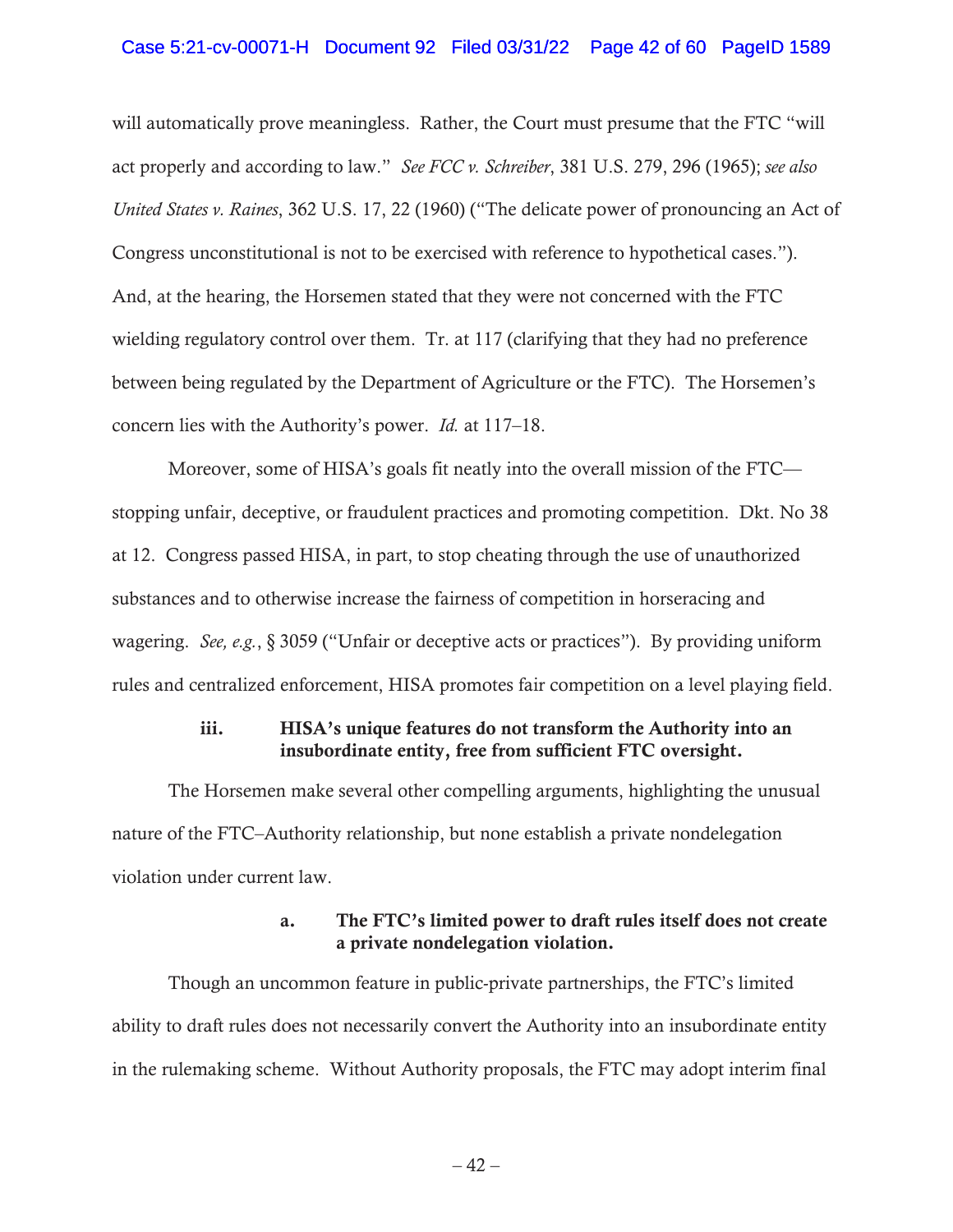will automatically prove meaningless. Rather, the Court must presume that the FTC "will act properly and according to law." *See FCC v. Schreiber*, 381 U.S. 279, 296 (1965); *see also United States v. Raines*, 362 U.S. 17, 22 (1960) ("The delicate power of pronouncing an Act of Congress unconstitutional is not to be exercised with reference to hypothetical cases."). And, at the hearing, the Horsemen stated that they were not concerned with the FTC wielding regulatory control over them. Tr. at 117 (clarifying that they had no preference between being regulated by the Department of Agriculture or the FTC). The Horsemen's concern lies with the Authority's power. *Id.* at 117–18.

Moreover, some of HISA's goals fit neatly into the overall mission of the FTC—stopping unfair, deceptive, or fraudulent practices and promoting competition. Dkt. No 38 at 12. Congress passed HISA, in part, to stop cheating through the use of unauthorized substances and to otherwise increase the fairness of competition in horseracing and wagering. *See, e.g.*, § 3059 ("Unfair or deceptive acts or practices"). By providing uniform rules and centralized enforcement, HISA promotes fair competition on a level playing field.

#### iii. HISA's unique features do not transform the Authority into an insubordinate entity, free from sufficient FTC oversight.

The Horsemen make several other compelling arguments, highlighting the unusual nature of the FTC–Authority relationship, but none establish a private nondelegation violation under current law.

##### a. The FTC's limited power to draft rules itself does not create a private nondelegation violation.

Though an uncommon feature in public-private partnerships, the FTC's limited ability to draft rules does not necessarily convert the Authority into an insubordinate entity in the rulemaking scheme. Without Authority proposals, the FTC may adopt interim final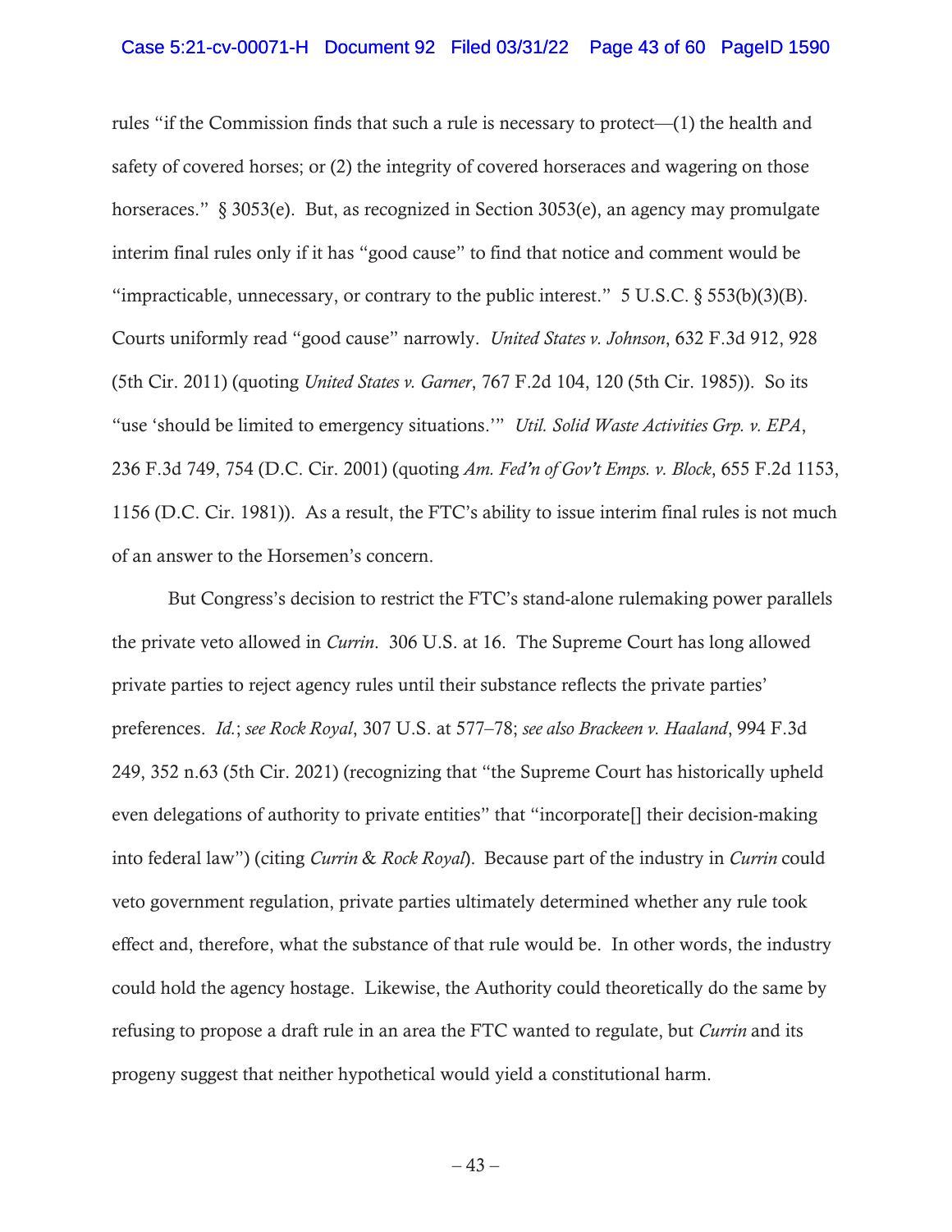rules "if the Commission finds that such a rule is necessary to protect—(1) the health and safety of covered horses; or (2) the integrity of covered horseraces and wagering on those horseraces." § 3053(e). But, as recognized in Section 3053(e), an agency may promulgate interim final rules only if it has "good cause" to find that notice and comment would be "impracticable, unnecessary, or contrary to the public interest." 5 U.S.C. § 553(b)(3)(B). Courts uniformly read "good cause" narrowly. *United States v. Johnson*, 632 F.3d 912, 928 (5th Cir. 2011) (quoting *United States v. Garner*, 767 F.2d 104, 120 (5th Cir. 1985)). So its "use 'should be limited to emergency situations.'" *Util. Solid Waste Activities Grp. v. EPA*, 236 F.3d 749, 754 (D.C. Cir. 2001) (quoting *Am. Fed'n of Gov't Emps. v. Block*, 655 F.2d 1153, 1156 (D.C. Cir. 1981)). As a result, the FTC's ability to issue interim final rules is not much of an answer to the Horsemen's concern.

But Congress's decision to restrict the FTC's stand-alone rulemaking power parallels the private veto allowed in *Currin*. 306 U.S. at 16. The Supreme Court has long allowed private parties to reject agency rules until their substance reflects the private parties' preferences. *Id.*; *see Rock Royal*, 307 U.S. at 577–78; *see also Brackeen v. Haaland*, 994 F.3d 249, 352 n.63 (5th Cir. 2021) (recognizing that "the Supreme Court has historically upheld even delegations of authority to private entities" that "incorporate[] their decision-making into federal law") (citing *Currin* & *Rock Royal*). Because part of the industry in *Currin* could veto government regulation, private parties ultimately determined whether any rule took effect and, therefore, what the substance of that rule would be. In other words, the industry could hold the agency hostage. Likewise, the Authority could theoretically do the same by refusing to propose a draft rule in an area the FTC wanted to regulate, but *Currin* and its progeny suggest that neither hypothetical would yield a constitutional harm.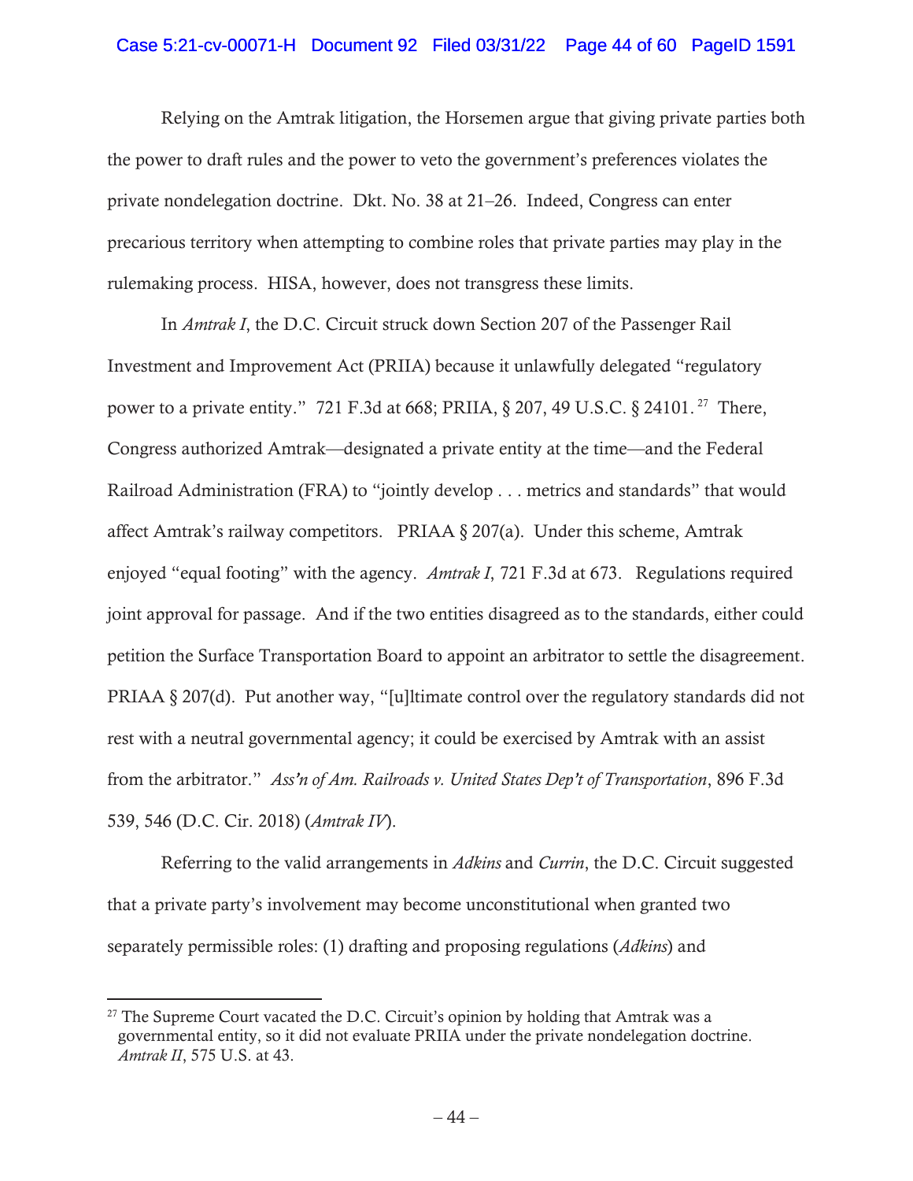Relying on the Amtrak litigation, the Horsemen argue that giving private parties both the power to draft rules and the power to veto the government's preferences violates the private nondelegation doctrine. Dkt. No. 38 at 21–26. Indeed, Congress can enter precarious territory when attempting to combine roles that private parties may play in the rulemaking process. HISA, however, does not transgress these limits.

In *Amtrak I*, the D.C. Circuit struck down Section 207 of the Passenger Rail Investment and Improvement Act (PRIIA) because it unlawfully delegated "regulatory power to a private entity." 721 F.3d at 668; PRIIA, § 207, 49 U.S.C. § 24101.[27] There, Congress authorized Amtrak—designated a private entity at the time—and the Federal Railroad Administration (FRA) to "jointly develop . . . metrics and standards" that would affect Amtrak's railway competitors. PRIAA § 207(a). Under this scheme, Amtrak enjoyed "equal footing" with the agency. *Amtrak I*, 721 F.3d at 673. Regulations required joint approval for passage. And if the two entities disagreed as to the standards, either could petition the Surface Transportation Board to appoint an arbitrator to settle the disagreement. PRIAA § 207(d). Put another way, "[u]ltimate control over the regulatory standards did not rest with a neutral governmental agency; it could be exercised by Amtrak with an assist from the arbitrator." *Ass'n of Am. Railroads v. United States Dep't of Transportation*, 896 F.3d 539, 546 (D.C. Cir. 2018) (*Amtrak IV*).

Referring to the valid arrangements in *Adkins* and *Currin*, the D.C. Circuit suggested that a private party's involvement may become unconstitutional when granted two separately permissible roles: (1) drafting and proposing regulations (*Adkins*) and

---

[27] The Supreme Court vacated the D.C. Circuit's opinion by holding that Amtrak was a governmental entity, so it did not evaluate PRIIA under the private nondelegation doctrine. *Amtrak II*, 575 U.S. at 43.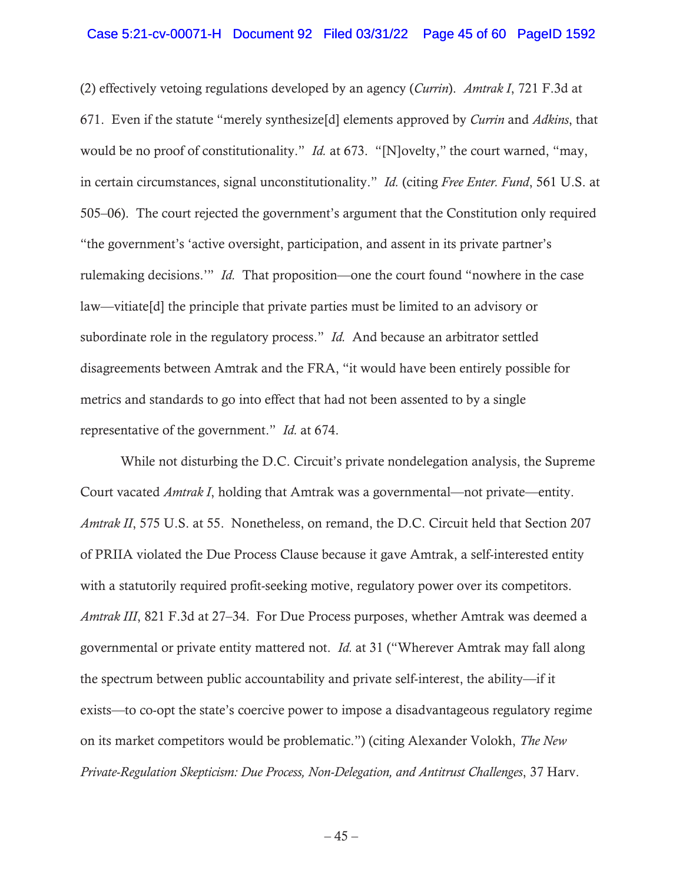(2) effectively vetoing regulations developed by an agency (*Currin*). *Amtrak I*, 721 F.3d at 671. Even if the statute "merely synthesize[d] elements approved by *Currin* and *Adkins*, that would be no proof of constitutionality." *Id.* at 673. "[N]ovelty," the court warned, "may, in certain circumstances, signal unconstitutionality." *Id.* (citing *Free Enter. Fund*, 561 U.S. at 505–06). The court rejected the government's argument that the Constitution only required "the government's 'active oversight, participation, and assent in its private partner's rulemaking decisions.'" *Id.* That proposition—one the court found "nowhere in the case law—vitiate[d] the principle that private parties must be limited to an advisory or subordinate role in the regulatory process." *Id.* And because an arbitrator settled disagreements between Amtrak and the FRA, "it would have been entirely possible for metrics and standards to go into effect that had not been assented to by a single representative of the government." *Id.* at 674.

While not disturbing the D.C. Circuit's private nondelegation analysis, the Supreme Court vacated *Amtrak I*, holding that Amtrak was a governmental—not private—entity. *Amtrak II*, 575 U.S. at 55. Nonetheless, on remand, the D.C. Circuit held that Section 207 of PRIIA violated the Due Process Clause because it gave Amtrak, a self-interested entity with a statutorily required profit-seeking motive, regulatory power over its competitors. *Amtrak III*, 821 F.3d at 27–34. For Due Process purposes, whether Amtrak was deemed a governmental or private entity mattered not. *Id.* at 31 ("Wherever Amtrak may fall along the spectrum between public accountability and private self-interest, the ability—if it exists—to co-opt the state's coercive power to impose a disadvantageous regulatory regime on its market competitors would be problematic.") (citing Alexander Volokh, *The New Private-Regulation Skepticism: Due Process, Non-Delegation, and Antitrust Challenges*, 37 Harv.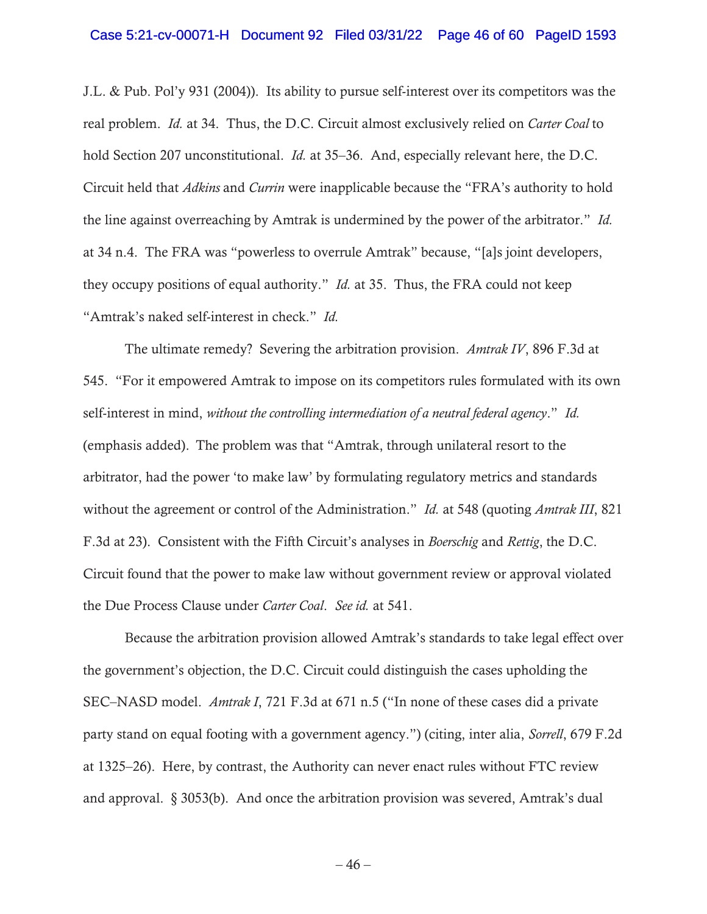J.L. & Pub. Pol'y 931 (2004)). Its ability to pursue self-interest over its competitors was the real problem. *Id.* at 34. Thus, the D.C. Circuit almost exclusively relied on *Carter Coal* to hold Section 207 unconstitutional. *Id.* at 35–36. And, especially relevant here, the D.C. Circuit held that *Adkins* and *Currin* were inapplicable because the "FRA's authority to hold the line against overreaching by Amtrak is undermined by the power of the arbitrator." *Id.* at 34 n.4. The FRA was "powerless to overrule Amtrak" because, "[a]s joint developers, they occupy positions of equal authority." *Id.* at 35. Thus, the FRA could not keep "Amtrak's naked self-interest in check." *Id.*

The ultimate remedy? Severing the arbitration provision. *Amtrak IV*, 896 F.3d at 545. "For it empowered Amtrak to impose on its competitors rules formulated with its own self-interest in mind, *without the controlling intermediation of a neutral federal agency*." *Id.* (emphasis added). The problem was that "Amtrak, through unilateral resort to the arbitrator, had the power 'to make law' by formulating regulatory metrics and standards without the agreement or control of the Administration." *Id.* at 548 (quoting *Amtrak III*, 821 F.3d at 23). Consistent with the Fifth Circuit's analyses in *Boerschig* and *Rettig*, the D.C. Circuit found that the power to make law without government review or approval violated the Due Process Clause under *Carter Coal*. *See id.* at 541.

Because the arbitration provision allowed Amtrak's standards to take legal effect over the government's objection, the D.C. Circuit could distinguish the cases upholding the SEC–NASD model. *Amtrak I*, 721 F.3d at 671 n.5 ("In none of these cases did a private party stand on equal footing with a government agency.") (citing, inter alia, *Sorrell*, 679 F.2d at 1325–26). Here, by contrast, the Authority can never enact rules without FTC review and approval. § 3053(b). And once the arbitration provision was severed, Amtrak's dual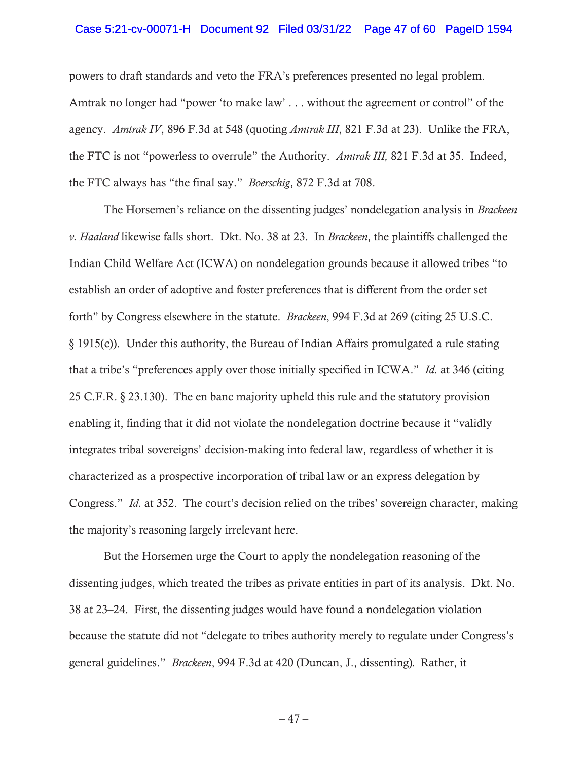powers to draft standards and veto the FRA's preferences presented no legal problem. Amtrak no longer had "power 'to make law' . . . without the agreement or control" of the agency. *Amtrak IV*, 896 F.3d at 548 (quoting *Amtrak III*, 821 F.3d at 23). Unlike the FRA, the FTC is not "powerless to overrule" the Authority. *Amtrak III,* 821 F.3d at 35. Indeed, the FTC always has "the final say." *Boerschig*, 872 F.3d at 708.

The Horsemen's reliance on the dissenting judges' nondelegation analysis in *Brackeen v. Haaland* likewise falls short. Dkt. No. 38 at 23. In *Brackeen*, the plaintiffs challenged the Indian Child Welfare Act (ICWA) on nondelegation grounds because it allowed tribes "to establish an order of adoptive and foster preferences that is different from the order set forth" by Congress elsewhere in the statute. *Brackeen*, 994 F.3d at 269 (citing 25 U.S.C. § 1915(c)). Under this authority, the Bureau of Indian Affairs promulgated a rule stating that a tribe's "preferences apply over those initially specified in ICWA." *Id.* at 346 (citing 25 C.F.R. § 23.130). The en banc majority upheld this rule and the statutory provision enabling it, finding that it did not violate the nondelegation doctrine because it "validly integrates tribal sovereigns' decision-making into federal law, regardless of whether it is characterized as a prospective incorporation of tribal law or an express delegation by Congress." *Id.* at 352. The court's decision relied on the tribes' sovereign character, making the majority's reasoning largely irrelevant here.

But the Horsemen urge the Court to apply the nondelegation reasoning of the dissenting judges, which treated the tribes as private entities in part of its analysis. Dkt. No. 38 at 23–24. First, the dissenting judges would have found a nondelegation violation because the statute did not "delegate to tribes authority merely to regulate under Congress's general guidelines." *Brackeen*, 994 F.3d at 420 (Duncan, J., dissenting)*.* Rather, it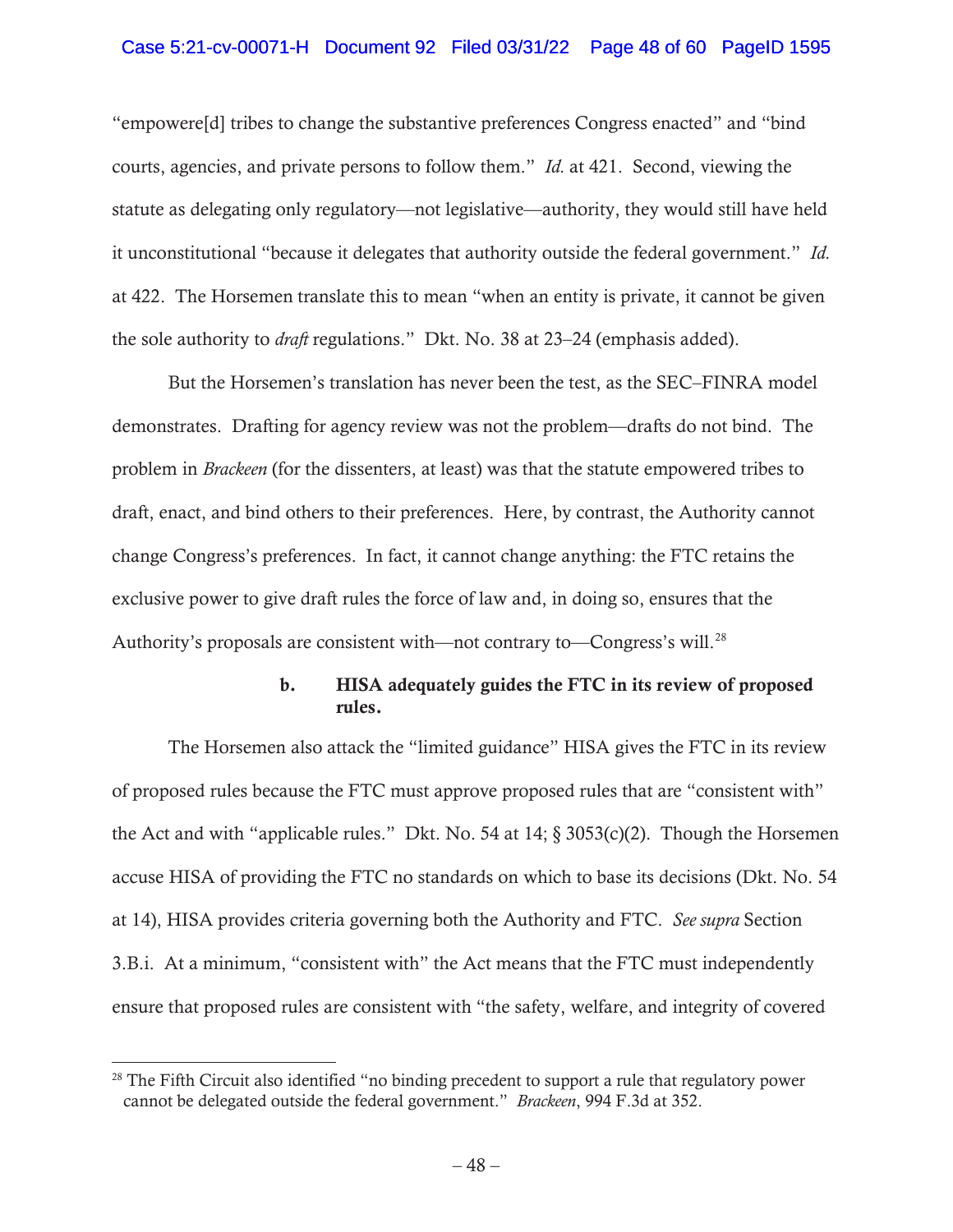"empowere[d] tribes to change the substantive preferences Congress enacted" and "bind courts, agencies, and private persons to follow them." *Id.* at 421. Second, viewing the statute as delegating only regulatory—not legislative—authority, they would still have held it unconstitutional "because it delegates that authority outside the federal government." *Id.* at 422. The Horsemen translate this to mean "when an entity is private, it cannot be given the sole authority to *draft* regulations." Dkt. No. 38 at 23–24 (emphasis added).

But the Horsemen's translation has never been the test, as the SEC–FINRA model demonstrates. Drafting for agency review was not the problem—drafts do not bind. The problem in *Brackeen* (for the dissenters, at least) was that the statute empowered tribes to draft, enact, and bind others to their preferences. Here, by contrast, the Authority cannot change Congress's preferences. In fact, it cannot change anything: the FTC retains the exclusive power to give draft rules the force of law and, in doing so, ensures that the Authority's proposals are consistent with—not contrary to—Congress's will.[28]

#### b. HISA adequately guides the FTC in its review of proposed rules.

The Horsemen also attack the "limited guidance" HISA gives the FTC in its review of proposed rules because the FTC must approve proposed rules that are "consistent with" the Act and with "applicable rules." Dkt. No. 54 at 14; § 3053(c)(2). Though the Horsemen accuse HISA of providing the FTC no standards on which to base its decisions (Dkt. No. 54 at 14), HISA provides criteria governing both the Authority and FTC. *See supra* Section 3.B.i. At a minimum, "consistent with" the Act means that the FTC must independently ensure that proposed rules are consistent with "the safety, welfare, and integrity of covered

---

[28] The Fifth Circuit also identified "no binding precedent to support a rule that regulatory power cannot be delegated outside the federal government." *Brackeen*, 994 F.3d at 352.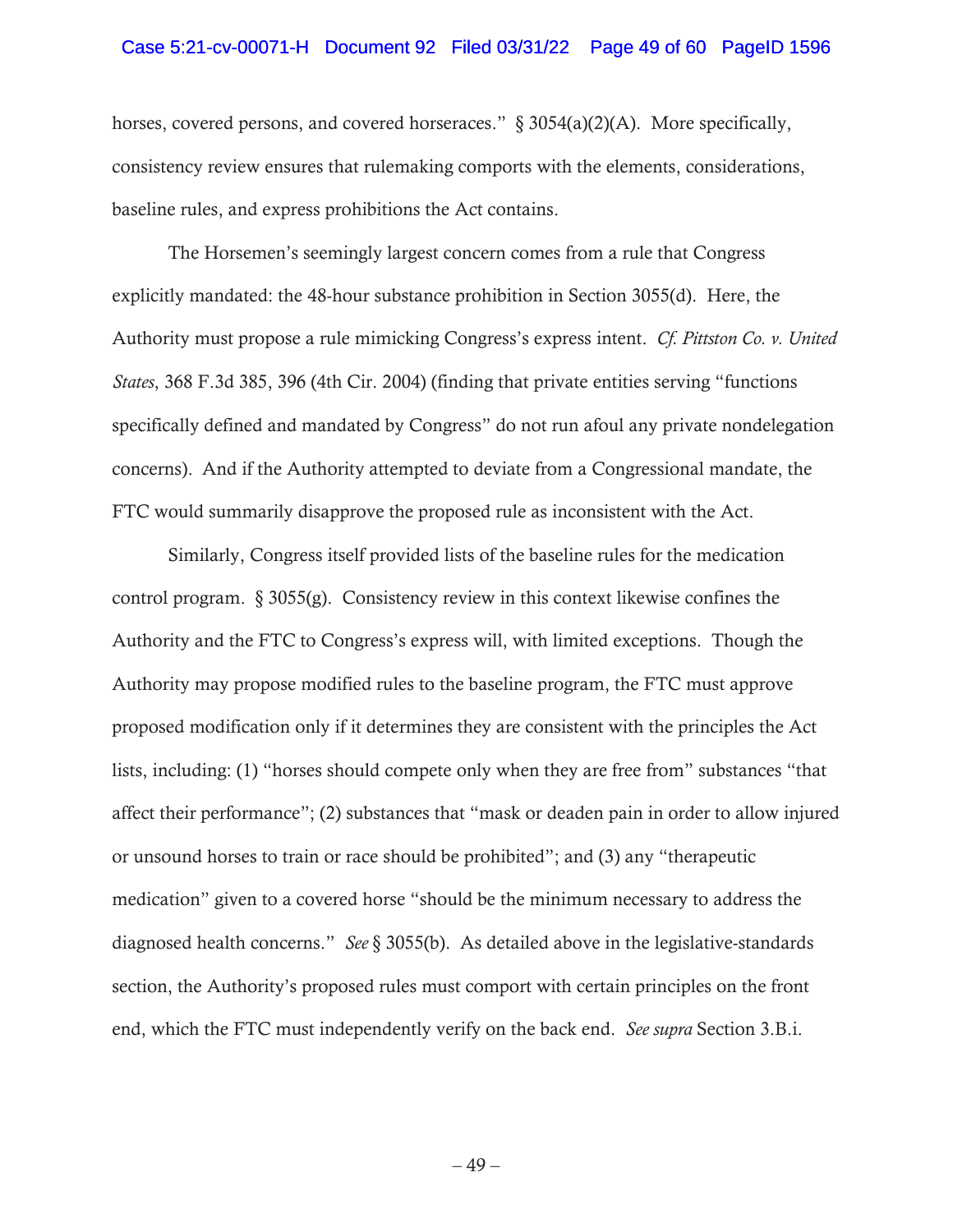horses, covered persons, and covered horseraces." § 3054(a)(2)(A). More specifically, consistency review ensures that rulemaking comports with the elements, considerations, baseline rules, and express prohibitions the Act contains.

The Horsemen's seemingly largest concern comes from a rule that Congress explicitly mandated: the 48-hour substance prohibition in Section 3055(d). Here, the Authority must propose a rule mimicking Congress's express intent. *Cf. Pittston Co. v. United States*, 368 F.3d 385, 396 (4th Cir. 2004) (finding that private entities serving "functions specifically defined and mandated by Congress" do not run afoul any private nondelegation concerns). And if the Authority attempted to deviate from a Congressional mandate, the FTC would summarily disapprove the proposed rule as inconsistent with the Act.

Similarly, Congress itself provided lists of the baseline rules for the medication control program. § 3055(g). Consistency review in this context likewise confines the Authority and the FTC to Congress's express will, with limited exceptions. Though the Authority may propose modified rules to the baseline program, the FTC must approve proposed modification only if it determines they are consistent with the principles the Act lists, including: (1) "horses should compete only when they are free from" substances "that affect their performance"; (2) substances that "mask or deaden pain in order to allow injured or unsound horses to train or race should be prohibited"; and (3) any "therapeutic medication" given to a covered horse "should be the minimum necessary to address the diagnosed health concerns." *See* § 3055(b). As detailed above in the legislative-standards section, the Authority's proposed rules must comport with certain principles on the front end, which the FTC must independently verify on the back end. *See supra* Section 3.B.i.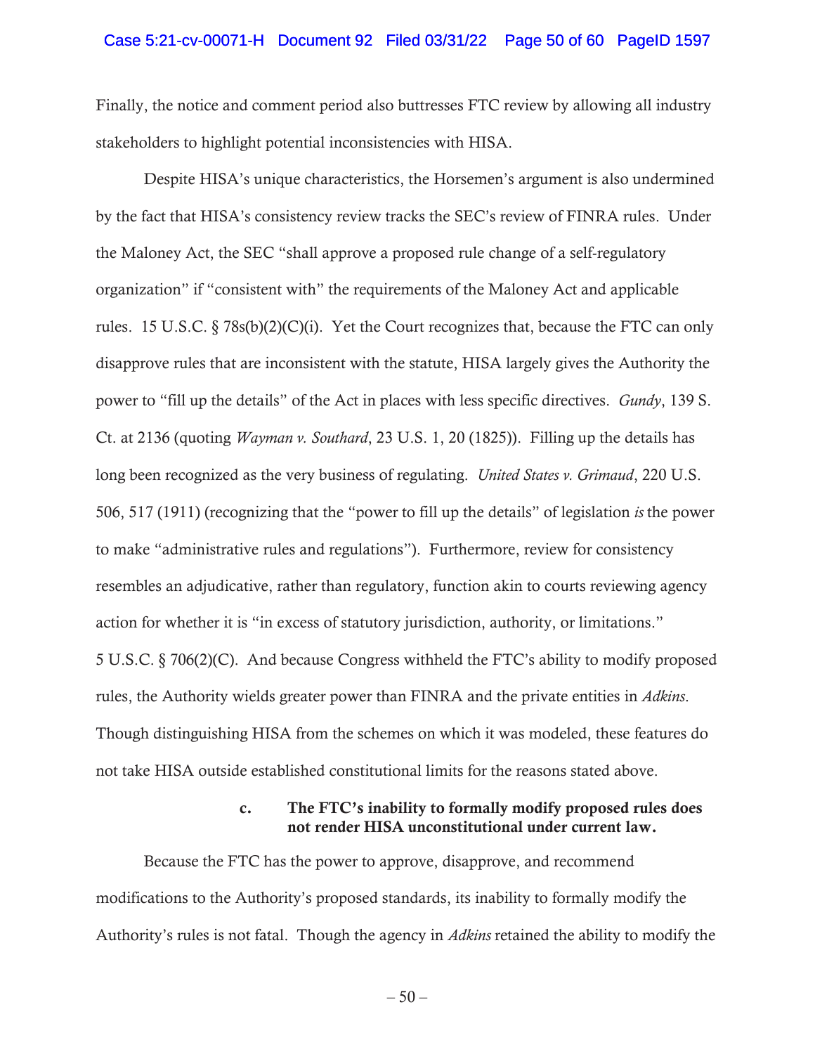Finally, the notice and comment period also buttresses FTC review by allowing all industry stakeholders to highlight potential inconsistencies with HISA.

Despite HISA's unique characteristics, the Horsemen's argument is also undermined by the fact that HISA's consistency review tracks the SEC's review of FINRA rules. Under the Maloney Act, the SEC "shall approve a proposed rule change of a self-regulatory organization" if "consistent with" the requirements of the Maloney Act and applicable rules. 15 U.S.C. § 78s(b)(2)(C)(i). Yet the Court recognizes that, because the FTC can only disapprove rules that are inconsistent with the statute, HISA largely gives the Authority the power to "fill up the details" of the Act in places with less specific directives. *Gundy*, 139 S. Ct. at 2136 (quoting *Wayman v. Southard*, 23 U.S. 1, 20 (1825)). Filling up the details has long been recognized as the very business of regulating. *United States v. Grimaud*, 220 U.S. 506, 517 (1911) (recognizing that the "power to fill up the details" of legislation *is* the power to make "administrative rules and regulations"). Furthermore, review for consistency resembles an adjudicative, rather than regulatory, function akin to courts reviewing agency action for whether it is "in excess of statutory jurisdiction, authority, or limitations." 5 U.S.C. § 706(2)(C). And because Congress withheld the FTC's ability to modify proposed rules, the Authority wields greater power than FINRA and the private entities in *Adkins*. Though distinguishing HISA from the schemes on which it was modeled, these features do not take HISA outside established constitutional limits for the reasons stated above.

**c. The FTC's inability to formally modify proposed rules does not render HISA unconstitutional under current law.**

Because the FTC has the power to approve, disapprove, and recommend modifications to the Authority's proposed standards, its inability to formally modify the Authority's rules is not fatal. Though the agency in *Adkins* retained the ability to modify the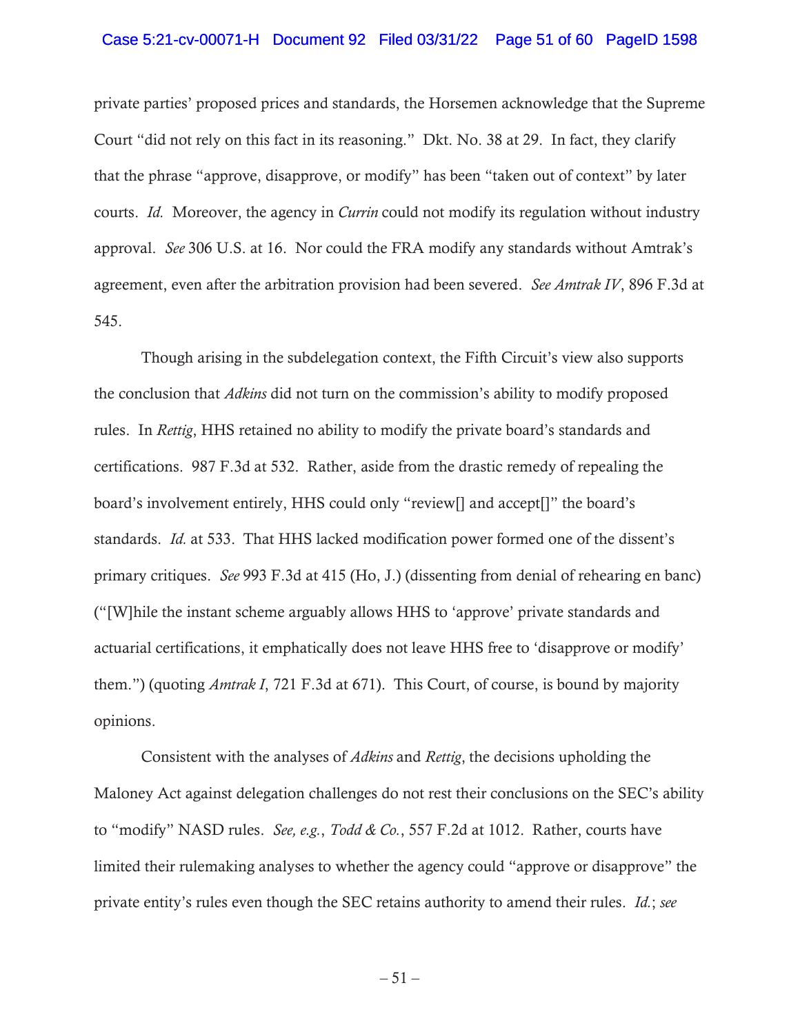private parties' proposed prices and standards, the Horsemen acknowledge that the Supreme Court "did not rely on this fact in its reasoning." Dkt. No. 38 at 29. In fact, they clarify that the phrase "approve, disapprove, or modify" has been "taken out of context" by later courts. *Id.* Moreover, the agency in *Currin* could not modify its regulation without industry approval. *See* 306 U.S. at 16. Nor could the FRA modify any standards without Amtrak's agreement, even after the arbitration provision had been severed. *See Amtrak IV*, 896 F.3d at 545.

Though arising in the subdelegation context, the Fifth Circuit's view also supports the conclusion that *Adkins* did not turn on the commission's ability to modify proposed rules. In *Rettig*, HHS retained no ability to modify the private board's standards and certifications. 987 F.3d at 532. Rather, aside from the drastic remedy of repealing the board's involvement entirely, HHS could only "review[] and accept[]" the board's standards. *Id.* at 533. That HHS lacked modification power formed one of the dissent's primary critiques. *See* 993 F.3d at 415 (Ho, J.) (dissenting from denial of rehearing en banc) ("[W]hile the instant scheme arguably allows HHS to 'approve' private standards and actuarial certifications, it emphatically does not leave HHS free to 'disapprove or modify' them.") (quoting *Amtrak I*, 721 F.3d at 671). This Court, of course, is bound by majority opinions.

Consistent with the analyses of *Adkins* and *Rettig*, the decisions upholding the Maloney Act against delegation challenges do not rest their conclusions on the SEC's ability to "modify" NASD rules. *See, e.g.*, *Todd & Co.*, 557 F.2d at 1012. Rather, courts have limited their rulemaking analyses to whether the agency could "approve or disapprove" the private entity's rules even though the SEC retains authority to amend their rules. *Id.*; *see*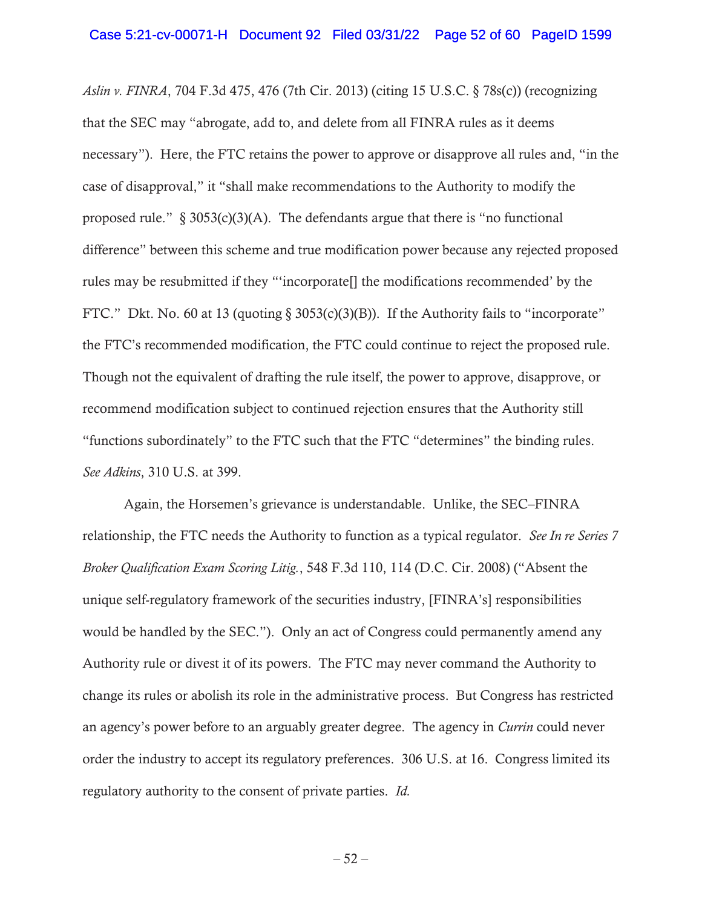*Aslin v. FINRA*, 704 F.3d 475, 476 (7th Cir. 2013) (citing 15 U.S.C. § 78s(c)) (recognizing that the SEC may "abrogate, add to, and delete from all FINRA rules as it deems necessary"). Here, the FTC retains the power to approve or disapprove all rules and, "in the case of disapproval," it "shall make recommendations to the Authority to modify the proposed rule." § 3053(c)(3)(A). The defendants argue that there is "no functional difference" between this scheme and true modification power because any rejected proposed rules may be resubmitted if they "'incorporate[] the modifications recommended' by the FTC." Dkt. No. 60 at 13 (quoting § 3053(c)(3)(B)). If the Authority fails to "incorporate" the FTC's recommended modification, the FTC could continue to reject the proposed rule. Though not the equivalent of drafting the rule itself, the power to approve, disapprove, or recommend modification subject to continued rejection ensures that the Authority still "functions subordinately" to the FTC such that the FTC "determines" the binding rules. *See Adkins*, 310 U.S. at 399.

Again, the Horsemen's grievance is understandable. Unlike, the SEC–FINRA relationship, the FTC needs the Authority to function as a typical regulator. *See In re Series 7 Broker Qualification Exam Scoring Litig.*, 548 F.3d 110, 114 (D.C. Cir. 2008) ("Absent the unique self-regulatory framework of the securities industry, [FINRA's] responsibilities would be handled by the SEC."). Only an act of Congress could permanently amend any Authority rule or divest it of its powers. The FTC may never command the Authority to change its rules or abolish its role in the administrative process. But Congress has restricted an agency's power before to an arguably greater degree. The agency in *Currin* could never order the industry to accept its regulatory preferences. 306 U.S. at 16. Congress limited its regulatory authority to the consent of private parties. *Id.*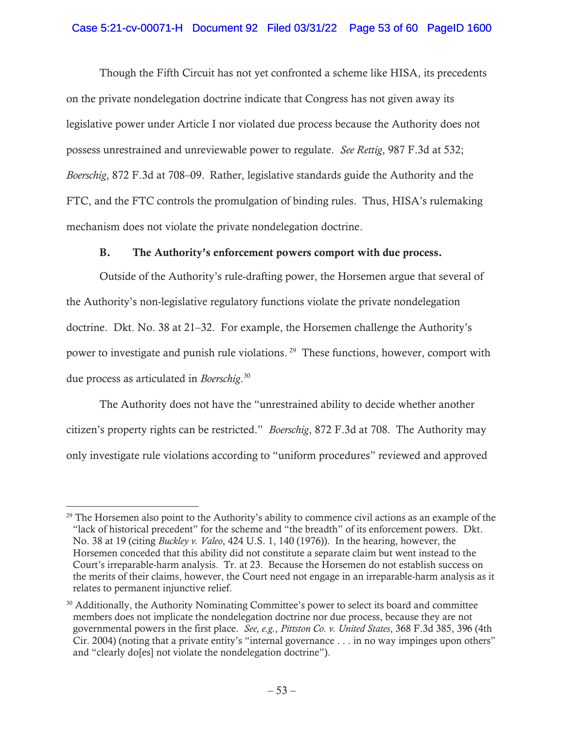Though the Fifth Circuit has not yet confronted a scheme like HISA, its precedents on the private nondelegation doctrine indicate that Congress has not given away its legislative power under Article I nor violated due process because the Authority does not possess unrestrained and unreviewable power to regulate. *See Rettig*, 987 F.3d at 532; *Boerschig*, 872 F.3d at 708–09. Rather, legislative standards guide the Authority and the FTC, and the FTC controls the promulgation of binding rules. Thus, HISA's rulemaking mechanism does not violate the private nondelegation doctrine.

### B. The Authority's enforcement powers comport with due process.

Outside of the Authority's rule-drafting power, the Horsemen argue that several of the Authority's non-legislative regulatory functions violate the private nondelegation doctrine. Dkt. No. 38 at 21–32. For example, the Horsemen challenge the Authority's power to investigate and punish rule violations.[29] These functions, however, comport with due process as articulated in *Boerschig*.[30]

The Authority does not have the "unrestrained ability to decide whether another citizen's property rights can be restricted." *Boerschig*, 872 F.3d at 708. The Authority may only investigate rule violations according to "uniform procedures" reviewed and approved

---

[29] The Horsemen also point to the Authority's ability to commence civil actions as an example of the "lack of historical precedent" for the scheme and "the breadth" of its enforcement powers. Dkt. No. 38 at 19 (citing *Buckley v. Valeo*, 424 U.S. 1, 140 (1976)). In the hearing, however, the Horsemen conceded that this ability did not constitute a separate claim but went instead to the Court's irreparable-harm analysis. Tr. at 23. Because the Horsemen do not establish success on the merits of their claims, however, the Court need not engage in an irreparable-harm analysis as it relates to permanent injunctive relief.

[30] Additionally, the Authority Nominating Committee's power to select its board and committee members does not implicate the nondelegation doctrine nor due process, because they are not governmental powers in the first place. *See, e.g.*, *Pittston Co. v. United States*, 368 F.3d 385, 396 (4th Cir. 2004) (noting that a private entity's "internal governance . . . in no way impinges upon others" and "clearly do[es] not violate the nondelegation doctrine").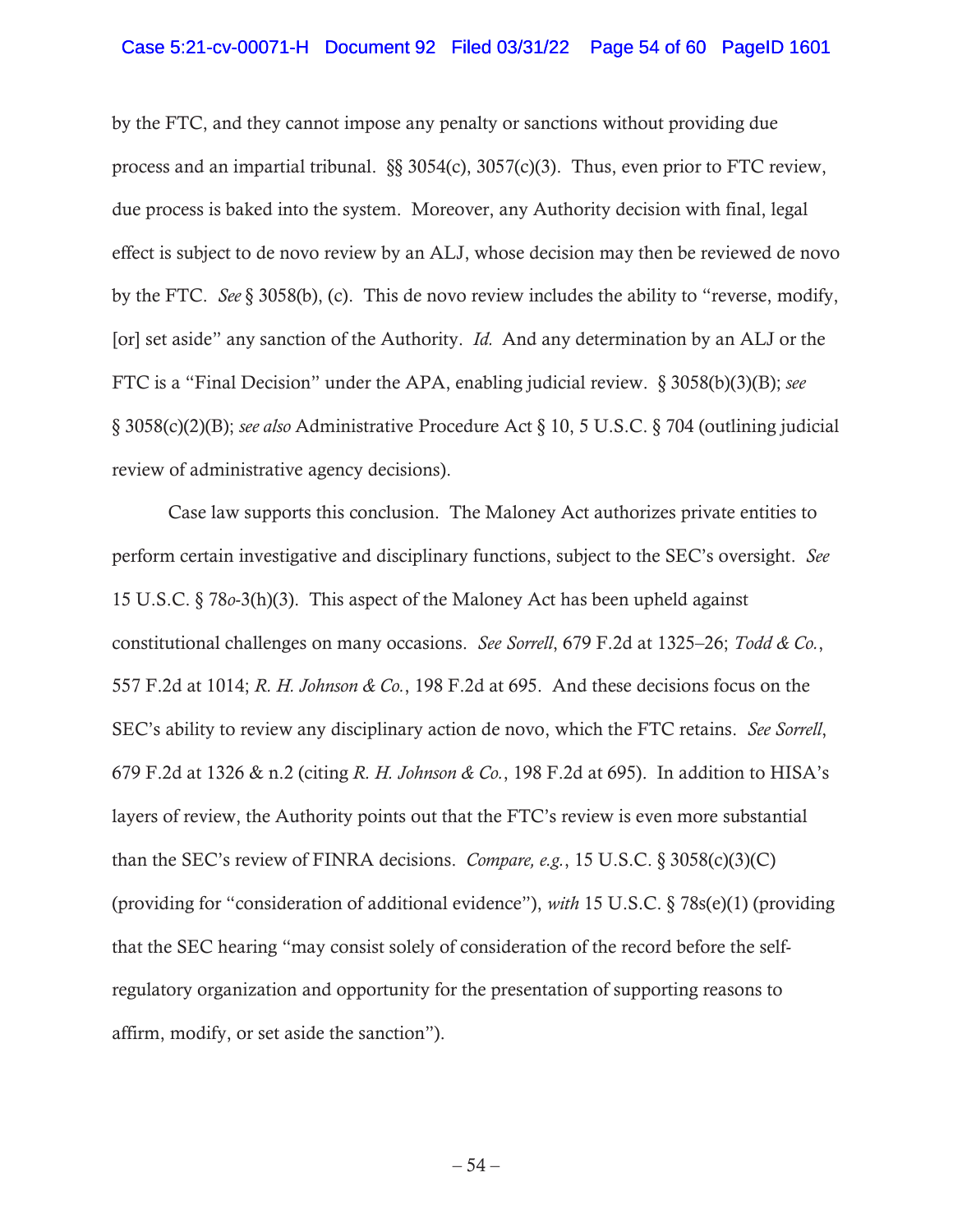by the FTC, and they cannot impose any penalty or sanctions without providing due process and an impartial tribunal. §§ 3054(c), 3057(c)(3). Thus, even prior to FTC review, due process is baked into the system. Moreover, any Authority decision with final, legal effect is subject to de novo review by an ALJ, whose decision may then be reviewed de novo by the FTC. *See* § 3058(b), (c). This de novo review includes the ability to "reverse, modify, [or] set aside" any sanction of the Authority. *Id.* And any determination by an ALJ or the FTC is a "Final Decision" under the APA, enabling judicial review. § 3058(b)(3)(B); *see* § 3058(c)(2)(B); *see also* Administrative Procedure Act § 10, 5 U.S.C. § 704 (outlining judicial review of administrative agency decisions).

Case law supports this conclusion. The Maloney Act authorizes private entities to perform certain investigative and disciplinary functions, subject to the SEC's oversight. *See* 15 U.S.C. § 78*o*-3(h)(3). This aspect of the Maloney Act has been upheld against constitutional challenges on many occasions. *See Sorrell*, 679 F.2d at 1325–26; *Todd & Co.*, 557 F.2d at 1014; *R. H. Johnson & Co.*, 198 F.2d at 695. And these decisions focus on the SEC's ability to review any disciplinary action de novo, which the FTC retains. *See Sorrell*, 679 F.2d at 1326 & n.2 (citing *R. H. Johnson & Co.*, 198 F.2d at 695). In addition to HISA's layers of review, the Authority points out that the FTC's review is even more substantial than the SEC's review of FINRA decisions. *Compare, e.g.*, 15 U.S.C. § 3058(c)(3)(C) (providing for "consideration of additional evidence"), *with* 15 U.S.C. § 78s(e)(1) (providing that the SEC hearing "may consist solely of consideration of the record before the self-regulatory organization and opportunity for the presentation of supporting reasons to affirm, modify, or set aside the sanction").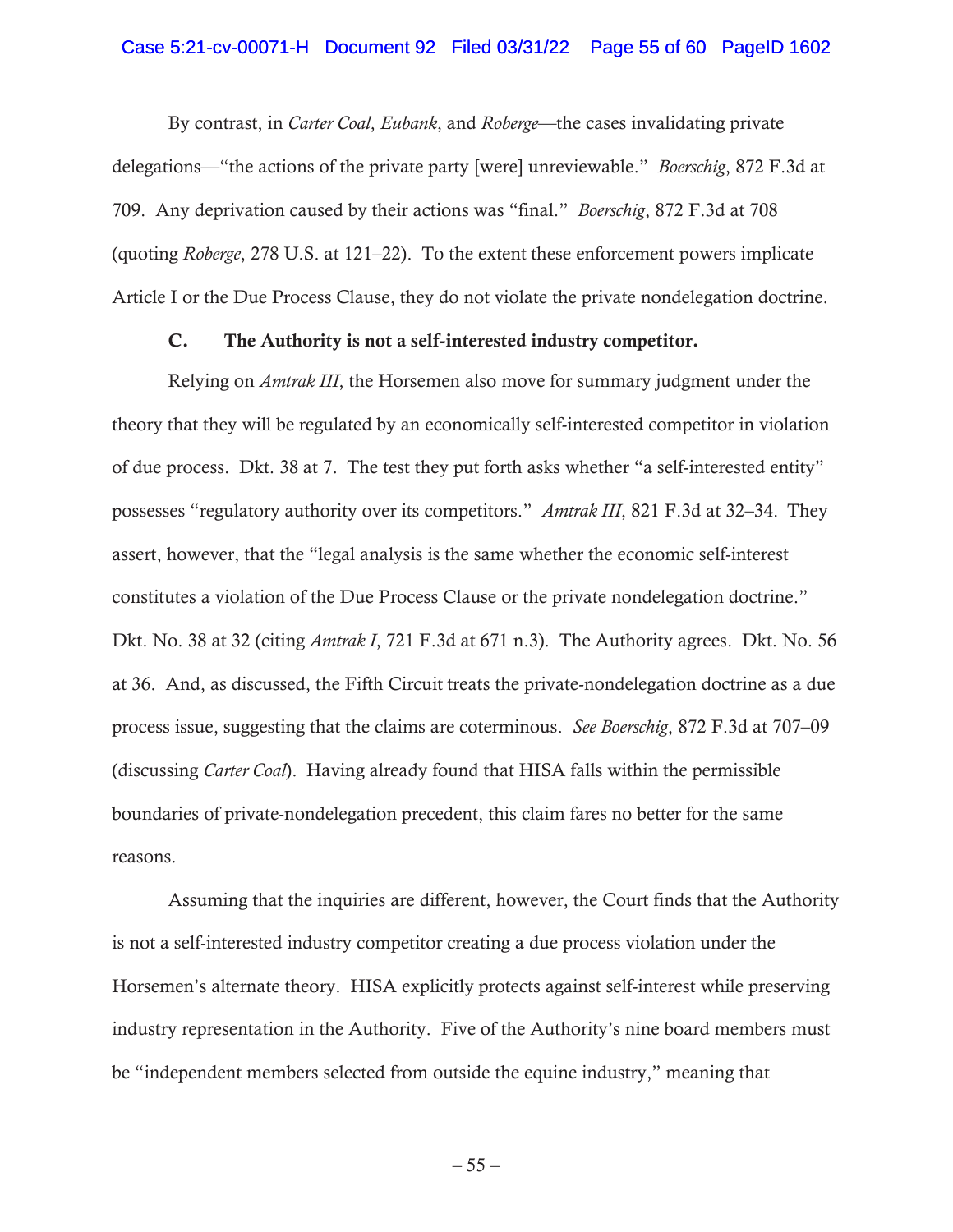By contrast, in *Carter Coal*, *Eubank*, and *Roberge*—the cases invalidating private delegations—"the actions of the private party [were] unreviewable." *Boerschig*, 872 F.3d at 709. Any deprivation caused by their actions was "final." *Boerschig*, 872 F.3d at 708 (quoting *Roberge*, 278 U.S. at 121–22). To the extent these enforcement powers implicate Article I or the Due Process Clause, they do not violate the private nondelegation doctrine.

### C. The Authority is not a self-interested industry competitor.

Relying on *Amtrak III*, the Horsemen also move for summary judgment under the theory that they will be regulated by an economically self-interested competitor in violation of due process. Dkt. 38 at 7. The test they put forth asks whether "a self-interested entity" possesses "regulatory authority over its competitors." *Amtrak III*, 821 F.3d at 32–34. They assert, however, that the "legal analysis is the same whether the economic self-interest constitutes a violation of the Due Process Clause or the private nondelegation doctrine." Dkt. No. 38 at 32 (citing *Amtrak I*, 721 F.3d at 671 n.3). The Authority agrees. Dkt. No. 56 at 36. And, as discussed, the Fifth Circuit treats the private-nondelegation doctrine as a due process issue, suggesting that the claims are coterminous. *See Boerschig*, 872 F.3d at 707–09 (discussing *Carter Coal*). Having already found that HISA falls within the permissible boundaries of private-nondelegation precedent, this claim fares no better for the same reasons.

Assuming that the inquiries are different, however, the Court finds that the Authority is not a self-interested industry competitor creating a due process violation under the Horsemen's alternate theory. HISA explicitly protects against self-interest while preserving industry representation in the Authority. Five of the Authority's nine board members must be "independent members selected from outside the equine industry," meaning that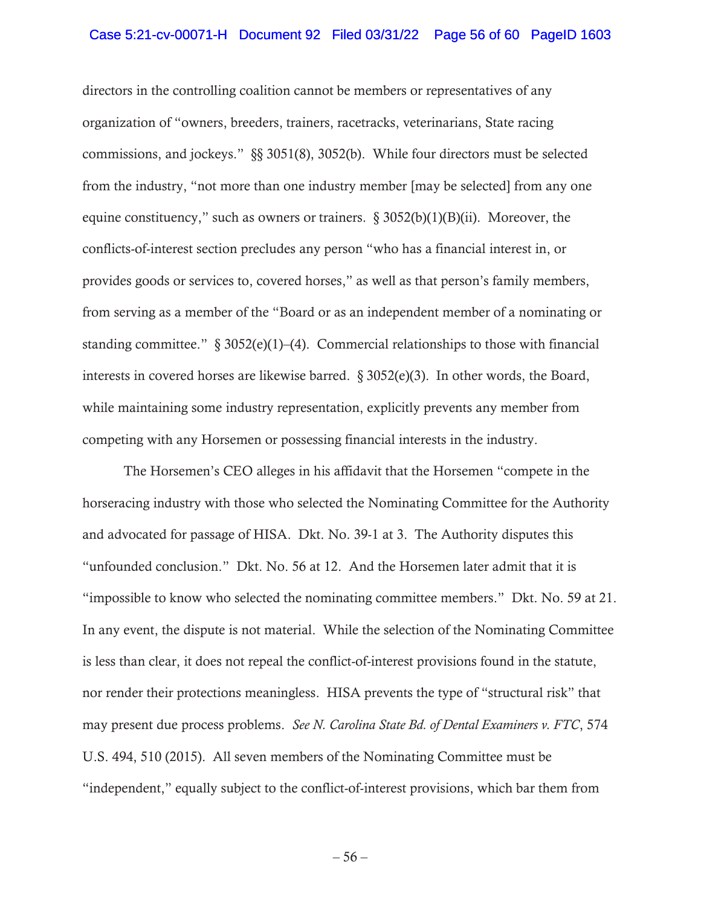directors in the controlling coalition cannot be members or representatives of any organization of "owners, breeders, trainers, racetracks, veterinarians, State racing commissions, and jockeys." §§ 3051(8), 3052(b). While four directors must be selected from the industry, "not more than one industry member [may be selected] from any one equine constituency," such as owners or trainers. § 3052(b)(1)(B)(ii). Moreover, the conflicts-of-interest section precludes any person "who has a financial interest in, or provides goods or services to, covered horses," as well as that person's family members, from serving as a member of the "Board or as an independent member of a nominating or standing committee." § 3052(e)(1)–(4). Commercial relationships to those with financial interests in covered horses are likewise barred. § 3052(e)(3). In other words, the Board, while maintaining some industry representation, explicitly prevents any member from competing with any Horsemen or possessing financial interests in the industry.

The Horsemen's CEO alleges in his affidavit that the Horsemen "compete in the horseracing industry with those who selected the Nominating Committee for the Authority and advocated for passage of HISA. Dkt. No. 39-1 at 3. The Authority disputes this "unfounded conclusion." Dkt. No. 56 at 12. And the Horsemen later admit that it is "impossible to know who selected the nominating committee members." Dkt. No. 59 at 21. In any event, the dispute is not material. While the selection of the Nominating Committee is less than clear, it does not repeal the conflict-of-interest provisions found in the statute, nor render their protections meaningless. HISA prevents the type of "structural risk" that may present due process problems. *See N. Carolina State Bd. of Dental Examiners v. FTC*, 574 U.S. 494, 510 (2015). All seven members of the Nominating Committee must be "independent," equally subject to the conflict-of-interest provisions, which bar them from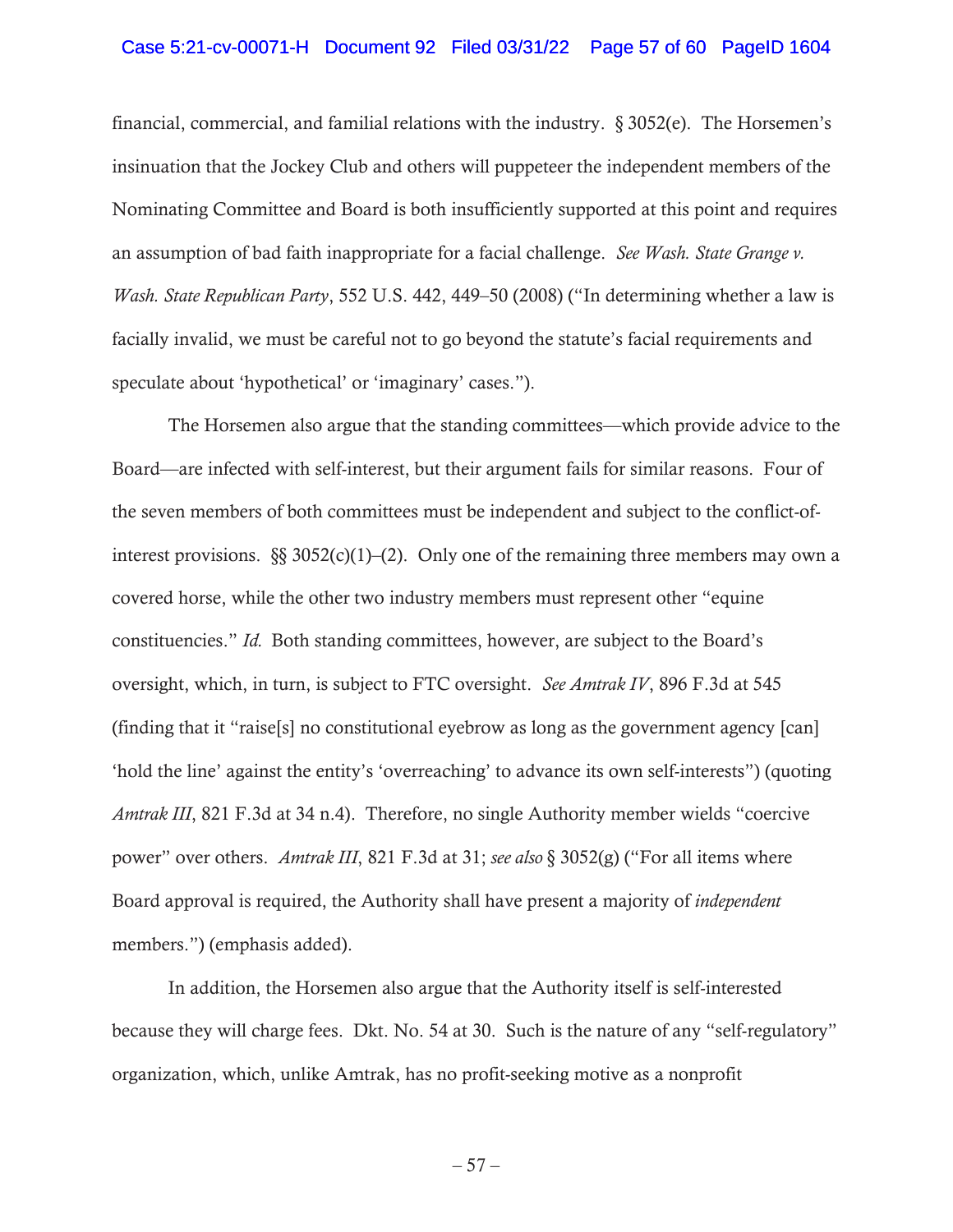financial, commercial, and familial relations with the industry. § 3052(e). The Horsemen's insinuation that the Jockey Club and others will puppeteer the independent members of the Nominating Committee and Board is both insufficiently supported at this point and requires an assumption of bad faith inappropriate for a facial challenge. *See Wash. State Grange v. Wash. State Republican Party*, 552 U.S. 442, 449–50 (2008) ("In determining whether a law is facially invalid, we must be careful not to go beyond the statute's facial requirements and speculate about 'hypothetical' or 'imaginary' cases.").

The Horsemen also argue that the standing committees—which provide advice to the Board—are infected with self-interest, but their argument fails for similar reasons. Four of the seven members of both committees must be independent and subject to the conflict-of-interest provisions. §§ 3052(c)(1)–(2). Only one of the remaining three members may own a covered horse, while the other two industry members must represent other "equine constituencies." *Id.* Both standing committees, however, are subject to the Board's oversight, which, in turn, is subject to FTC oversight. *See Amtrak IV*, 896 F.3d at 545 (finding that it "raise[s] no constitutional eyebrow as long as the government agency [can] 'hold the line' against the entity's 'overreaching' to advance its own self-interests") (quoting *Amtrak III*, 821 F.3d at 34 n.4). Therefore, no single Authority member wields "coercive power" over others. *Amtrak III*, 821 F.3d at 31; *see also* § 3052(g) ("For all items where Board approval is required, the Authority shall have present a majority of *independent* members.") (emphasis added).

In addition, the Horsemen also argue that the Authority itself is self-interested because they will charge fees. Dkt. No. 54 at 30. Such is the nature of any "self-regulatory" organization, which, unlike Amtrak, has no profit-seeking motive as a nonprofit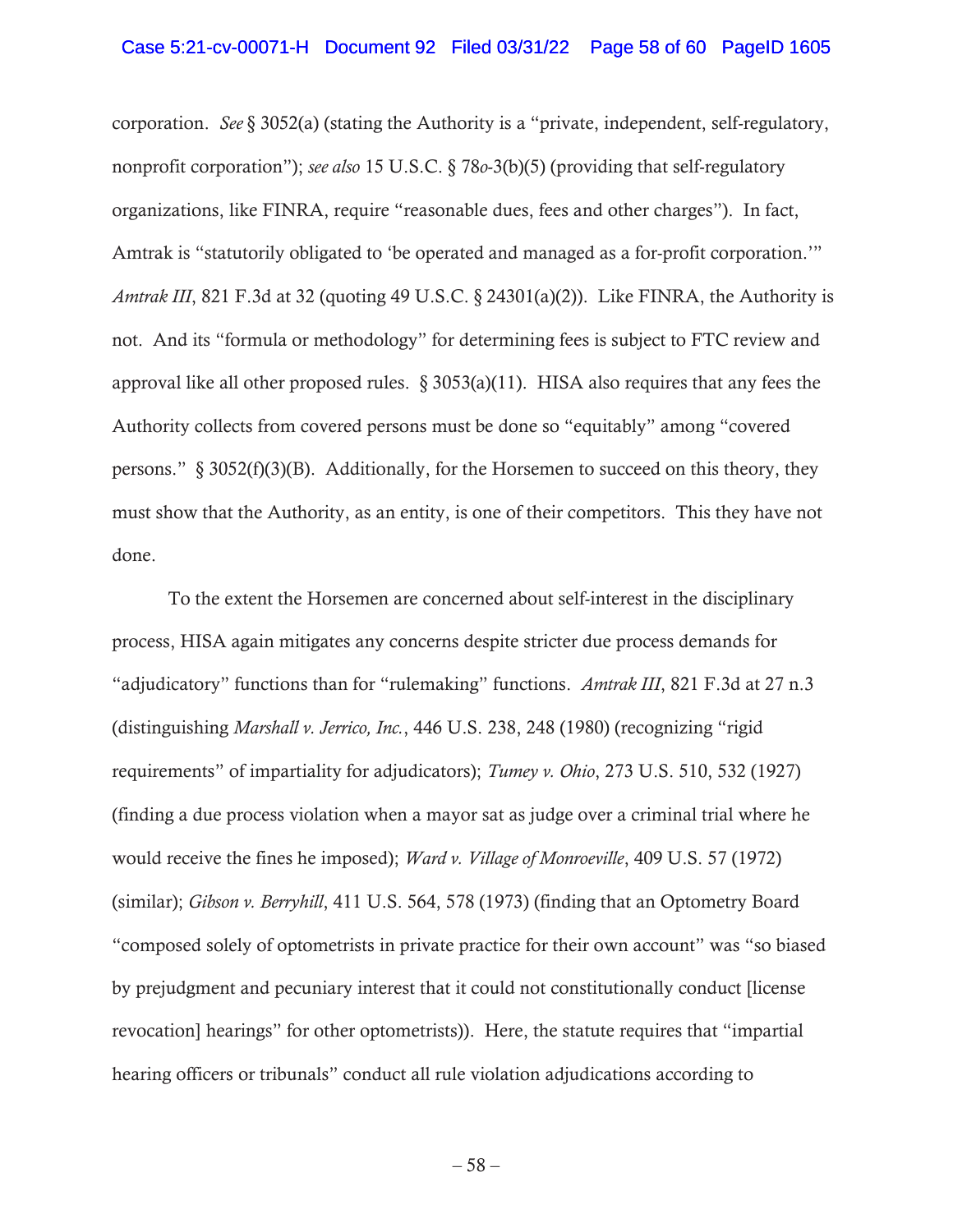corporation. *See* § 3052(a) (stating the Authority is a "private, independent, self-regulatory, nonprofit corporation"); *see also* 15 U.S.C. § 78*o*-3(b)(5) (providing that self-regulatory organizations, like FINRA, require "reasonable dues, fees and other charges"). In fact, Amtrak is "statutorily obligated to 'be operated and managed as a for-profit corporation.'" *Amtrak III*, 821 F.3d at 32 (quoting 49 U.S.C. § 24301(a)(2)). Like FINRA, the Authority is not. And its "formula or methodology" for determining fees is subject to FTC review and approval like all other proposed rules. § 3053(a)(11). HISA also requires that any fees the Authority collects from covered persons must be done so "equitably" among "covered persons." § 3052(f)(3)(B). Additionally, for the Horsemen to succeed on this theory, they must show that the Authority, as an entity, is one of their competitors. This they have not done.

To the extent the Horsemen are concerned about self-interest in the disciplinary process, HISA again mitigates any concerns despite stricter due process demands for "adjudicatory" functions than for "rulemaking" functions. *Amtrak III*, 821 F.3d at 27 n.3 (distinguishing *Marshall v. Jerrico, Inc.*, 446 U.S. 238, 248 (1980) (recognizing "rigid requirements" of impartiality for adjudicators); *Tumey v. Ohio*, 273 U.S. 510, 532 (1927) (finding a due process violation when a mayor sat as judge over a criminal trial where he would receive the fines he imposed); *Ward v. Village of Monroeville*, 409 U.S. 57 (1972) (similar); *Gibson v. Berryhill*, 411 U.S. 564, 578 (1973) (finding that an Optometry Board "composed solely of optometrists in private practice for their own account" was "so biased by prejudgment and pecuniary interest that it could not constitutionally conduct [license revocation] hearings" for other optometrists)). Here, the statute requires that "impartial hearing officers or tribunals" conduct all rule violation adjudications according to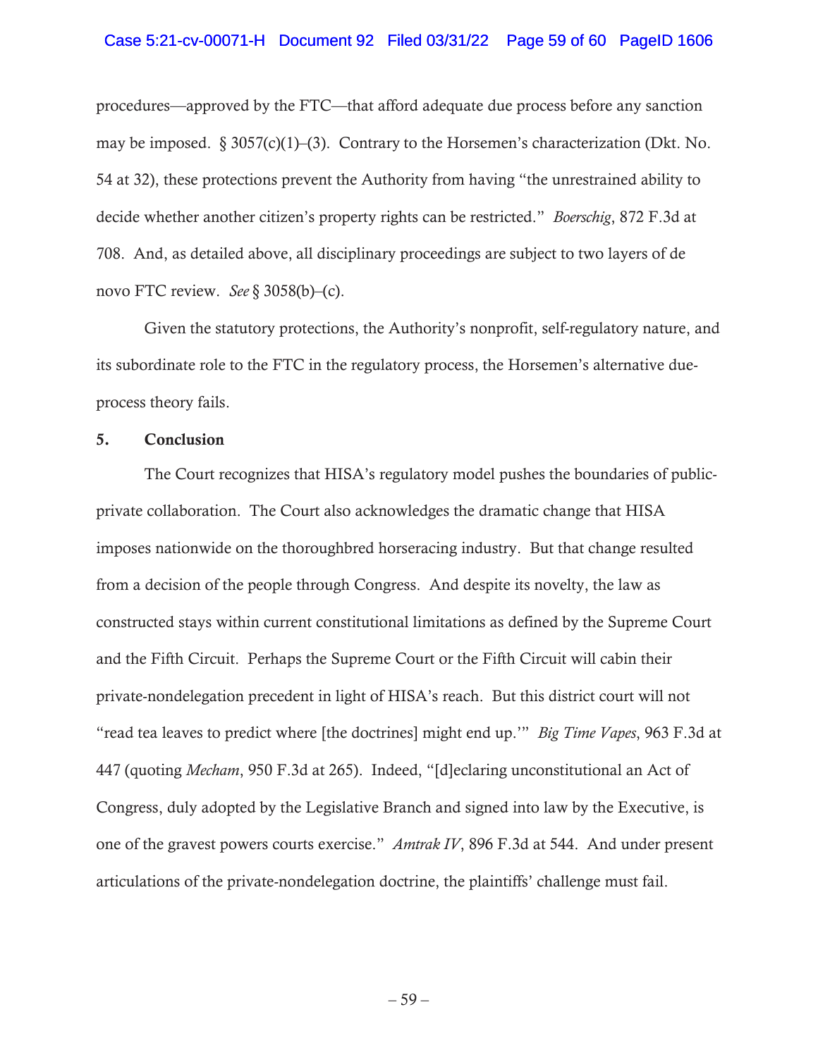procedures—approved by the FTC—that afford adequate due process before any sanction may be imposed. § 3057(c)(1)–(3). Contrary to the Horsemen's characterization (Dkt. No. 54 at 32), these protections prevent the Authority from having "the unrestrained ability to decide whether another citizen's property rights can be restricted." *Boerschig*, 872 F.3d at 708. And, as detailed above, all disciplinary proceedings are subject to two layers of de novo FTC review. *See* § 3058(b)–(c).

Given the statutory protections, the Authority's nonprofit, self-regulatory nature, and its subordinate role to the FTC in the regulatory process, the Horsemen's alternative due-process theory fails.

**5. Conclusion**

The Court recognizes that HISA's regulatory model pushes the boundaries of public-private collaboration. The Court also acknowledges the dramatic change that HISA imposes nationwide on the thoroughbred horseracing industry. But that change resulted from a decision of the people through Congress. And despite its novelty, the law as constructed stays within current constitutional limitations as defined by the Supreme Court and the Fifth Circuit. Perhaps the Supreme Court or the Fifth Circuit will cabin their private-nondelegation precedent in light of HISA's reach. But this district court will not "read tea leaves to predict where [the doctrines] might end up.'" *Big Time Vapes*, 963 F.3d at 447 (quoting *Mecham*, 950 F.3d at 265). Indeed, "[d]eclaring unconstitutional an Act of Congress, duly adopted by the Legislative Branch and signed into law by the Executive, is one of the gravest powers courts exercise." *Amtrak IV*, 896 F.3d at 544. And under present articulations of the private-nondelegation doctrine, the plaintiffs' challenge must fail.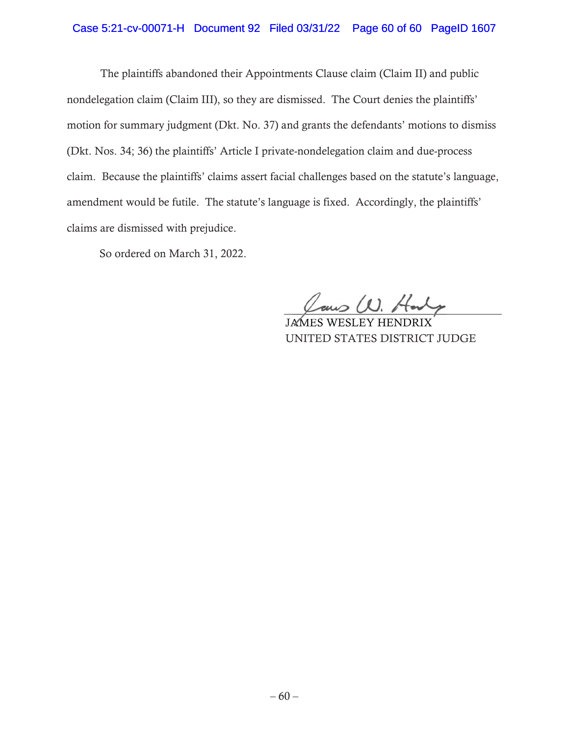The plaintiffs abandoned their Appointments Clause claim (Claim II) and public nondelegation claim (Claim III), so they are dismissed. The Court denies the plaintiffs' motion for summary judgment (Dkt. No. 37) and grants the defendants' motions to dismiss (Dkt. Nos. 34; 36) the plaintiffs' Article I private-nondelegation claim and due-process claim. Because the plaintiffs' claims assert facial challenges based on the statute's language, amendment would be futile. The statute's language is fixed. Accordingly, the plaintiffs' claims are dismissed with prejudice.

So ordered on March 31, 2022.

JAMES WESLEY HENDRIX
UNITED STATES DISTRICT JUDGE